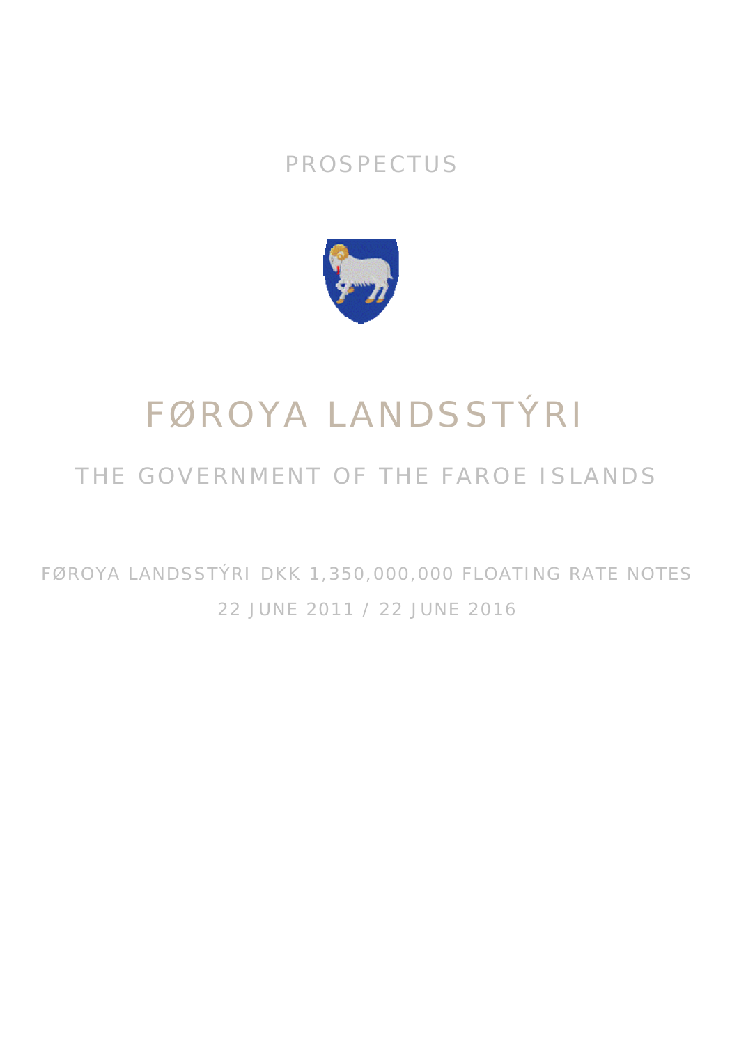PROSPECTUS

# FØROYA LANDSSTÝRI

## THE GOVERNMENT OF THE FAROE ISLANDS

FØROYA LANDSSTÝRI DKK 1,350,000,000 FLOATING RATE NOTES

22 JUNE 2011 / 22 JUNE 2016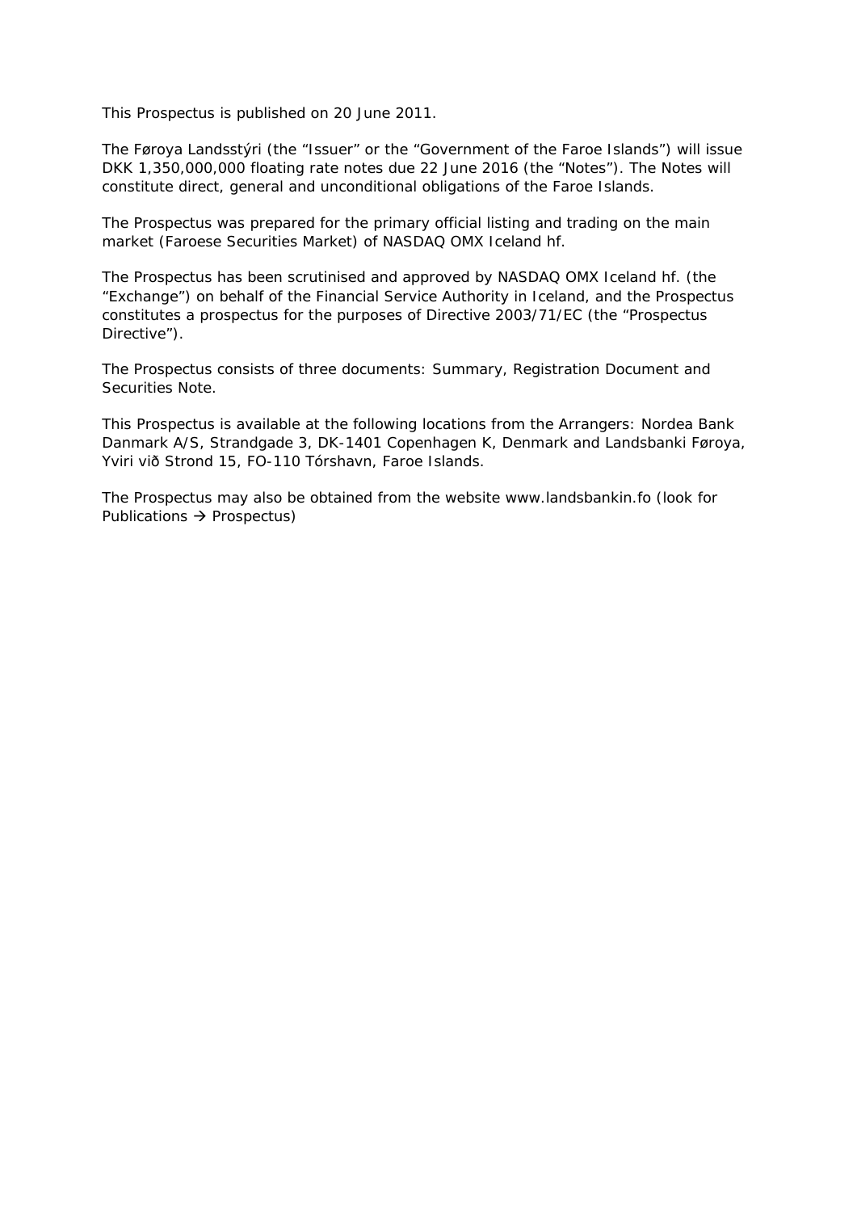This Prospectus is published on 20 June 2011.

The Føroya Landsstýri (the "Issuer" or the "Government of the Faroe Islands") will issue DKK 1,350,000,000 floating rate notes due 22 June 2016 (the "Notes"). The Notes will constitute direct, general and unconditional obligations of the Faroe Islands.

The Prospectus was prepared for the primary official listing and trading on the main market (Faroese Securities Market) of NASDAQ OMX Iceland hf.

The Prospectus has been scrutinised and approved by NASDAQ OMX Iceland hf. (the "Exchange") on behalf of the Financial Service Authority in Iceland, and the Prospectus constitutes a prospectus for the purposes of Directive 2003/71/EC (the "Prospectus Directive").

The Prospectus consists of three documents: Summary, Registration Document and Securities Note.

This Prospectus is available at the following locations from the Arrangers: Nordea Bank Danmark A/S, Strandgade 3, DK-1401 Copenhagen K, Denmark and Landsbanki Føroya, Yviri við Strond 15, FO-110 Tórshavn, Faroe Islands.

The Prospectus may also be obtained from the website www.landsbankin.fo (look for Publications → Prospectus)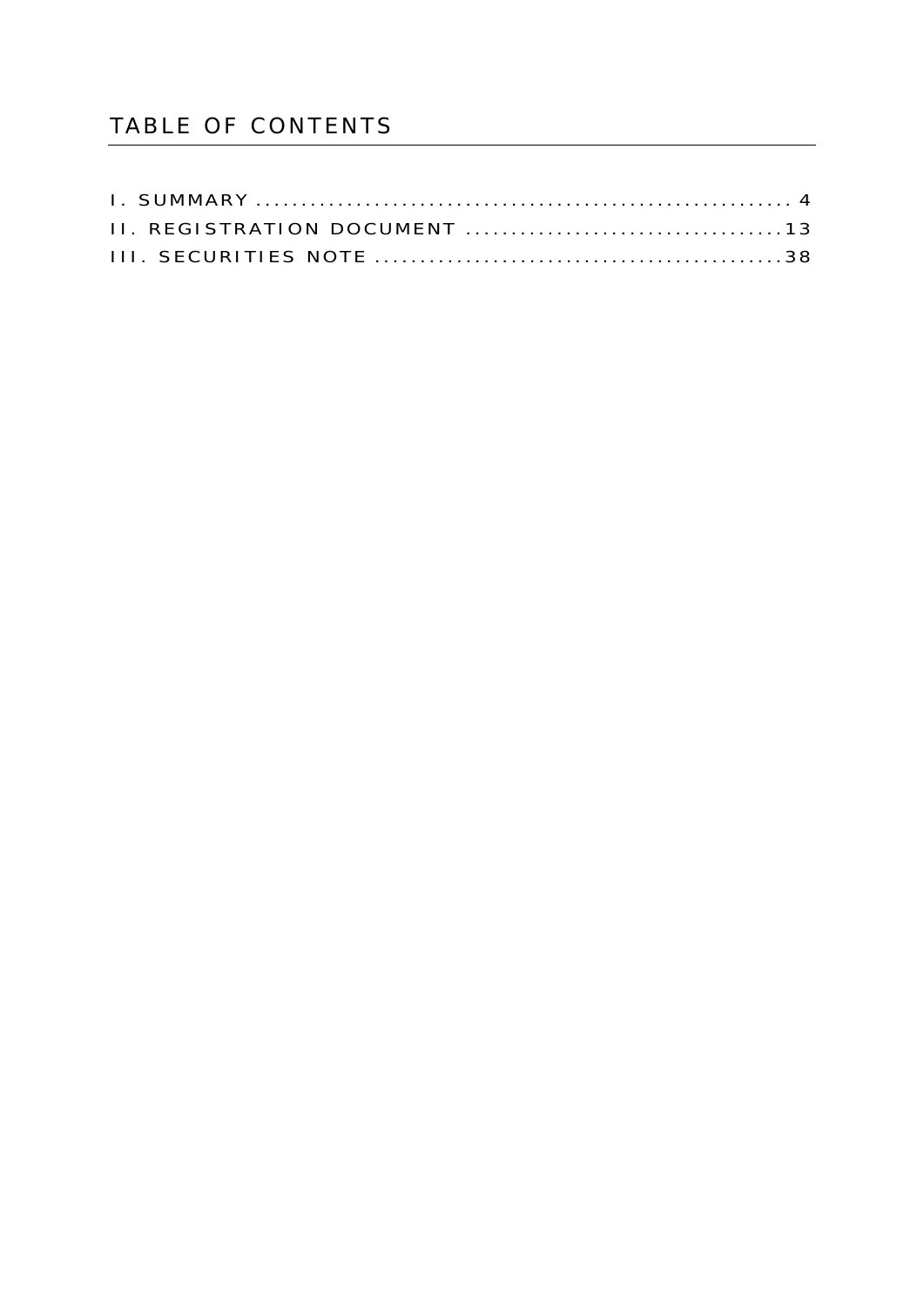# TABLE OF CONTENTS

I. SUMMARY ........................................................ 4
II. REGISTRATION DOCUMENT ....................................13
III. SECURITIES NOTE ..............................................38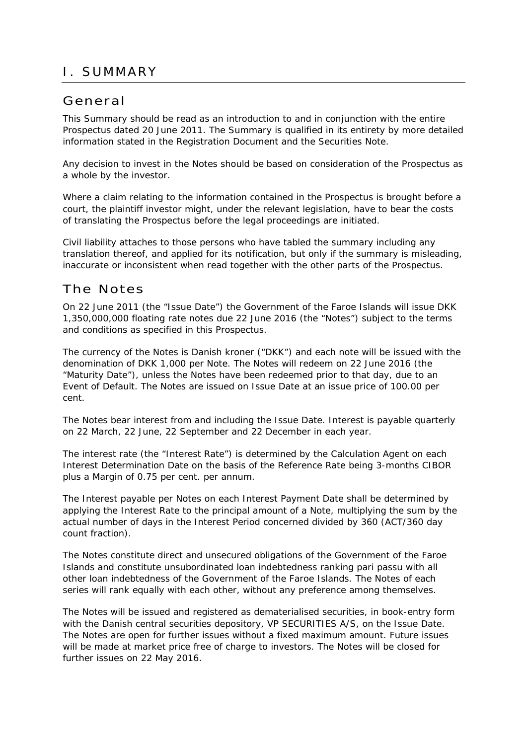# I. SUMMARY

## General

This Summary should be read as an introduction to and in conjunction with the entire Prospectus dated 20 June 2011. The Summary is qualified in its entirety by more detailed information stated in the Registration Document and the Securities Note.

Any decision to invest in the Notes should be based on consideration of the Prospectus as a whole by the investor.

Where a claim relating to the information contained in the Prospectus is brought before a court, the plaintiff investor might, under the relevant legislation, have to bear the costs of translating the Prospectus before the legal proceedings are initiated.

Civil liability attaches to those persons who have tabled the summary including any translation thereof, and applied for its notification, but only if the summary is misleading, inaccurate or inconsistent when read together with the other parts of the Prospectus.

## The Notes

On 22 June 2011 (the "Issue Date") the Government of the Faroe Islands will issue DKK 1,350,000,000 floating rate notes due 22 June 2016 (the "Notes") subject to the terms and conditions as specified in this Prospectus.

The currency of the Notes is Danish kroner ("DKK") and each note will be issued with the denomination of DKK 1,000 per Note. The Notes will redeem on 22 June 2016 (the "Maturity Date"), unless the Notes have been redeemed prior to that day, due to an Event of Default. The Notes are issued on Issue Date at an issue price of 100.00 per cent.

The Notes bear interest from and including the Issue Date. Interest is payable quarterly on 22 March, 22 June, 22 September and 22 December in each year.

The interest rate (the "Interest Rate") is determined by the Calculation Agent on each Interest Determination Date on the basis of the Reference Rate being 3-months CIBOR plus a Margin of 0.75 per cent. per annum.

The Interest payable per Notes on each Interest Payment Date shall be determined by applying the Interest Rate to the principal amount of a Note, multiplying the sum by the actual number of days in the Interest Period concerned divided by 360 (ACT/360 day count fraction).

The Notes constitute direct and unsecured obligations of the Government of the Faroe Islands and constitute unsubordinated loan indebtedness ranking pari passu with all other loan indebtedness of the Government of the Faroe Islands. The Notes of each series will rank equally with each other, without any preference among themselves.

The Notes will be issued and registered as dematerialised securities, in book-entry form with the Danish central securities depository, VP SECURITIES A/S, on the Issue Date. The Notes are open for further issues without a fixed maximum amount. Future issues will be made at market price free of charge to investors. The Notes will be closed for further issues on 22 May 2016.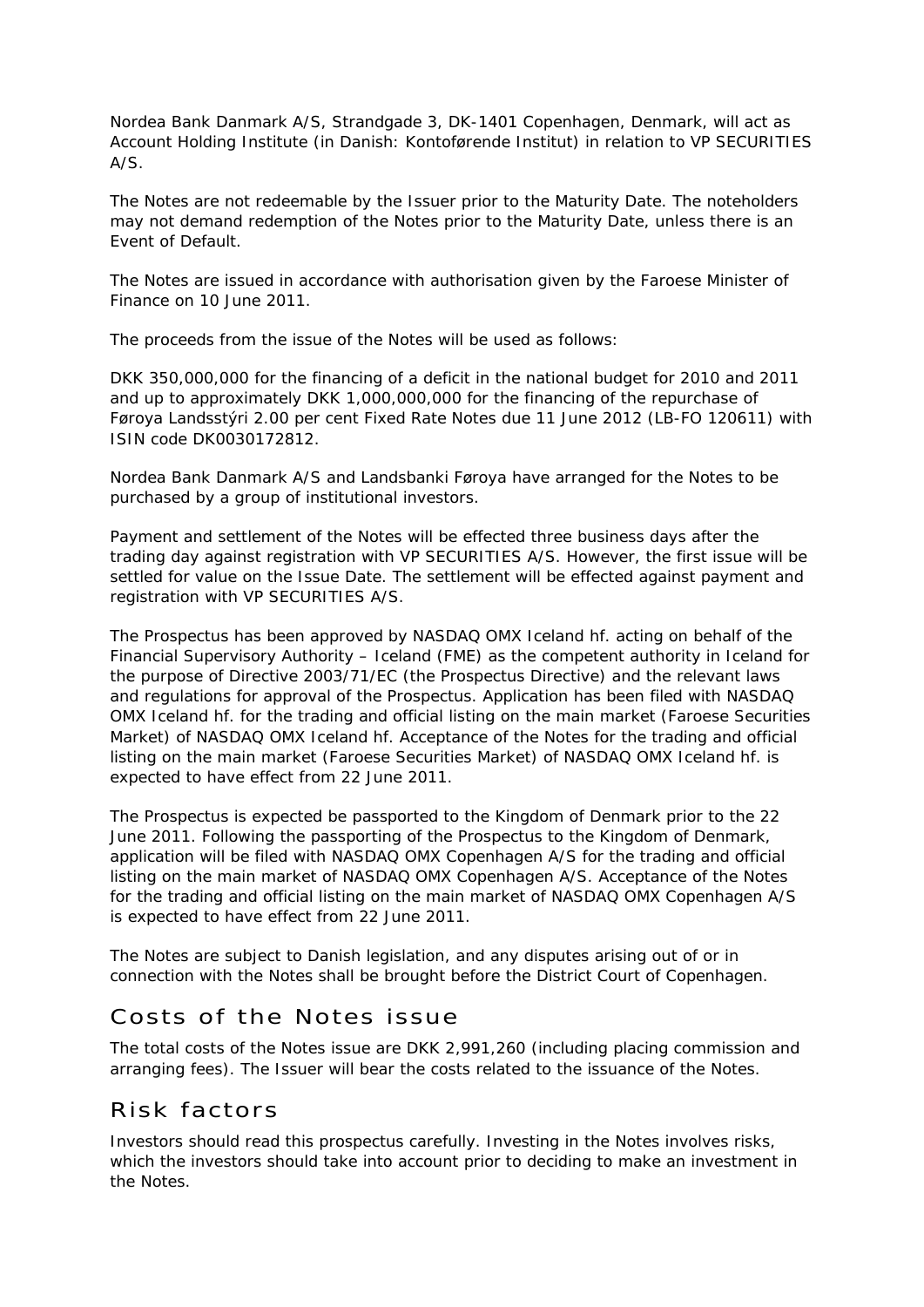Nordea Bank Danmark A/S, Strandgade 3, DK-1401 Copenhagen, Denmark, will act as Account Holding Institute (in Danish: Kontoførende Institut) in relation to VP SECURITIES A/S.

The Notes are not redeemable by the Issuer prior to the Maturity Date. The noteholders may not demand redemption of the Notes prior to the Maturity Date, unless there is an Event of Default.

The Notes are issued in accordance with authorisation given by the Faroese Minister of Finance on 10 June 2011.

The proceeds from the issue of the Notes will be used as follows:

DKK 350,000,000 for the financing of a deficit in the national budget for 2010 and 2011 and up to approximately DKK 1,000,000,000 for the financing of the repurchase of Føroya Landsstýri 2.00 per cent Fixed Rate Notes due 11 June 2012 (LB-FO 120611) with ISIN code DK0030172812.

Nordea Bank Danmark A/S and Landsbanki Føroya have arranged for the Notes to be purchased by a group of institutional investors.

Payment and settlement of the Notes will be effected three business days after the trading day against registration with VP SECURITIES A/S. However, the first issue will be settled for value on the Issue Date. The settlement will be effected against payment and registration with VP SECURITIES A/S.

The Prospectus has been approved by NASDAQ OMX Iceland hf. acting on behalf of the Financial Supervisory Authority – Iceland (FME) as the competent authority in Iceland for the purpose of Directive 2003/71/EC (the Prospectus Directive) and the relevant laws and regulations for approval of the Prospectus. Application has been filed with NASDAQ OMX Iceland hf. for the trading and official listing on the main market (Faroese Securities Market) of NASDAQ OMX Iceland hf. Acceptance of the Notes for the trading and official listing on the main market (Faroese Securities Market) of NASDAQ OMX Iceland hf. is expected to have effect from 22 June 2011.

The Prospectus is expected be passported to the Kingdom of Denmark prior to the 22 June 2011. Following the passporting of the Prospectus to the Kingdom of Denmark, application will be filed with NASDAQ OMX Copenhagen A/S for the trading and official listing on the main market of NASDAQ OMX Copenhagen A/S. Acceptance of the Notes for the trading and official listing on the main market of NASDAQ OMX Copenhagen A/S is expected to have effect from 22 June 2011.

The Notes are subject to Danish legislation, and any disputes arising out of or in connection with the Notes shall be brought before the District Court of Copenhagen.

## Costs of the Notes issue

The total costs of the Notes issue are DKK 2,991,260 (including placing commission and arranging fees). The Issuer will bear the costs related to the issuance of the Notes.

## Risk factors

Investors should read this prospectus carefully. Investing in the Notes involves risks, which the investors should take into account prior to deciding to make an investment in the Notes.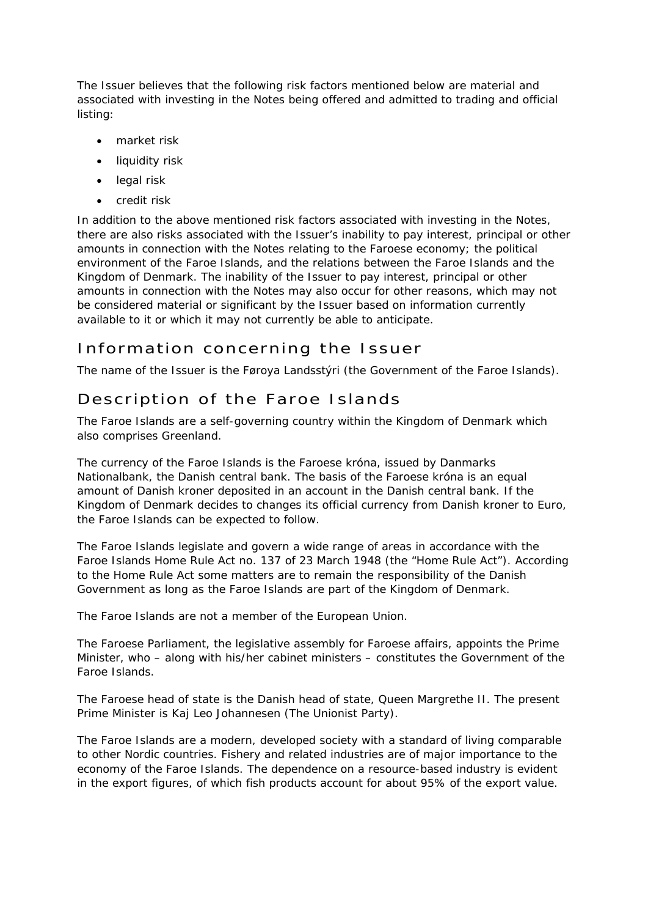The Issuer believes that the following risk factors mentioned below are material and associated with investing in the Notes being offered and admitted to trading and official listing:

- market risk
- liquidity risk
- legal risk
- credit risk

In addition to the above mentioned risk factors associated with investing in the Notes, there are also risks associated with the Issuer's inability to pay interest, principal or other amounts in connection with the Notes relating to the Faroese economy; the political environment of the Faroe Islands, and the relations between the Faroe Islands and the Kingdom of Denmark. The inability of the Issuer to pay interest, principal or other amounts in connection with the Notes may also occur for other reasons, which may not be considered material or significant by the Issuer based on information currently available to it or which it may not currently be able to anticipate.

## Information concerning the Issuer

The name of the Issuer is the Føroya Landsstýri (the Government of the Faroe Islands).

## Description of the Faroe Islands

The Faroe Islands are a self-governing country within the Kingdom of Denmark which also comprises Greenland.

The currency of the Faroe Islands is the Faroese króna, issued by Danmarks Nationalbank, the Danish central bank. The basis of the Faroese króna is an equal amount of Danish kroner deposited in an account in the Danish central bank. If the Kingdom of Denmark decides to changes its official currency from Danish kroner to Euro, the Faroe Islands can be expected to follow.

The Faroe Islands legislate and govern a wide range of areas in accordance with the Faroe Islands Home Rule Act no. 137 of 23 March 1948 (the "Home Rule Act"). According to the Home Rule Act some matters are to remain the responsibility of the Danish Government as long as the Faroe Islands are part of the Kingdom of Denmark.

The Faroe Islands are not a member of the European Union.

The Faroese Parliament, the legislative assembly for Faroese affairs, appoints the Prime Minister, who – along with his/her cabinet ministers – constitutes the Government of the Faroe Islands.

The Faroese head of state is the Danish head of state, Queen Margrethe II. The present Prime Minister is Kaj Leo Johannesen (The Unionist Party).

The Faroe Islands are a modern, developed society with a standard of living comparable to other Nordic countries. Fishery and related industries are of major importance to the economy of the Faroe Islands. The dependence on a resource-based industry is evident in the export figures, of which fish products account for about 95% of the export value.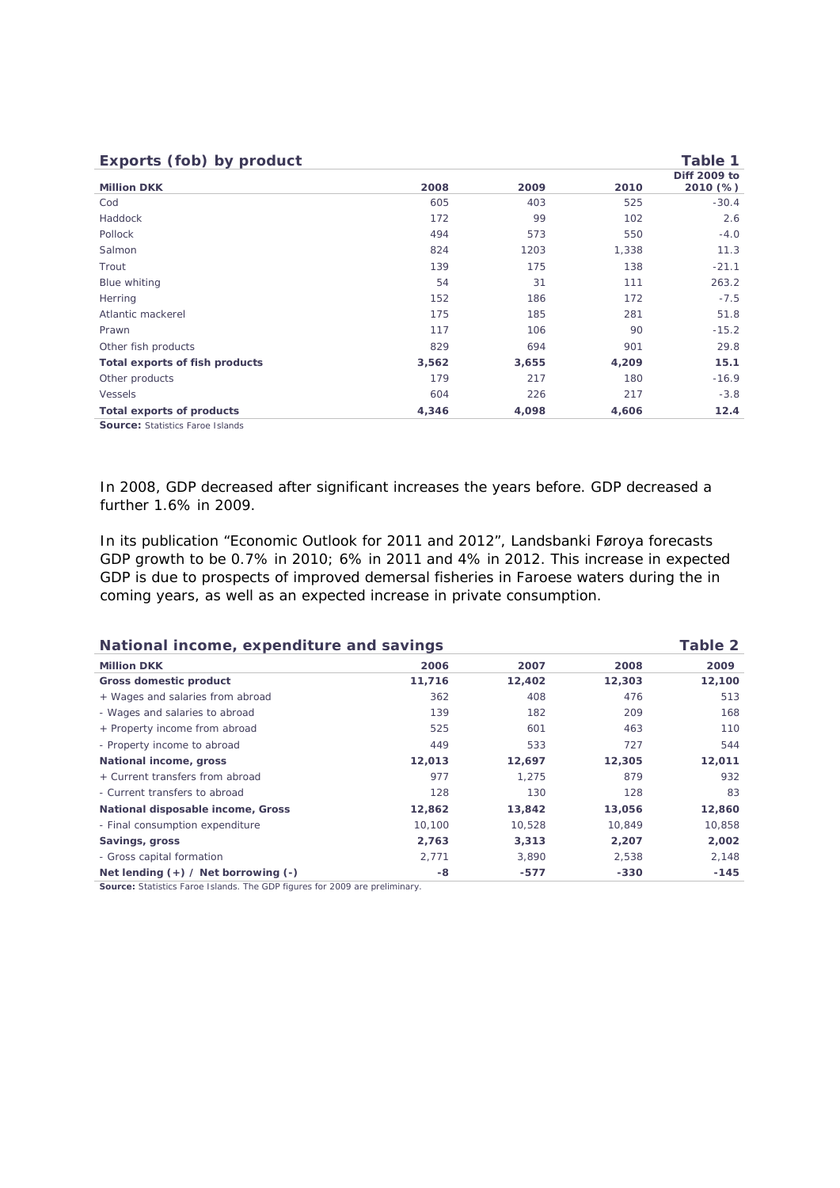**Exports (fob) by product** **Table 1**

| Million DKK | 2008 | 2009 | 2010 | Diff 2009 to 2010 (%) |
|---|---|---|---|---|
| Cod | 605 | 403 | 525 | -30.4 |
| Haddock | 172 | 99 | 102 | 2.6 |
| Pollock | 494 | 573 | 550 | -4.0 |
| Salmon | 824 | 1203 | 1,338 | 11.3 |
| Trout | 139 | 175 | 138 | -21.1 |
| Blue whiting | 54 | 31 | 111 | 263.2 |
| Herring | 152 | 186 | 172 | -7.5 |
| Atlantic mackerel | 175 | 185 | 281 | 51.8 |
| Prawn | 117 | 106 | 90 | -15.2 |
| Other fish products | 829 | 694 | 901 | 29.8 |
| **Total exports of fish products** | **3,562** | **3,655** | **4,209** | **15.1** |
| Other products | 179 | 217 | 180 | -16.9 |
| Vessels | 604 | 226 | 217 | -3.8 |
| **Total exports of products** | **4,346** | **4,098** | **4,606** | **12.4** |

**Source:** Statistics Faroe Islands

In 2008, GDP decreased after significant increases the years before. GDP decreased a further 1.6% in 2009.

In its publication "Economic Outlook for 2011 and 2012", Landsbanki Føroya forecasts GDP growth to be 0.7% in 2010; 6% in 2011 and 4% in 2012. This increase in expected GDP is due to prospects of improved demersal fisheries in Faroese waters during the in coming years, as well as an expected increase in private consumption.

**National income, expenditure and savings** **Table 2**

| Million DKK | 2006 | 2007 | 2008 | 2009 |
|---|---|---|---|---|
| **Gross domestic product** | **11,716** | **12,402** | **12,303** | **12,100** |
| + Wages and salaries from abroad | 362 | 408 | 476 | 513 |
| - Wages and salaries to abroad | 139 | 182 | 209 | 168 |
| + Property income from abroad | 525 | 601 | 463 | 110 |
| - Property income to abroad | 449 | 533 | 727 | 544 |
| **National income, gross** | **12,013** | **12,697** | **12,305** | **12,011** |
| + Current transfers from abroad | 977 | 1,275 | 879 | 932 |
| - Current transfers to abroad | 128 | 130 | 128 | 83 |
| **National disposable income, Gross** | **12,862** | **13,842** | **13,056** | **12,860** |
| - Final consumption expenditure | 10,100 | 10,528 | 10,849 | 10,858 |
| **Savings, gross** | **2,763** | **3,313** | **2,207** | **2,002** |
| - Gross capital formation | 2,771 | 3,890 | 2,538 | 2,148 |
| **Net lending (+) / Net borrowing (-)** | **-8** | **-577** | **-330** | **-145** |

**Source:** Statistics Faroe Islands. The GDP figures for 2009 are preliminary.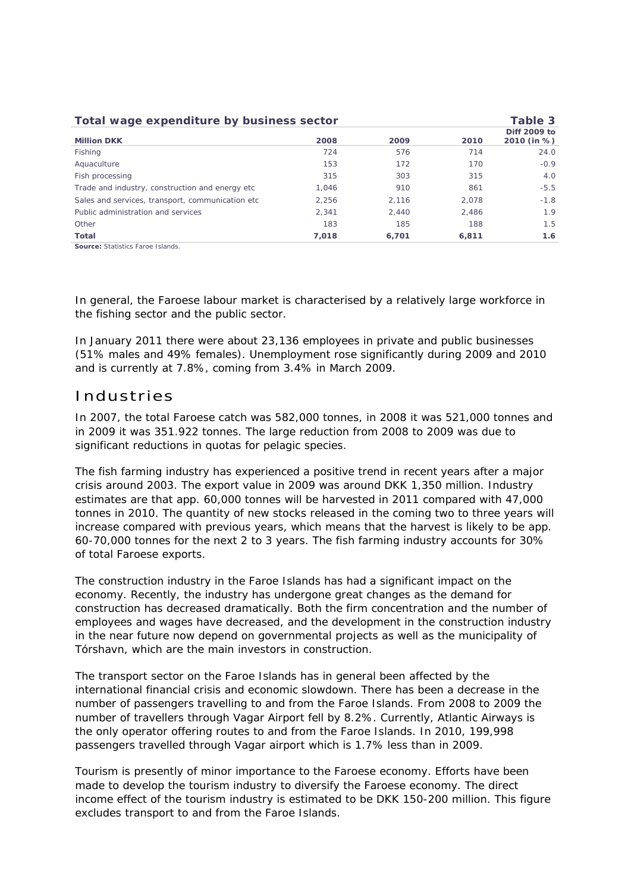**Total wage expenditure by business sector** **Table 3**

| Million DKK | 2008 | 2009 | 2010 | Diff 2009 to 2010 (in %) |
|---|---|---|---|---|
| Fishing | 724 | 576 | 714 | 24.0 |
| Aquaculture | 153 | 172 | 170 | -0.9 |
| Fish processing | 315 | 303 | 315 | 4.0 |
| Trade and industry, construction and energy etc | 1,046 | 910 | 861 | -5.5 |
| Sales and services, transport, communication etc | 2,256 | 2,116 | 2,078 | -1.8 |
| Public administration and services | 2,341 | 2,440 | 2,486 | 1.9 |
| Other | 183 | 185 | 188 | 1.5 |
| **Total** | **7,018** | **6,701** | **6,811** | **1.6** |

**Source:** Statistics Faroe Islands.

In general, the Faroese labour market is characterised by a relatively large workforce in the fishing sector and the public sector.

In January 2011 there were about 23,136 employees in private and public businesses (51% males and 49% females). Unemployment rose significantly during 2009 and 2010 and is currently at 7.8%, coming from 3.4% in March 2009.

## Industries

In 2007, the total Faroese catch was 582,000 tonnes, in 2008 it was 521,000 tonnes and in 2009 it was 351.922 tonnes. The large reduction from 2008 to 2009 was due to significant reductions in quotas for pelagic species.

The fish farming industry has experienced a positive trend in recent years after a major crisis around 2003. The export value in 2009 was around DKK 1,350 million. Industry estimates are that app. 60,000 tonnes will be harvested in 2011 compared with 47,000 tonnes in 2010. The quantity of new stocks released in the coming two to three years will increase compared with previous years, which means that the harvest is likely to be app. 60-70,000 tonnes for the next 2 to 3 years. The fish farming industry accounts for 30% of total Faroese exports.

The construction industry in the Faroe Islands has had a significant impact on the economy. Recently, the industry has undergone great changes as the demand for construction has decreased dramatically. Both the firm concentration and the number of employees and wages have decreased, and the development in the construction industry in the near future now depend on governmental projects as well as the municipality of Tórshavn, which are the main investors in construction.

The transport sector on the Faroe Islands has in general been affected by the international financial crisis and economic slowdown. There has been a decrease in the number of passengers travelling to and from the Faroe Islands. From 2008 to 2009 the number of travellers through Vagar Airport fell by 8.2%. Currently, Atlantic Airways is the only operator offering routes to and from the Faroe Islands. In 2010, 199,998 passengers travelled through Vagar airport which is 1.7% less than in 2009.

Tourism is presently of minor importance to the Faroese economy. Efforts have been made to develop the tourism industry to diversify the Faroese economy. The direct income effect of the tourism industry is estimated to be DKK 150-200 million. This figure excludes transport to and from the Faroe Islands.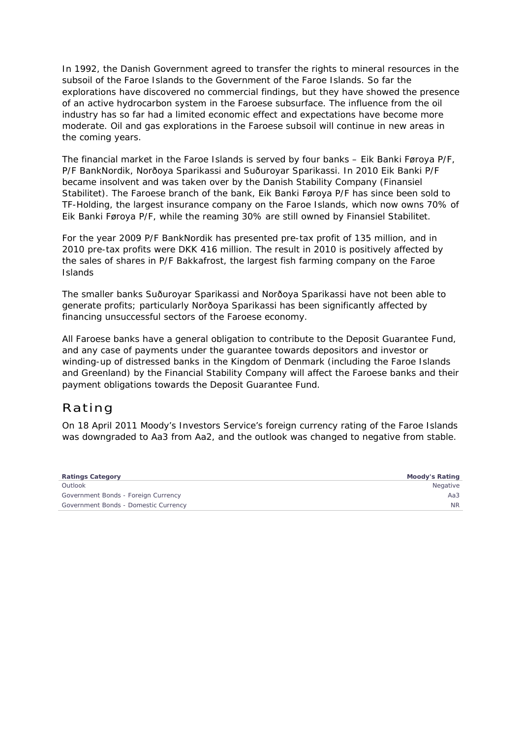In 1992, the Danish Government agreed to transfer the rights to mineral resources in the subsoil of the Faroe Islands to the Government of the Faroe Islands. So far the explorations have discovered no commercial findings, but they have showed the presence of an active hydrocarbon system in the Faroese subsurface. The influence from the oil industry has so far had a limited economic effect and expectations have become more moderate. Oil and gas explorations in the Faroese subsoil will continue in new areas in the coming years.

The financial market in the Faroe Islands is served by four banks – Eik Banki Føroya P/F, P/F BankNordik, Norðoya Sparikassi and Suðuroyar Sparikassi. In 2010 Eik Banki P/F became insolvent and was taken over by the Danish Stability Company (Finansiel Stabilitet). The Faroese branch of the bank, Eik Banki Føroya P/F has since been sold to TF-Holding, the largest insurance company on the Faroe Islands, which now owns 70% of Eik Banki Føroya P/F, while the reaming 30% are still owned by Finansiel Stabilitet.

For the year 2009 P/F BankNordik has presented pre-tax profit of 135 million, and in 2010 pre-tax profits were DKK 416 million. The result in 2010 is positively affected by the sales of shares in P/F Bakkafrost, the largest fish farming company on the Faroe Islands

The smaller banks Suðuroyar Sparikassi and Norðoya Sparikassi have not been able to generate profits; particularly Norðoya Sparikassi has been significantly affected by financing unsuccessful sectors of the Faroese economy.

All Faroese banks have a general obligation to contribute to the Deposit Guarantee Fund, and any case of payments under the guarantee towards depositors and investor or winding-up of distressed banks in the Kingdom of Denmark (including the Faroe Islands and Greenland) by the Financial Stability Company will affect the Faroese banks and their payment obligations towards the Deposit Guarantee Fund.

## Rating

On 18 April 2011 Moody's Investors Service's foreign currency rating of the Faroe Islands was downgraded to Aa3 from Aa2, and the outlook was changed to negative from stable.

| Ratings Category | Moody's Rating |
|---|---|
| Outlook | Negative |
| Government Bonds - Foreign Currency | Aa3 |
| Government Bonds - Domestic Currency | NR |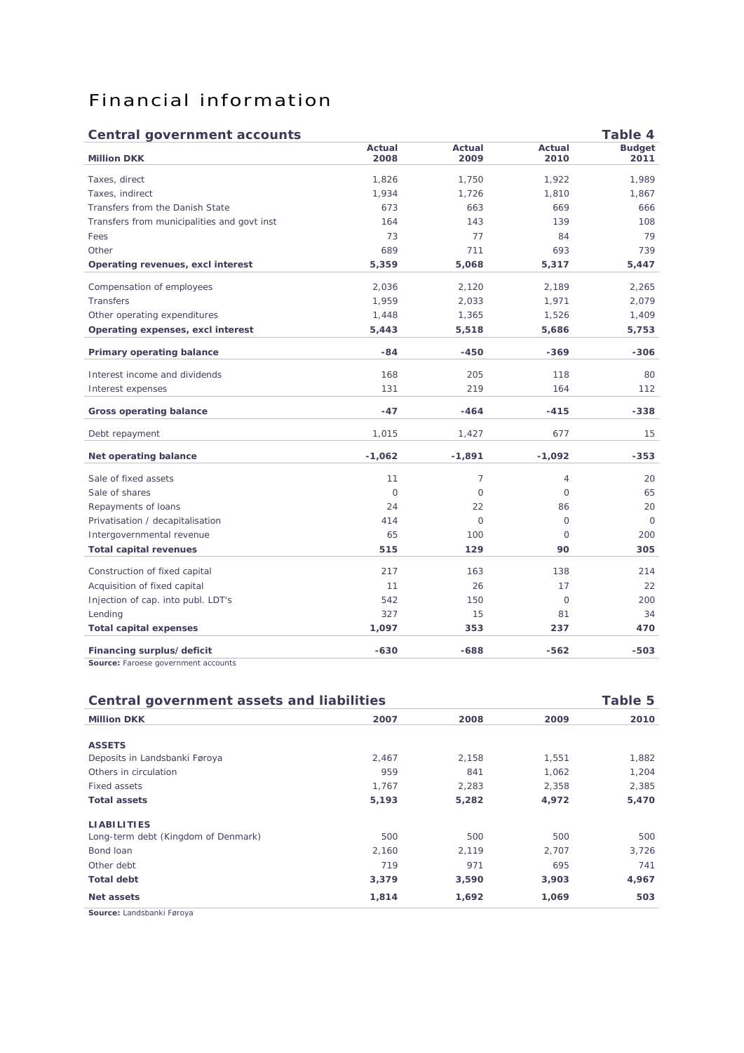# Financial information

## Central government accounts

**Table 4**

| Million DKK | Actual 2008 | Actual 2009 | Actual 2010 | Budget 2011 |
|---|---|---|---|---|
| Taxes, direct | 1,826 | 1,750 | 1,922 | 1,989 |
| Taxes, indirect | 1,934 | 1,726 | 1,810 | 1,867 |
| Transfers from the Danish State | 673 | 663 | 669 | 666 |
| Transfers from municipalities and govt inst | 164 | 143 | 139 | 108 |
| Fees | 73 | 77 | 84 | 79 |
| Other | 689 | 711 | 693 | 739 |
| **Operating revenues, excl interest** | **5,359** | **5,068** | **5,317** | **5,447** |
| Compensation of employees | 2,036 | 2,120 | 2,189 | 2,265 |
| Transfers | 1,959 | 2,033 | 1,971 | 2,079 |
| Other operating expenditures | 1,448 | 1,365 | 1,526 | 1,409 |
| **Operating expenses, excl interest** | **5,443** | **5,518** | **5,686** | **5,753** |
| **Primary operating balance** | **-84** | **-450** | **-369** | **-306** |
| Interest income and dividends | 168 | 205 | 118 | 80 |
| Interest expenses | 131 | 219 | 164 | 112 |
| **Gross operating balance** | **-47** | **-464** | **-415** | **-338** |
| Debt repayment | 1,015 | 1,427 | 677 | 15 |
| **Net operating balance** | **-1,062** | **-1,891** | **-1,092** | **-353** |
| Sale of fixed assets | 11 | 7 | 4 | 20 |
| Sale of shares | 0 | 0 | 0 | 65 |
| Repayments of loans | 24 | 22 | 86 | 20 |
| Privatisation / decapitalisation | 414 | 0 | 0 | 0 |
| Intergovernmental revenue | 65 | 100 | 0 | 200 |
| **Total capital revenues** | **515** | **129** | **90** | **305** |
| Construction of fixed capital | 217 | 163 | 138 | 214 |
| Acquisition of fixed capital | 11 | 26 | 17 | 22 |
| Injection of cap. into publ. LDT's | 542 | 150 | 0 | 200 |
| Lending | 327 | 15 | 81 | 34 |
| **Total capital expenses** | **1,097** | **353** | **237** | **470** |
| **Financing surplus/ deficit** | **-630** | **-688** | **-562** | **-503** |

**Source:** Faroese government accounts

## Central government assets and liabilities

**Table 5**

| Million DKK | 2007 | 2008 | 2009 | 2010 |
|---|---|---|---|---|
| **ASSETS** | | | | |
| Deposits in Landsbanki Føroya | 2,467 | 2,158 | 1,551 | 1,882 |
| Others in circulation | 959 | 841 | 1,062 | 1,204 |
| Fixed assets | 1,767 | 2,283 | 2,358 | 2,385 |
| **Total assets** | **5,193** | **5,282** | **4,972** | **5,470** |
| **LIABILITIES** | | | | |
| Long-term debt (Kingdom of Denmark) | 500 | 500 | 500 | 500 |
| Bond loan | 2,160 | 2,119 | 2,707 | 3,726 |
| Other debt | 719 | 971 | 695 | 741 |
| **Total debt** | **3,379** | **3,590** | **3,903** | **4,967** |
| **Net assets** | **1,814** | **1,692** | **1,069** | **503** |

**Source:** Landsbanki Føroya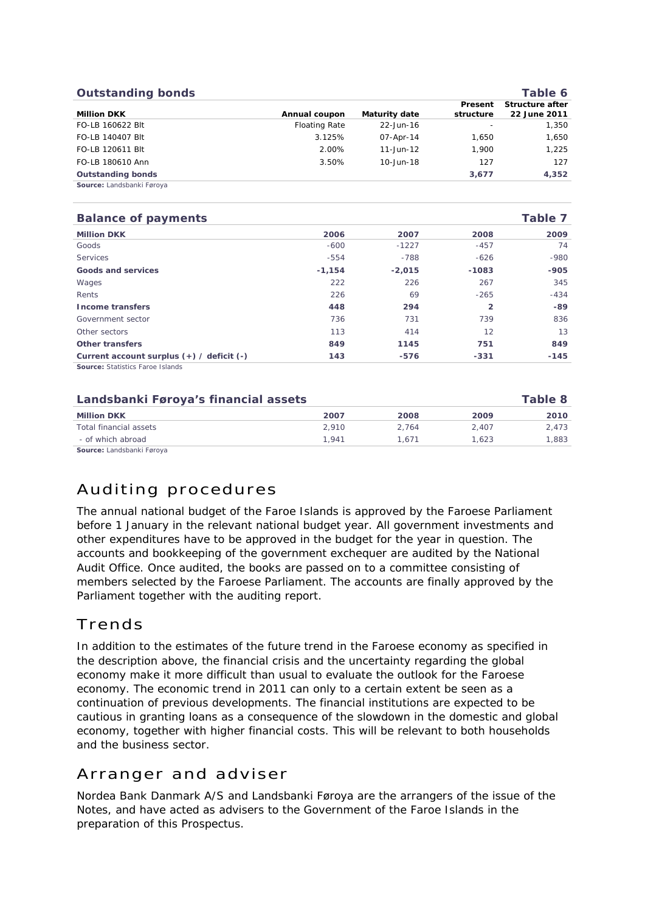**Outstanding bonds** **Table 6**

| Million DKK | Annual coupon | Maturity date | Present structure | Structure after 22 June 2011 |
|---|---|---|---|---|
| FO-LB 160622 Blt | Floating Rate | 22-Jun-16 | - | 1,350 |
| FO-LB 140407 Blt | 3.125% | 07-Apr-14 | 1,650 | 1,650 |
| FO-LB 120611 Blt | 2.00% | 11-Jun-12 | 1,900 | 1,225 |
| FO-LB 180610 Ann | 3.50% | 10-Jun-18 | 127 | 127 |
| **Outstanding bonds** | | | **3,677** | **4,352** |

**Source:** Landsbanki Føroya

**Balance of payments** **Table 7**

| Million DKK | 2006 | 2007 | 2008 | 2009 |
|---|---|---|---|---|
| Goods | -600 | -1227 | -457 | 74 |
| Services | -554 | -788 | -626 | -980 |
| **Goods and services** | **-1,154** | **-2,015** | **-1083** | **-905** |
| Wages | 222 | 226 | 267 | 345 |
| Rents | 226 | 69 | -265 | -434 |
| **Income transfers** | **448** | **294** | **2** | **-89** |
| Government sector | 736 | 731 | 739 | 836 |
| Other sectors | 113 | 414 | 12 | 13 |
| **Other transfers** | **849** | **1145** | **751** | **849** |
| **Current account surplus (+) / deficit (-)** | **143** | **-576** | **-331** | **-145** |

**Source:** Statistics Faroe Islands

**Landsbanki Føroya's financial assets** **Table 8**

| Million DKK | 2007 | 2008 | 2009 | 2010 |
|---|---|---|---|---|
| Total financial assets | 2,910 | 2,764 | 2,407 | 2,473 |
| - of which abroad | 1,941 | 1,671 | 1,623 | 1,883 |

**Source:** Landsbanki Føroya

## Auditing procedures

The annual national budget of the Faroe Islands is approved by the Faroese Parliament before 1 January in the relevant national budget year. All government investments and other expenditures have to be approved in the budget for the year in question. The accounts and bookkeeping of the government exchequer are audited by the National Audit Office. Once audited, the books are passed on to a committee consisting of members selected by the Faroese Parliament. The accounts are finally approved by the Parliament together with the auditing report.

## Trends

In addition to the estimates of the future trend in the Faroese economy as specified in the description above, the financial crisis and the uncertainty regarding the global economy make it more difficult than usual to evaluate the outlook for the Faroese economy. The economic trend in 2011 can only to a certain extent be seen as a continuation of previous developments. The financial institutions are expected to be cautious in granting loans as a consequence of the slowdown in the domestic and global economy, together with higher financial costs. This will be relevant to both households and the business sector.

## Arranger and adviser

Nordea Bank Danmark A/S and Landsbanki Føroya are the arrangers of the issue of the Notes, and have acted as advisers to the Government of the Faroe Islands in the preparation of this Prospectus.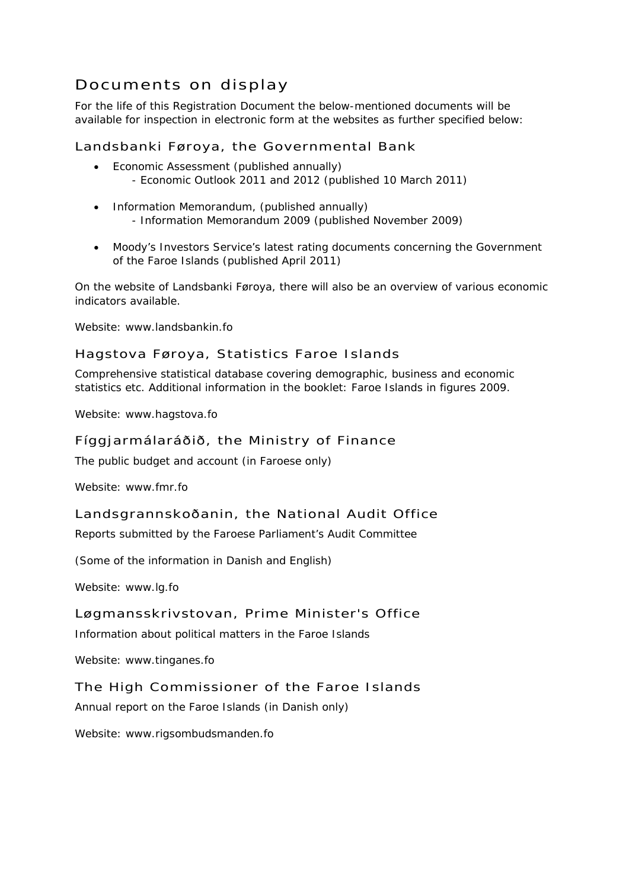# Documents on display

For the life of this Registration Document the below-mentioned documents will be available for inspection in electronic form at the websites as further specified below:

## Landsbanki Føroya, the Governmental Bank

- Economic Assessment (published annually)
    - Economic Outlook 2011 and 2012 (published 10 March 2011)
- Information Memorandum, (published annually)
    - Information Memorandum 2009 (published November 2009)
- Moody's Investors Service's latest rating documents concerning the Government of the Faroe Islands (published April 2011)

On the website of Landsbanki Føroya, there will also be an overview of various economic indicators available.

Website: www.landsbankin.fo

## Hagstova Føroya, Statistics Faroe Islands

Comprehensive statistical database covering demographic, business and economic statistics etc. Additional information in the booklet: Faroe Islands in figures 2009.

Website: www.hagstova.fo

## Fíggjarmálaráðið, the Ministry of Finance

The public budget and account (in Faroese only)

Website: www.fmr.fo

## Landsgrannskoðanin, the National Audit Office

Reports submitted by the Faroese Parliament's Audit Committee

(Some of the information in Danish and English)

Website: www.lg.fo

## Løgmansskrivstovan, Prime Minister's Office

Information about political matters in the Faroe Islands

Website: www.tinganes.fo

## The High Commissioner of the Faroe Islands

Annual report on the Faroe Islands (in Danish only)

Website: www.rigsombudsmanden.fo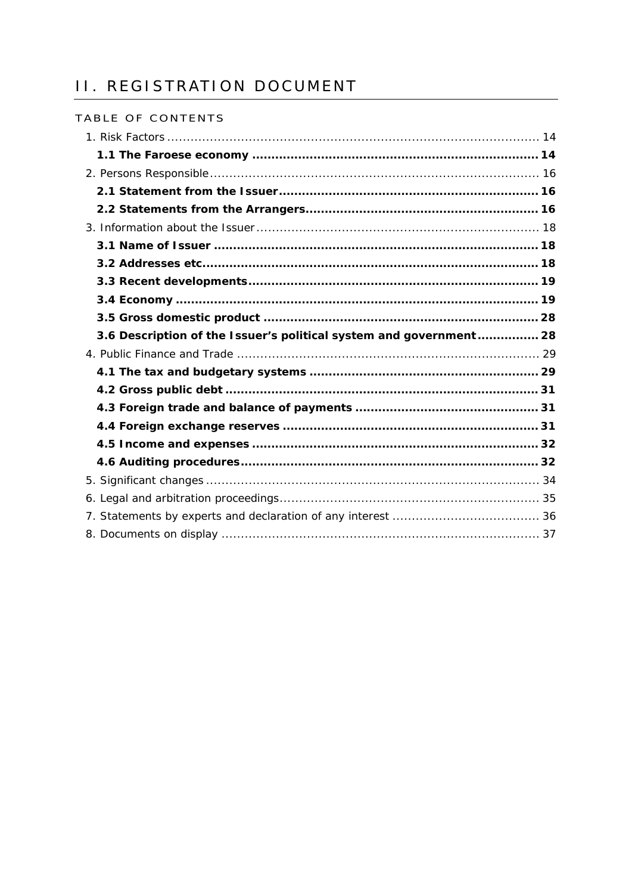# II. REGISTRATION DOCUMENT

TABLE OF CONTENTS

1. Risk Factors ..... 14
   - **1.1 The Faroese economy ..... 14**
2. Persons Responsible ..... 16
   - **2.1 Statement from the Issuer ..... 16**
   - **2.2 Statements from the Arrangers ..... 16**
3. Information about the Issuer ..... 18
   - **3.1 Name of Issuer ..... 18**
   - **3.2 Addresses etc. ..... 18**
   - **3.3 Recent developments ..... 19**
   - **3.4 Economy ..... 19**
   - **3.5 Gross domestic product ..... 28**
   - **3.6 Description of the Issuer's political system and government ..... 28**
4. Public Finance and Trade ..... 29
   - **4.1 The tax and budgetary systems ..... 29**
   - **4.2 Gross public debt ..... 31**
   - **4.3 Foreign trade and balance of payments ..... 31**
   - **4.4 Foreign exchange reserves ..... 31**
   - **4.5 Income and expenses ..... 32**
   - **4.6 Auditing procedures ..... 32**
5. Significant changes ..... 34
6. Legal and arbitration proceedings ..... 35
7. Statements by experts and declaration of any interest ..... 36
8. Documents on display ..... 37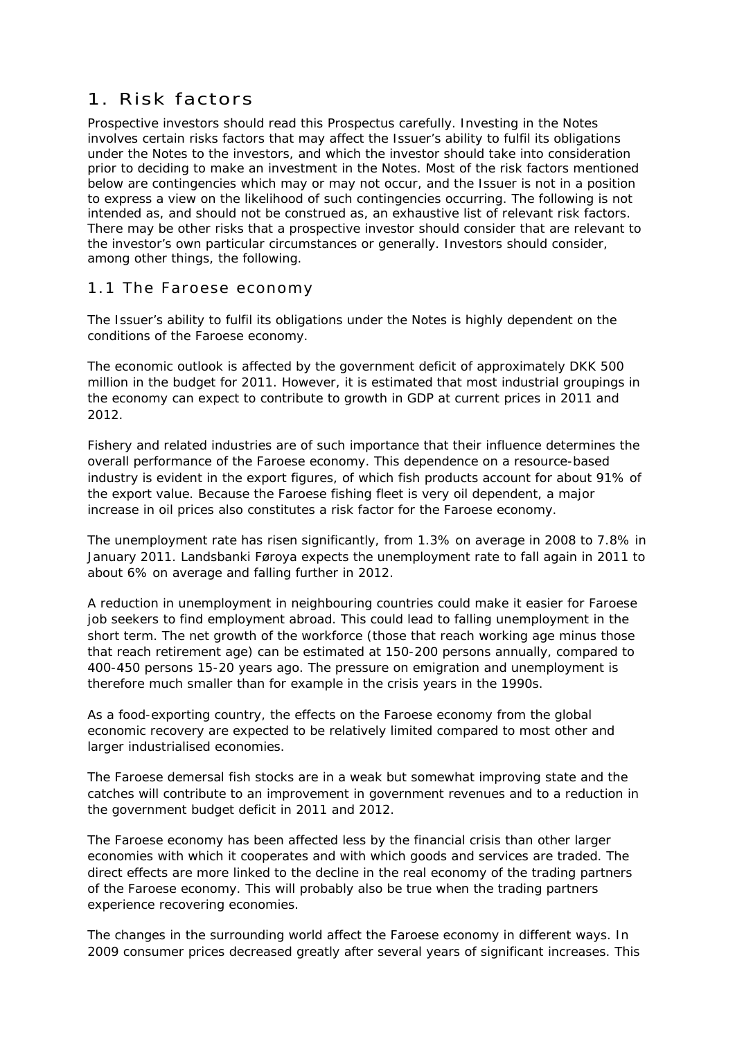# 1. Risk factors

Prospective investors should read this Prospectus carefully. Investing in the Notes involves certain risks factors that may affect the Issuer's ability to fulfil its obligations under the Notes to the investors, and which the investor should take into consideration prior to deciding to make an investment in the Notes. Most of the risk factors mentioned below are contingencies which may or may not occur, and the Issuer is not in a position to express a view on the likelihood of such contingencies occurring. The following is not intended as, and should not be construed as, an exhaustive list of relevant risk factors. There may be other risks that a prospective investor should consider that are relevant to the investor's own particular circumstances or generally. Investors should consider, among other things, the following.

## 1.1 The Faroese economy

The Issuer's ability to fulfil its obligations under the Notes is highly dependent on the conditions of the Faroese economy.

The economic outlook is affected by the government deficit of approximately DKK 500 million in the budget for 2011. However, it is estimated that most industrial groupings in the economy can expect to contribute to growth in GDP at current prices in 2011 and 2012.

Fishery and related industries are of such importance that their influence determines the overall performance of the Faroese economy. This dependence on a resource-based industry is evident in the export figures, of which fish products account for about 91% of the export value. Because the Faroese fishing fleet is very oil dependent, a major increase in oil prices also constitutes a risk factor for the Faroese economy.

The unemployment rate has risen significantly, from 1.3% on average in 2008 to 7.8% in January 2011. Landsbanki Føroya expects the unemployment rate to fall again in 2011 to about 6% on average and falling further in 2012.

A reduction in unemployment in neighbouring countries could make it easier for Faroese job seekers to find employment abroad. This could lead to falling unemployment in the short term. The net growth of the workforce (those that reach working age minus those that reach retirement age) can be estimated at 150-200 persons annually, compared to 400-450 persons 15-20 years ago. The pressure on emigration and unemployment is therefore much smaller than for example in the crisis years in the 1990s.

As a food-exporting country, the effects on the Faroese economy from the global economic recovery are expected to be relatively limited compared to most other and larger industrialised economies.

The Faroese demersal fish stocks are in a weak but somewhat improving state and the catches will contribute to an improvement in government revenues and to a reduction in the government budget deficit in 2011 and 2012.

The Faroese economy has been affected less by the financial crisis than other larger economies with which it cooperates and with which goods and services are traded. The direct effects are more linked to the decline in the real economy of the trading partners of the Faroese economy. This will probably also be true when the trading partners experience recovering economies.

The changes in the surrounding world affect the Faroese economy in different ways. In 2009 consumer prices decreased greatly after several years of significant increases. This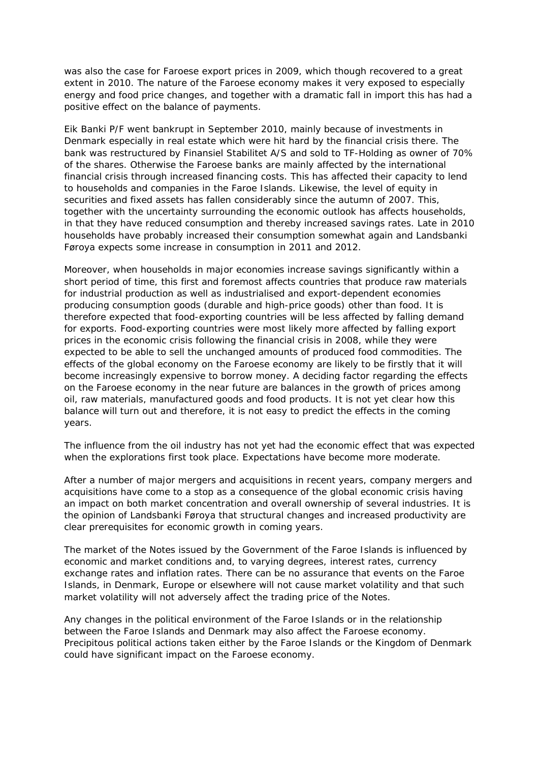was also the case for Faroese export prices in 2009, which though recovered to a great extent in 2010. The nature of the Faroese economy makes it very exposed to especially energy and food price changes, and together with a dramatic fall in import this has had a positive effect on the balance of payments.

Eik Banki P/F went bankrupt in September 2010, mainly because of investments in Denmark especially in real estate which were hit hard by the financial crisis there. The bank was restructured by Finansiel Stabilitet A/S and sold to TF-Holding as owner of 70% of the shares. Otherwise the Faroese banks are mainly affected by the international financial crisis through increased financing costs. This has affected their capacity to lend to households and companies in the Faroe Islands. Likewise, the level of equity in securities and fixed assets has fallen considerably since the autumn of 2007. This, together with the uncertainty surrounding the economic outlook has affects households, in that they have reduced consumption and thereby increased savings rates. Late in 2010 households have probably increased their consumption somewhat again and Landsbanki Føroya expects some increase in consumption in 2011 and 2012.

Moreover, when households in major economies increase savings significantly within a short period of time, this first and foremost affects countries that produce raw materials for industrial production as well as industrialised and export-dependent economies producing consumption goods (durable and high-price goods) other than food. It is therefore expected that food-exporting countries will be less affected by falling demand for exports. Food-exporting countries were most likely more affected by falling export prices in the economic crisis following the financial crisis in 2008, while they were expected to be able to sell the unchanged amounts of produced food commodities. The effects of the global economy on the Faroese economy are likely to be firstly that it will become increasingly expensive to borrow money. A deciding factor regarding the effects on the Faroese economy in the near future are balances in the growth of prices among oil, raw materials, manufactured goods and food products. It is not yet clear how this balance will turn out and therefore, it is not easy to predict the effects in the coming years.

The influence from the oil industry has not yet had the economic effect that was expected when the explorations first took place. Expectations have become more moderate.

After a number of major mergers and acquisitions in recent years, company mergers and acquisitions have come to a stop as a consequence of the global economic crisis having an impact on both market concentration and overall ownership of several industries. It is the opinion of Landsbanki Føroya that structural changes and increased productivity are clear prerequisites for economic growth in coming years.

The market of the Notes issued by the Government of the Faroe Islands is influenced by economic and market conditions and, to varying degrees, interest rates, currency exchange rates and inflation rates. There can be no assurance that events on the Faroe Islands, in Denmark, Europe or elsewhere will not cause market volatility and that such market volatility will not adversely affect the trading price of the Notes.

Any changes in the political environment of the Faroe Islands or in the relationship between the Faroe Islands and Denmark may also affect the Faroese economy. Precipitous political actions taken either by the Faroe Islands or the Kingdom of Denmark could have significant impact on the Faroese economy.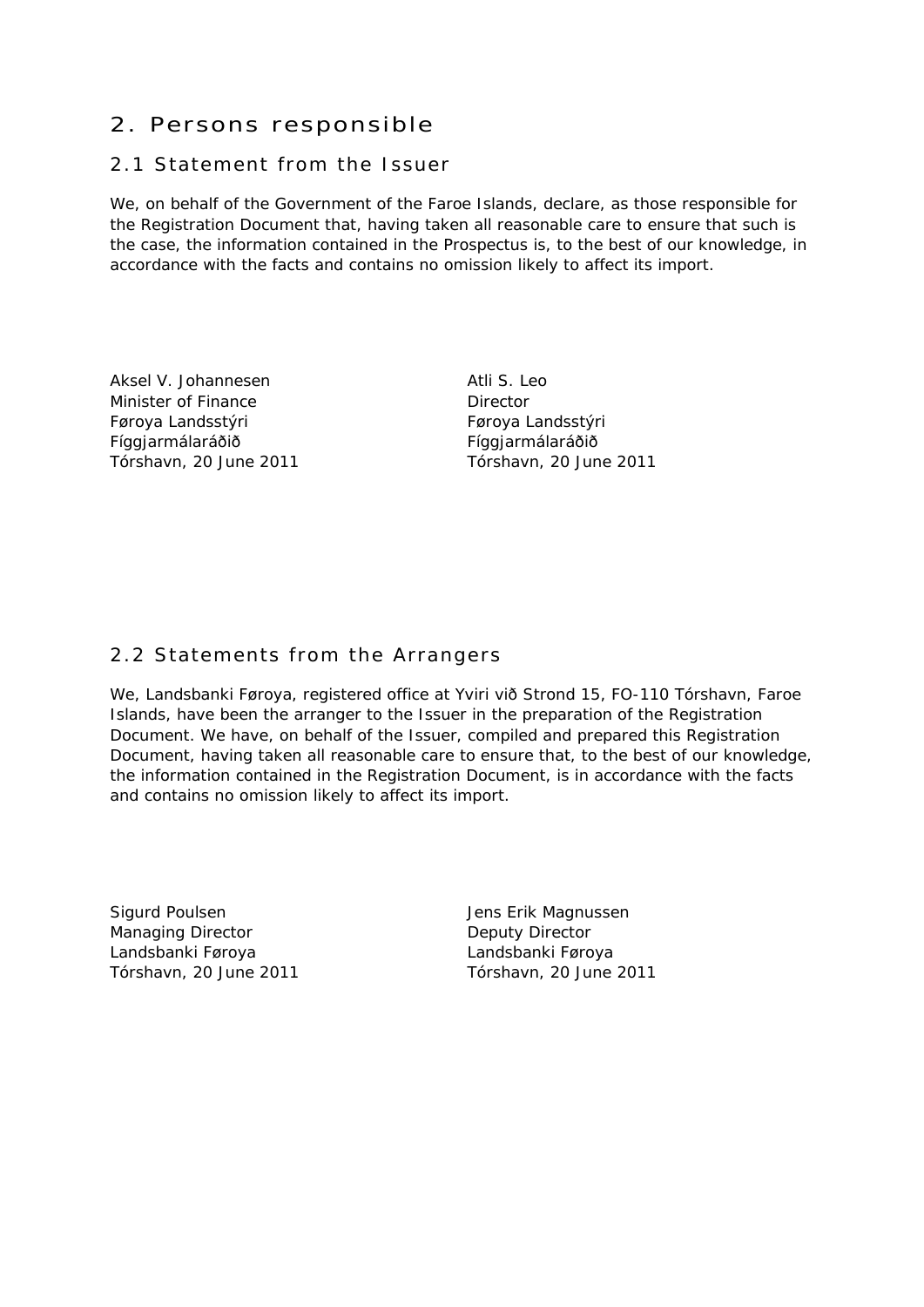# 2. Persons responsible

## 2.1 Statement from the Issuer

We, on behalf of the Government of the Faroe Islands, declare, as those responsible for the Registration Document that, having taken all reasonable care to ensure that such is the case, the information contained in the Prospectus is, to the best of our knowledge, in accordance with the facts and contains no omission likely to affect its import.

Aksel V. Johannesen
Minister of Finance
Føroya Landsstýri
Fíggjarmálaráðið
Tórshavn, 20 June 2011

Atli S. Leo
Director
Føroya Landsstýri
Fíggjarmálaráðið
Tórshavn, 20 June 2011

## 2.2 Statements from the Arrangers

We, Landsbanki Føroya, registered office at Yviri við Strond 15, FO-110 Tórshavn, Faroe Islands, have been the arranger to the Issuer in the preparation of the Registration Document. We have, on behalf of the Issuer, compiled and prepared this Registration Document, having taken all reasonable care to ensure that, to the best of our knowledge, the information contained in the Registration Document, is in accordance with the facts and contains no omission likely to affect its import.

Sigurd Poulsen
Managing Director
Landsbanki Føroya
Tórshavn, 20 June 2011

Jens Erik Magnussen
Deputy Director
Landsbanki Føroya
Tórshavn, 20 June 2011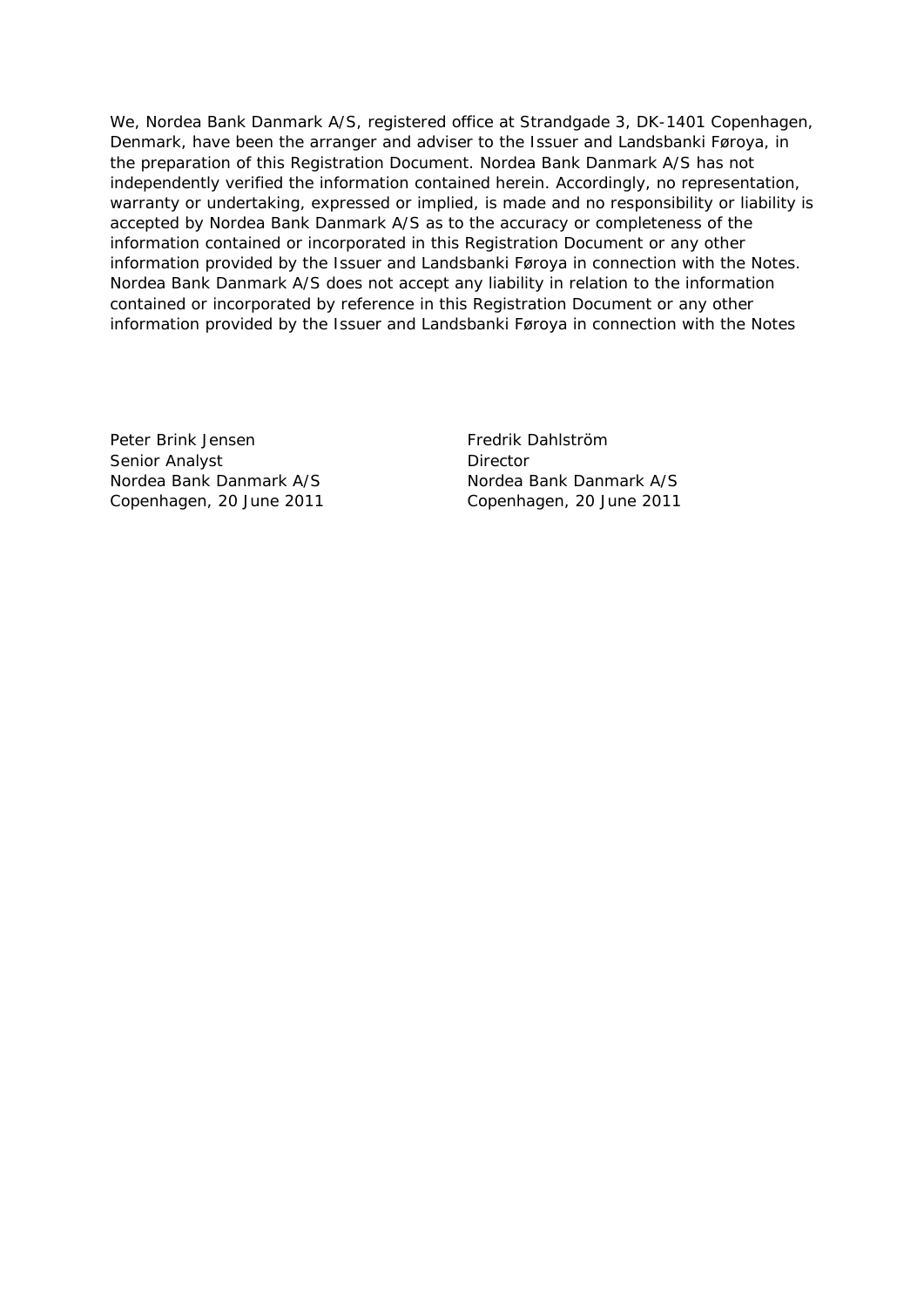We, Nordea Bank Danmark A/S, registered office at Strandgade 3, DK-1401 Copenhagen, Denmark, have been the arranger and adviser to the Issuer and Landsbanki Føroya, in the preparation of this Registration Document. Nordea Bank Danmark A/S has not independently verified the information contained herein. Accordingly, no representation, warranty or undertaking, expressed or implied, is made and no responsibility or liability is accepted by Nordea Bank Danmark A/S as to the accuracy or completeness of the information contained or incorporated in this Registration Document or any other information provided by the Issuer and Landsbanki Føroya in connection with the Notes. Nordea Bank Danmark A/S does not accept any liability in relation to the information contained or incorporated by reference in this Registration Document or any other information provided by the Issuer and Landsbanki Føroya in connection with the Notes

Peter Brink Jensen
Senior Analyst
Nordea Bank Danmark A/S
Copenhagen, 20 June 2011

Fredrik Dahlström
Director
Nordea Bank Danmark A/S
Copenhagen, 20 June 2011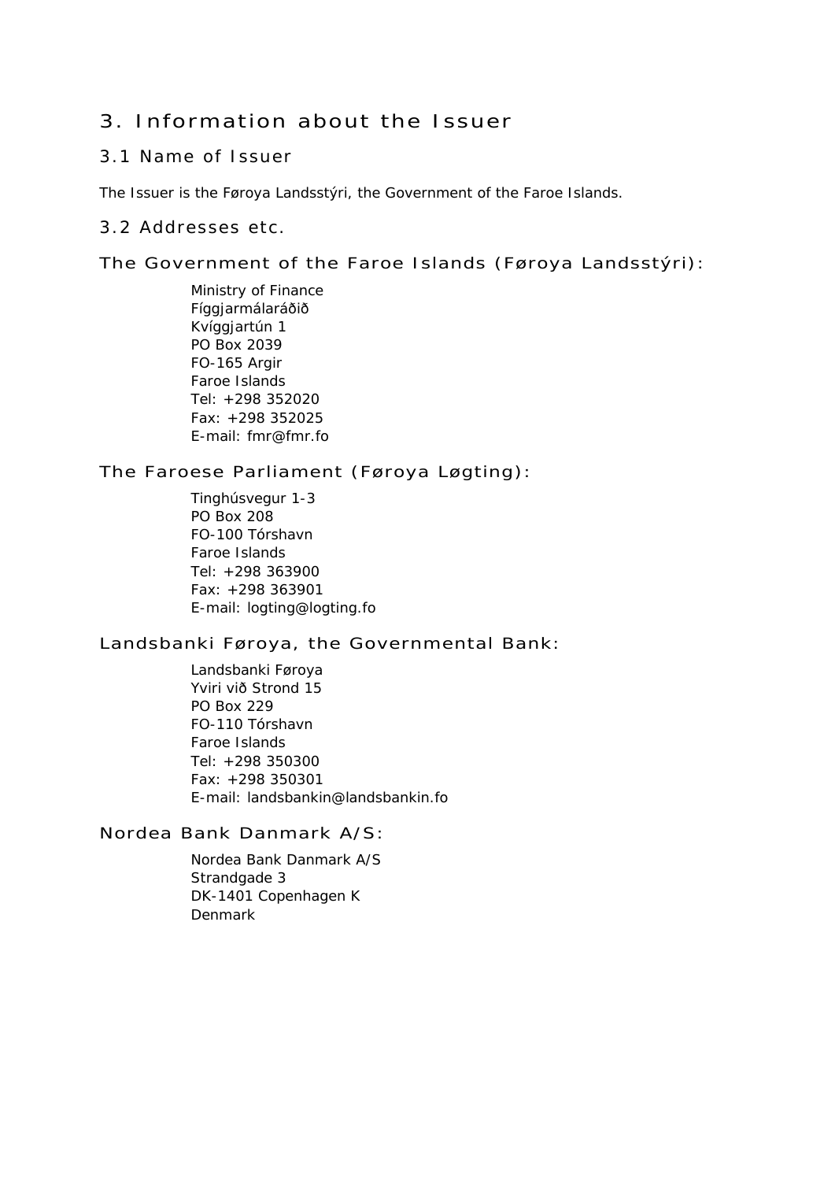# 3. Information about the Issuer

## 3.1 Name of Issuer

The Issuer is the Føroya Landsstýri, the Government of the Faroe Islands.

## 3.2 Addresses etc.

### The Government of the Faroe Islands (Føroya Landsstýri):

Ministry of Finance
Fíggjarmálaráðið
Kvíggjartún 1
PO Box 2039
FO-165 Argir
Faroe Islands
Tel: +298 352020
Fax: +298 352025
E-mail: fmr@fmr.fo

### The Faroese Parliament (Føroya Løgting):

Tinghúsvegur 1-3
PO Box 208
FO-100 Tórshavn
Faroe Islands
Tel: +298 363900
Fax: +298 363901
E-mail: logting@logting.fo

### Landsbanki Føroya, the Governmental Bank:

Landsbanki Føroya
Yviri við Strond 15
PO Box 229
FO-110 Tórshavn
Faroe Islands
Tel: +298 350300
Fax: +298 350301
E-mail: landsbankin@landsbankin.fo

### Nordea Bank Danmark A/S:

Nordea Bank Danmark A/S
Strandgade 3
DK-1401 Copenhagen K
Denmark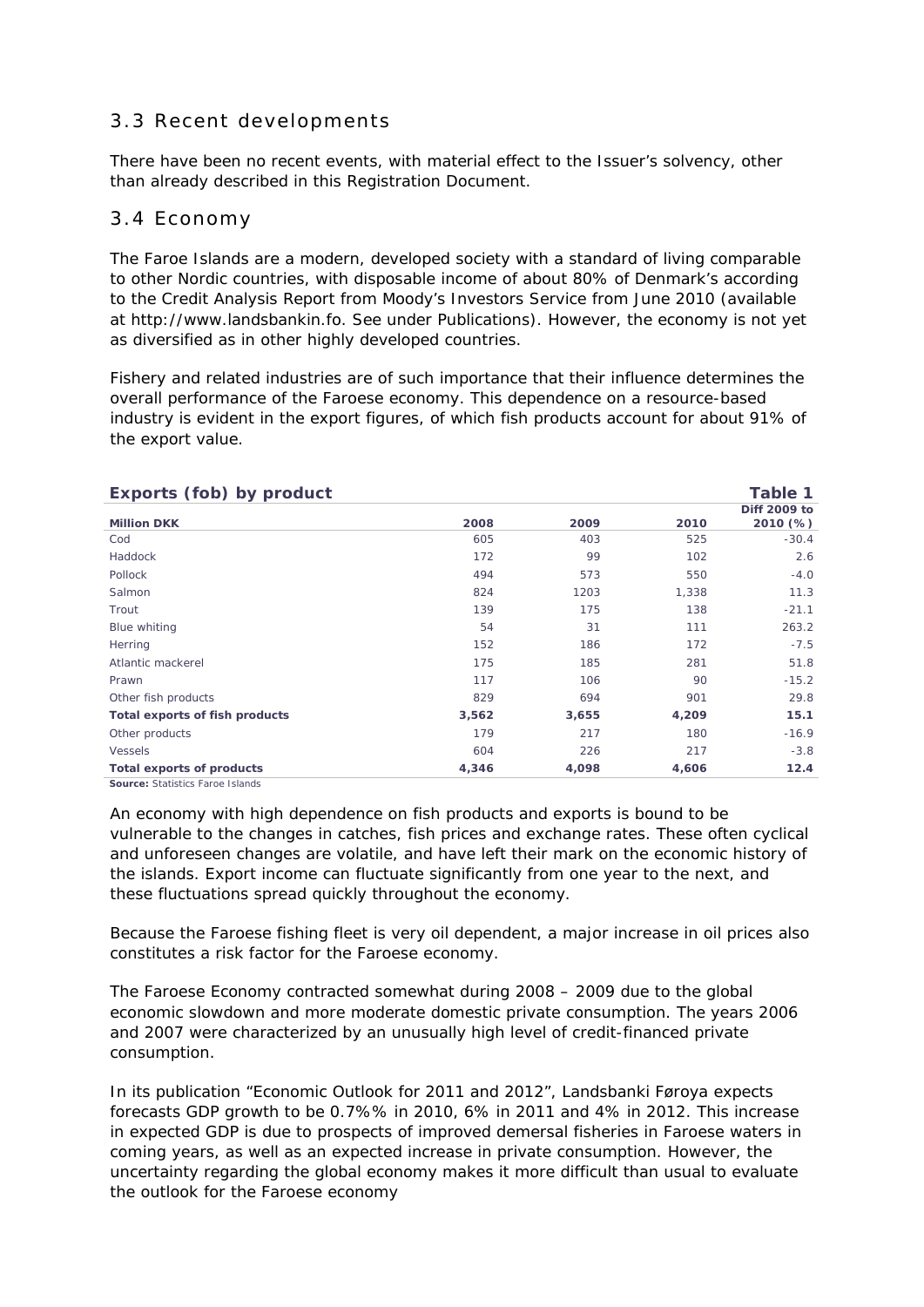## 3.3 Recent developments

There have been no recent events, with material effect to the Issuer's solvency, other than already described in this Registration Document.

## 3.4 Economy

The Faroe Islands are a modern, developed society with a standard of living comparable to other Nordic countries, with disposable income of about 80% of Denmark's according to the Credit Analysis Report from Moody's Investors Service from June 2010 (available at http://www.landsbankin.fo. See under Publications). However, the economy is not yet as diversified as in other highly developed countries.

Fishery and related industries are of such importance that their influence determines the overall performance of the Faroese economy. This dependence on a resource-based industry is evident in the export figures, of which fish products account for about 91% of the export value.

**Exports (fob) by product** — **Table 1**

| Million DKK | 2008 | 2009 | 2010 | Diff 2009 to 2010 (%) |
|---|---|---|---|---|
| Cod | 605 | 403 | 525 | -30.4 |
| Haddock | 172 | 99 | 102 | 2.6 |
| Pollock | 494 | 573 | 550 | -4.0 |
| Salmon | 824 | 1203 | 1,338 | 11.3 |
| Trout | 139 | 175 | 138 | -21.1 |
| Blue whiting | 54 | 31 | 111 | 263.2 |
| Herring | 152 | 186 | 172 | -7.5 |
| Atlantic mackerel | 175 | 185 | 281 | 51.8 |
| Prawn | 117 | 106 | 90 | -15.2 |
| Other fish products | 829 | 694 | 901 | 29.8 |
| **Total exports of fish products** | **3,562** | **3,655** | **4,209** | **15.1** |
| Other products | 179 | 217 | 180 | -16.9 |
| Vessels | 604 | 226 | 217 | -3.8 |
| **Total exports of products** | **4,346** | **4,098** | **4,606** | **12.4** |

**Source:** Statistics Faroe Islands

An economy with high dependence on fish products and exports is bound to be vulnerable to the changes in catches, fish prices and exchange rates. These often cyclical and unforeseen changes are volatile, and have left their mark on the economic history of the islands. Export income can fluctuate significantly from one year to the next, and these fluctuations spread quickly throughout the economy.

Because the Faroese fishing fleet is very oil dependent, a major increase in oil prices also constitutes a risk factor for the Faroese economy.

The Faroese Economy contracted somewhat during 2008 – 2009 due to the global economic slowdown and more moderate domestic private consumption. The years 2006 and 2007 were characterized by an unusually high level of credit-financed private consumption.

In its publication "Economic Outlook for 2011 and 2012", Landsbanki Føroya expects forecasts GDP growth to be 0.7%% in 2010, 6% in 2011 and 4% in 2012. This increase in expected GDP is due to prospects of improved demersal fisheries in Faroese waters in coming years, as well as an expected increase in private consumption. However, the uncertainty regarding the global economy makes it more difficult than usual to evaluate the outlook for the Faroese economy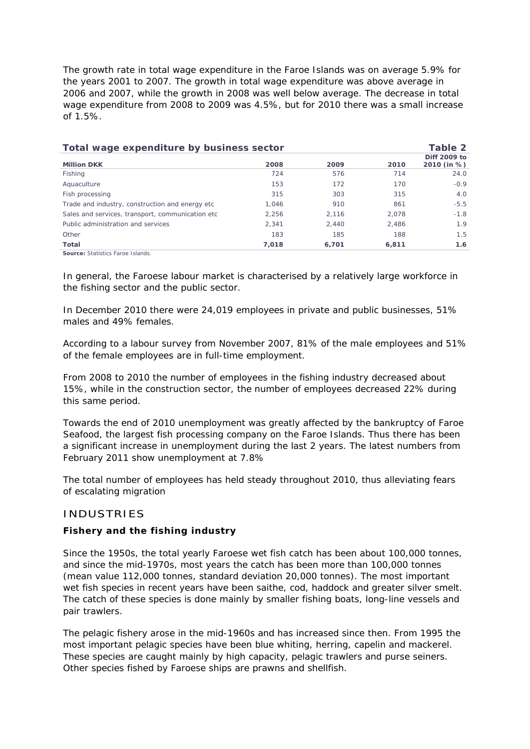The growth rate in total wage expenditure in the Faroe Islands was on average 5.9% for the years 2001 to 2007. The growth in total wage expenditure was above average in 2006 and 2007, while the growth in 2008 was well below average. The decrease in total wage expenditure from 2008 to 2009 was 4.5%, but for 2010 there was a small increase of 1.5%.

**Total wage expenditure by business sector** **Table 2**

| Million DKK | 2008 | 2009 | 2010 | Diff 2009 to 2010 (in %) |
|---|---|---|---|---|
| Fishing | 724 | 576 | 714 | 24.0 |
| Aquaculture | 153 | 172 | 170 | -0.9 |
| Fish processing | 315 | 303 | 315 | 4.0 |
| Trade and industry, construction and energy etc | 1,046 | 910 | 861 | -5.5 |
| Sales and services, transport, communication etc | 2,256 | 2,116 | 2,078 | -1.8 |
| Public administration and services | 2,341 | 2,440 | 2,486 | 1.9 |
| Other | 183 | 185 | 188 | 1.5 |
| **Total** | **7,018** | **6,701** | **6,811** | **1.6** |

**Source:** Statistics Faroe Islands.

In general, the Faroese labour market is characterised by a relatively large workforce in the fishing sector and the public sector.

In December 2010 there were 24,019 employees in private and public businesses, 51% males and 49% females.

According to a labour survey from November 2007, 81% of the male employees and 51% of the female employees are in full-time employment.

From 2008 to 2010 the number of employees in the fishing industry decreased about 15%, while in the construction sector, the number of employees decreased 22% during this same period.

Towards the end of 2010 unemployment was greatly affected by the bankruptcy of Faroe Seafood, the largest fish processing company on the Faroe Islands. Thus there has been a significant increase in unemployment during the last 2 years. The latest numbers from February 2011 show unemployment at 7.8%

The total number of employees has held steady throughout 2010, thus alleviating fears of escalating migration

## INDUSTRIES

### Fishery and the fishing industry

Since the 1950s, the total yearly Faroese wet fish catch has been about 100,000 tonnes, and since the mid-1970s, most years the catch has been more than 100,000 tonnes (mean value 112,000 tonnes, standard deviation 20,000 tonnes). The most important wet fish species in recent years have been saithe, cod, haddock and greater silver smelt. The catch of these species is done mainly by smaller fishing boats, long-line vessels and pair trawlers.

The pelagic fishery arose in the mid-1960s and has increased since then. From 1995 the most important pelagic species have been blue whiting, herring, capelin and mackerel. These species are caught mainly by high capacity, pelagic trawlers and purse seiners. Other species fished by Faroese ships are prawns and shellfish.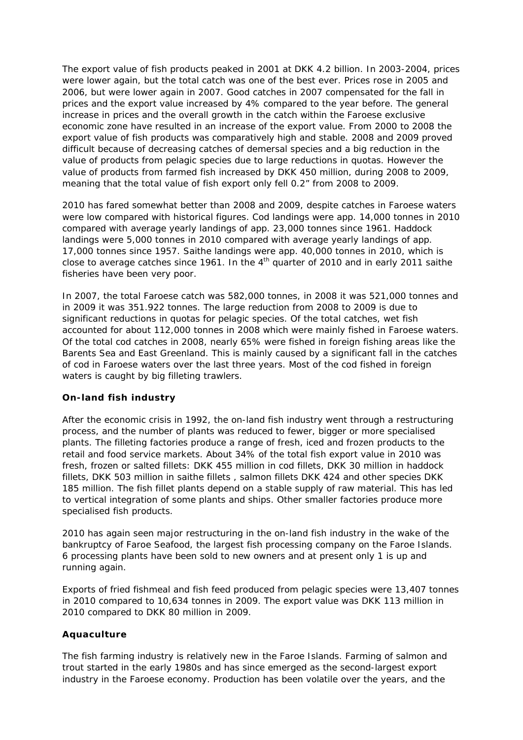The export value of fish products peaked in 2001 at DKK 4.2 billion. In 2003-2004, prices were lower again, but the total catch was one of the best ever. Prices rose in 2005 and 2006, but were lower again in 2007. Good catches in 2007 compensated for the fall in prices and the export value increased by 4% compared to the year before. The general increase in prices and the overall growth in the catch within the Faroese exclusive economic zone have resulted in an increase of the export value. From 2000 to 2008 the export value of fish products was comparatively high and stable. 2008 and 2009 proved difficult because of decreasing catches of demersal species and a big reduction in the value of products from pelagic species due to large reductions in quotas. However the value of products from farmed fish increased by DKK 450 million, during 2008 to 2009, meaning that the total value of fish export only fell 0.2" from 2008 to 2009.

2010 has fared somewhat better than 2008 and 2009, despite catches in Faroese waters were low compared with historical figures. Cod landings were app. 14,000 tonnes in 2010 compared with average yearly landings of app. 23,000 tonnes since 1961. Haddock landings were 5,000 tonnes in 2010 compared with average yearly landings of app. 17,000 tonnes since 1957. Saithe landings were app. 40,000 tonnes in 2010, which is close to average catches since 1961. In the 4th quarter of 2010 and in early 2011 saithe fisheries have been very poor.

In 2007, the total Faroese catch was 582,000 tonnes, in 2008 it was 521,000 tonnes and in 2009 it was 351.922 tonnes. The large reduction from 2008 to 2009 is due to significant reductions in quotas for pelagic species. Of the total catches, wet fish accounted for about 112,000 tonnes in 2008 which were mainly fished in Faroese waters. Of the total cod catches in 2008, nearly 65% were fished in foreign fishing areas like the Barents Sea and East Greenland. This is mainly caused by a significant fall in the catches of cod in Faroese waters over the last three years. Most of the cod fished in foreign waters is caught by big filleting trawlers.

**On-land fish industry**

After the economic crisis in 1992, the on-land fish industry went through a restructuring process, and the number of plants was reduced to fewer, bigger or more specialised plants. The filleting factories produce a range of fresh, iced and frozen products to the retail and food service markets. About 34% of the total fish export value in 2010 was fresh, frozen or salted fillets: DKK 455 million in cod fillets, DKK 30 million in haddock fillets, DKK 503 million in saithe fillets , salmon fillets DKK 424 and other species DKK 185 million. The fish fillet plants depend on a stable supply of raw material. This has led to vertical integration of some plants and ships. Other smaller factories produce more specialised fish products.

2010 has again seen major restructuring in the on-land fish industry in the wake of the bankruptcy of Faroe Seafood, the largest fish processing company on the Faroe Islands. 6 processing plants have been sold to new owners and at present only 1 is up and running again.

Exports of fried fishmeal and fish feed produced from pelagic species were 13,407 tonnes in 2010 compared to 10,634 tonnes in 2009. The export value was DKK 113 million in 2010 compared to DKK 80 million in 2009.

**Aquaculture**

The fish farming industry is relatively new in the Faroe Islands. Farming of salmon and trout started in the early 1980s and has since emerged as the second-largest export industry in the Faroese economy. Production has been volatile over the years, and the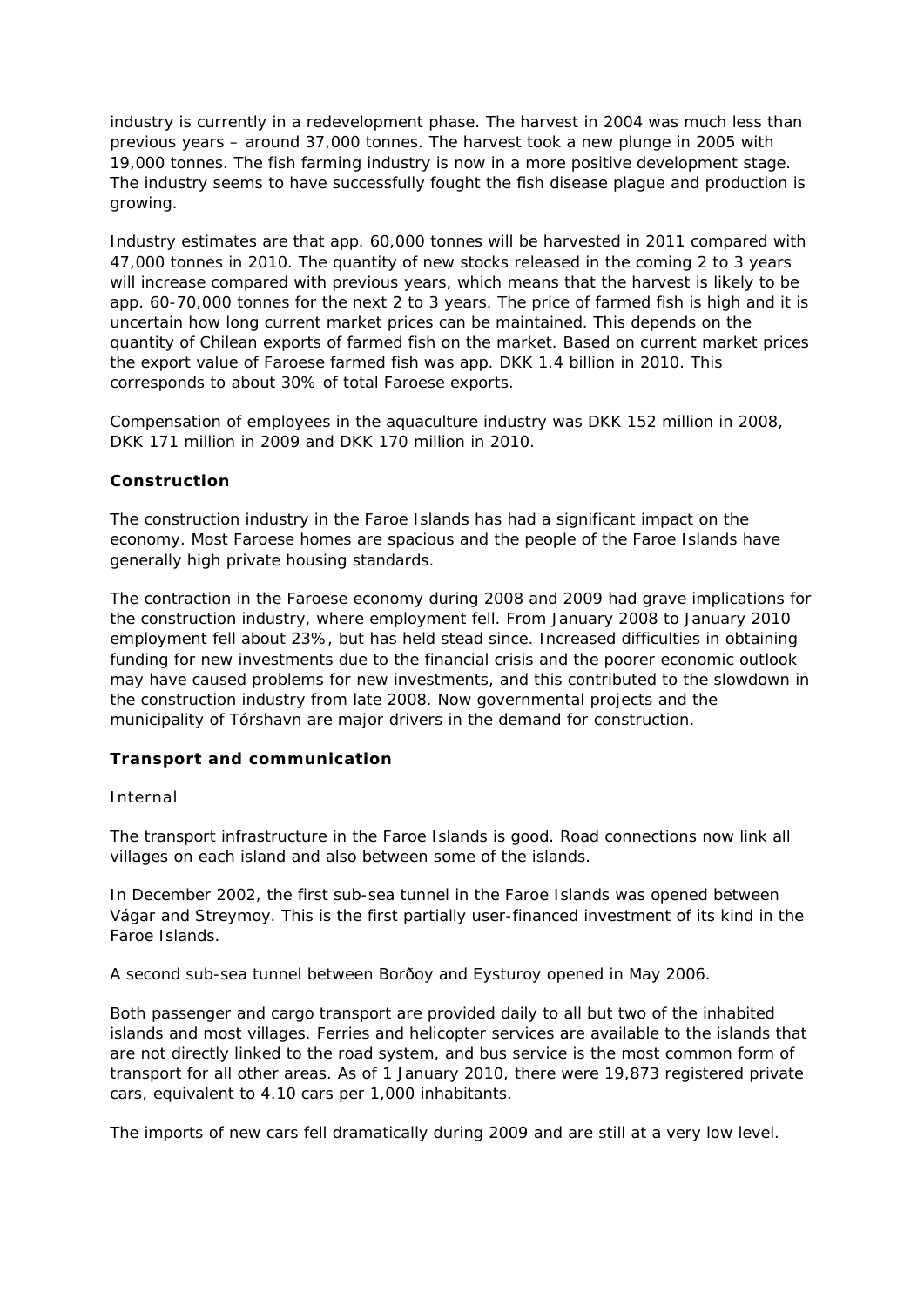industry is currently in a redevelopment phase. The harvest in 2004 was much less than previous years – around 37,000 tonnes. The harvest took a new plunge in 2005 with 19,000 tonnes. The fish farming industry is now in a more positive development stage. The industry seems to have successfully fought the fish disease plague and production is growing.

Industry estimates are that app. 60,000 tonnes will be harvested in 2011 compared with 47,000 tonnes in 2010. The quantity of new stocks released in the coming 2 to 3 years will increase compared with previous years, which means that the harvest is likely to be app. 60-70,000 tonnes for the next 2 to 3 years. The price of farmed fish is high and it is uncertain how long current market prices can be maintained. This depends on the quantity of Chilean exports of farmed fish on the market. Based on current market prices the export value of Faroese farmed fish was app. DKK 1.4 billion in 2010. This corresponds to about 30% of total Faroese exports.

Compensation of employees in the aquaculture industry was DKK 152 million in 2008, DKK 171 million in 2009 and DKK 170 million in 2010.

### Construction

The construction industry in the Faroe Islands has had a significant impact on the economy. Most Faroese homes are spacious and the people of the Faroe Islands have generally high private housing standards.

The contraction in the Faroese economy during 2008 and 2009 had grave implications for the construction industry, where employment fell. From January 2008 to January 2010 employment fell about 23%, but has held stead since. Increased difficulties in obtaining funding for new investments due to the financial crisis and the poorer economic outlook may have caused problems for new investments, and this contributed to the slowdown in the construction industry from late 2008. Now governmental projects and the municipality of Tórshavn are major drivers in the demand for construction.

### Transport and communication

#### Internal

The transport infrastructure in the Faroe Islands is good. Road connections now link all villages on each island and also between some of the islands.

In December 2002, the first sub-sea tunnel in the Faroe Islands was opened between Vágar and Streymoy. This is the first partially user-financed investment of its kind in the Faroe Islands.

A second sub-sea tunnel between Borðoy and Eysturoy opened in May 2006.

Both passenger and cargo transport are provided daily to all but two of the inhabited islands and most villages. Ferries and helicopter services are available to the islands that are not directly linked to the road system, and bus service is the most common form of transport for all other areas. As of 1 January 2010, there were 19,873 registered private cars, equivalent to 4.10 cars per 1,000 inhabitants.

The imports of new cars fell dramatically during 2009 and are still at a very low level.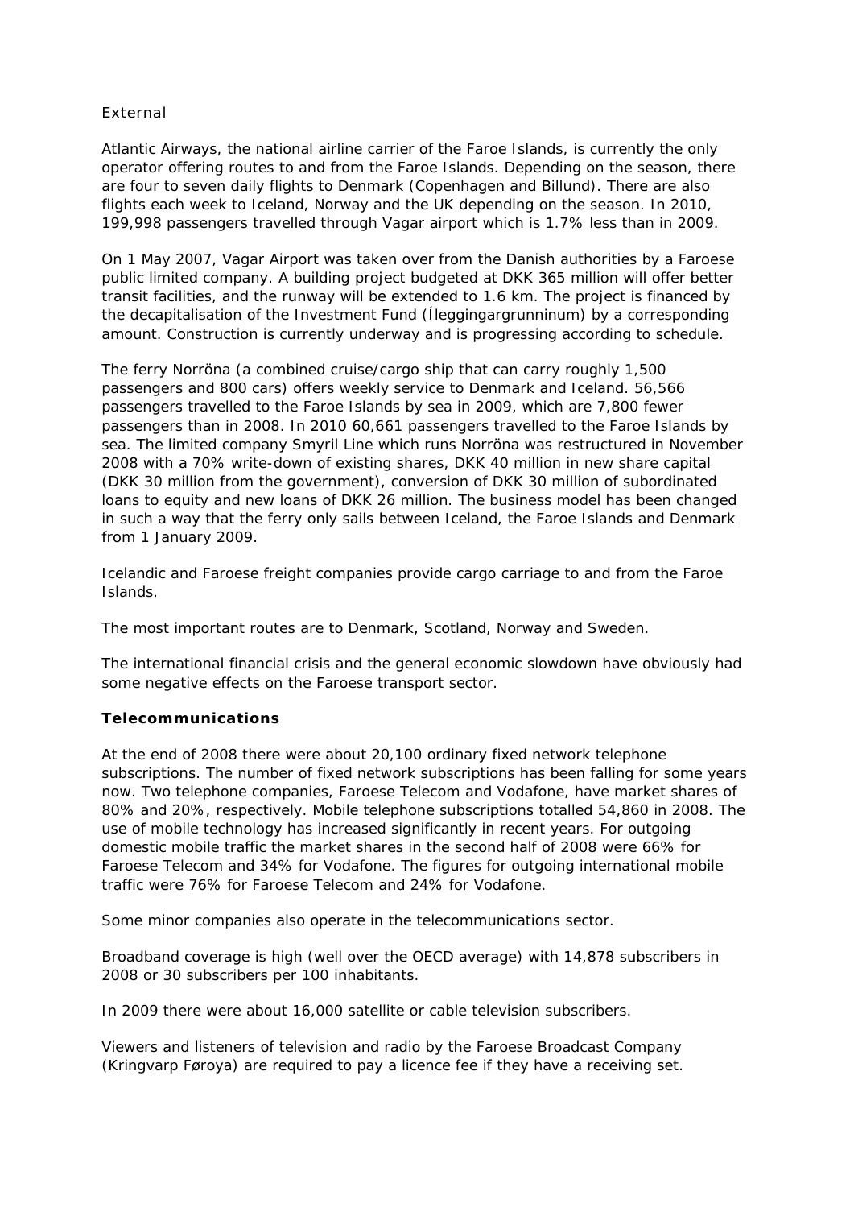External

Atlantic Airways, the national airline carrier of the Faroe Islands, is currently the only operator offering routes to and from the Faroe Islands. Depending on the season, there are four to seven daily flights to Denmark (Copenhagen and Billund). There are also flights each week to Iceland, Norway and the UK depending on the season. In 2010, 199,998 passengers travelled through Vagar airport which is 1.7% less than in 2009.

On 1 May 2007, Vagar Airport was taken over from the Danish authorities by a Faroese public limited company. A building project budgeted at DKK 365 million will offer better transit facilities, and the runway will be extended to 1.6 km. The project is financed by the decapitalisation of the Investment Fund (Íleggingargrunninum) by a corresponding amount. Construction is currently underway and is progressing according to schedule.

The ferry Norröna (a combined cruise/cargo ship that can carry roughly 1,500 passengers and 800 cars) offers weekly service to Denmark and Iceland. 56,566 passengers travelled to the Faroe Islands by sea in 2009, which are 7,800 fewer passengers than in 2008. In 2010 60,661 passengers travelled to the Faroe Islands by sea. The limited company Smyril Line which runs Norröna was restructured in November 2008 with a 70% write-down of existing shares, DKK 40 million in new share capital (DKK 30 million from the government), conversion of DKK 30 million of subordinated loans to equity and new loans of DKK 26 million. The business model has been changed in such a way that the ferry only sails between Iceland, the Faroe Islands and Denmark from 1 January 2009.

Icelandic and Faroese freight companies provide cargo carriage to and from the Faroe Islands.

The most important routes are to Denmark, Scotland, Norway and Sweden.

The international financial crisis and the general economic slowdown have obviously had some negative effects on the Faroese transport sector.

**Telecommunications**

At the end of 2008 there were about 20,100 ordinary fixed network telephone subscriptions. The number of fixed network subscriptions has been falling for some years now. Two telephone companies, Faroese Telecom and Vodafone, have market shares of 80% and 20%, respectively. Mobile telephone subscriptions totalled 54,860 in 2008. The use of mobile technology has increased significantly in recent years. For outgoing domestic mobile traffic the market shares in the second half of 2008 were 66% for Faroese Telecom and 34% for Vodafone. The figures for outgoing international mobile traffic were 76% for Faroese Telecom and 24% for Vodafone.

Some minor companies also operate in the telecommunications sector.

Broadband coverage is high (well over the OECD average) with 14,878 subscribers in 2008 or 30 subscribers per 100 inhabitants.

In 2009 there were about 16,000 satellite or cable television subscribers.

Viewers and listeners of television and radio by the Faroese Broadcast Company (Kringvarp Føroya) are required to pay a licence fee if they have a receiving set.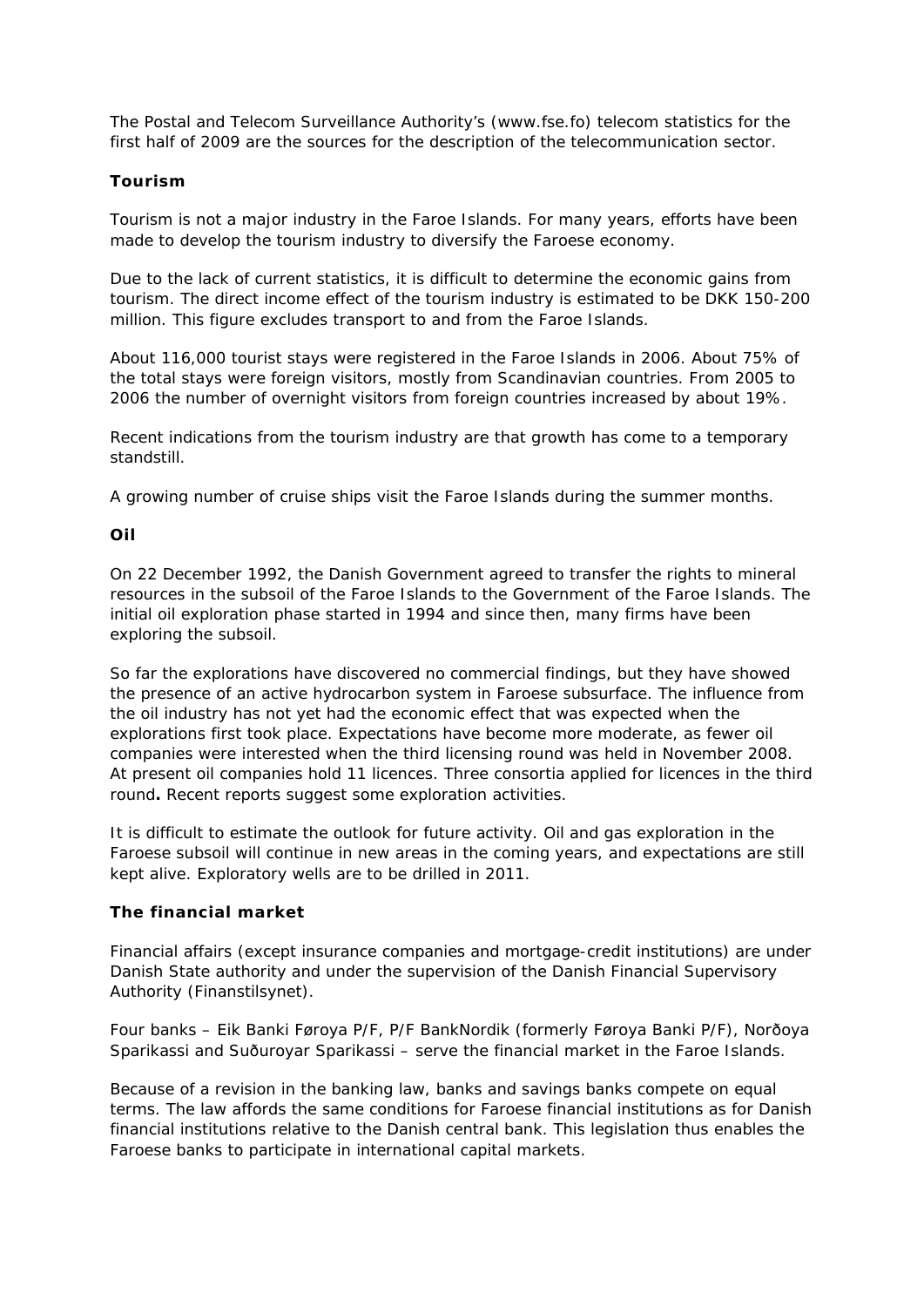The Postal and Telecom Surveillance Authority's (www.fse.fo) telecom statistics for the first half of 2009 are the sources for the description of the telecommunication sector.

### Tourism

Tourism is not a major industry in the Faroe Islands. For many years, efforts have been made to develop the tourism industry to diversify the Faroese economy.

Due to the lack of current statistics, it is difficult to determine the economic gains from tourism. The direct income effect of the tourism industry is estimated to be DKK 150-200 million. This figure excludes transport to and from the Faroe Islands.

About 116,000 tourist stays were registered in the Faroe Islands in 2006. About 75% of the total stays were foreign visitors, mostly from Scandinavian countries. From 2005 to 2006 the number of overnight visitors from foreign countries increased by about 19%.

Recent indications from the tourism industry are that growth has come to a temporary standstill.

A growing number of cruise ships visit the Faroe Islands during the summer months.

### Oil

On 22 December 1992, the Danish Government agreed to transfer the rights to mineral resources in the subsoil of the Faroe Islands to the Government of the Faroe Islands. The initial oil exploration phase started in 1994 and since then, many firms have been exploring the subsoil.

So far the explorations have discovered no commercial findings, but they have showed the presence of an active hydrocarbon system in Faroese subsurface. The influence from the oil industry has not yet had the economic effect that was expected when the explorations first took place. Expectations have become more moderate, as fewer oil companies were interested when the third licensing round was held in November 2008. At present oil companies hold 11 licences. Three consortia applied for licences in the third round**.** Recent reports suggest some exploration activities.

It is difficult to estimate the outlook for future activity. Oil and gas exploration in the Faroese subsoil will continue in new areas in the coming years, and expectations are still kept alive. Exploratory wells are to be drilled in 2011.

### The financial market

Financial affairs (except insurance companies and mortgage-credit institutions) are under Danish State authority and under the supervision of the Danish Financial Supervisory Authority (Finanstilsynet).

Four banks – Eik Banki Føroya P/F, P/F BankNordik (formerly Føroya Banki P/F), Norðoya Sparikassi and Suðuroyar Sparikassi – serve the financial market in the Faroe Islands.

Because of a revision in the banking law, banks and savings banks compete on equal terms. The law affords the same conditions for Faroese financial institutions as for Danish financial institutions relative to the Danish central bank. This legislation thus enables the Faroese banks to participate in international capital markets.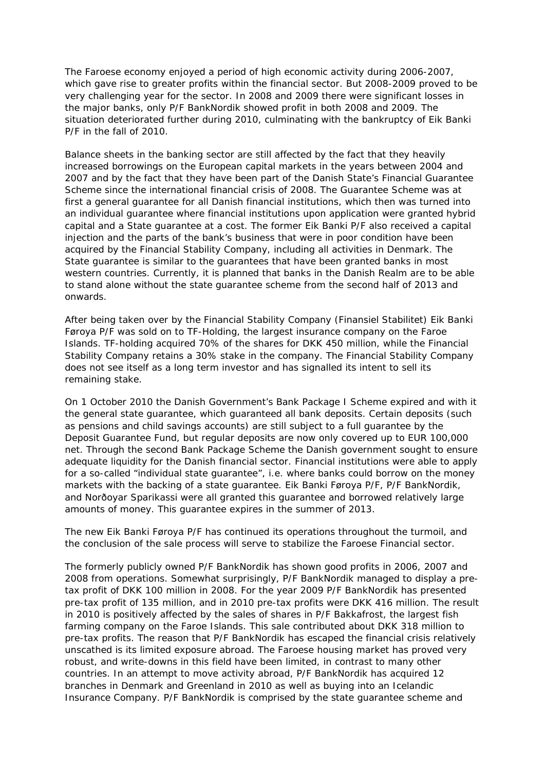The Faroese economy enjoyed a period of high economic activity during 2006-2007, which gave rise to greater profits within the financial sector. But 2008-2009 proved to be very challenging year for the sector. In 2008 and 2009 there were significant losses in the major banks, only P/F BankNordik showed profit in both 2008 and 2009. The situation deteriorated further during 2010, culminating with the bankruptcy of Eik Banki P/F in the fall of 2010.

Balance sheets in the banking sector are still affected by the fact that they heavily increased borrowings on the European capital markets in the years between 2004 and 2007 and by the fact that they have been part of the Danish State's Financial Guarantee Scheme since the international financial crisis of 2008. The Guarantee Scheme was at first a general guarantee for all Danish financial institutions, which then was turned into an individual guarantee where financial institutions upon application were granted hybrid capital and a State guarantee at a cost. The former Eik Banki P/F also received a capital injection and the parts of the bank's business that were in poor condition have been acquired by the Financial Stability Company, including all activities in Denmark. The State guarantee is similar to the guarantees that have been granted banks in most western countries. Currently, it is planned that banks in the Danish Realm are to be able to stand alone without the state guarantee scheme from the second half of 2013 and onwards.

After being taken over by the Financial Stability Company (Finansiel Stabilitet) Eik Banki Føroya P/F was sold on to TF-Holding, the largest insurance company on the Faroe Islands. TF-holding acquired 70% of the shares for DKK 450 million, while the Financial Stability Company retains a 30% stake in the company. The Financial Stability Company does not see itself as a long term investor and has signalled its intent to sell its remaining stake.

On 1 October 2010 the Danish Government's Bank Package I Scheme expired and with it the general state guarantee, which guaranteed all bank deposits. Certain deposits (such as pensions and child savings accounts) are still subject to a full guarantee by the Deposit Guarantee Fund, but regular deposits are now only covered up to EUR 100,000 net. Through the second Bank Package Scheme the Danish government sought to ensure adequate liquidity for the Danish financial sector. Financial institutions were able to apply for a so-called "individual state guarantee", i.e. where banks could borrow on the money markets with the backing of a state guarantee. Eik Banki Føroya P/F, P/F BankNordik, and Norðoyar Sparikassi were all granted this guarantee and borrowed relatively large amounts of money. This guarantee expires in the summer of 2013.

The new Eik Banki Føroya P/F has continued its operations throughout the turmoil, and the conclusion of the sale process will serve to stabilize the Faroese Financial sector.

The formerly publicly owned P/F BankNordik has shown good profits in 2006, 2007 and 2008 from operations. Somewhat surprisingly, P/F BankNordik managed to display a pre-tax profit of DKK 100 million in 2008. For the year 2009 P/F BankNordik has presented pre-tax profit of 135 million, and in 2010 pre-tax profits were DKK 416 million. The result in 2010 is positively affected by the sales of shares in P/F Bakkafrost, the largest fish farming company on the Faroe Islands. This sale contributed about DKK 318 million to pre-tax profits. The reason that P/F BankNordik has escaped the financial crisis relatively unscathed is its limited exposure abroad. The Faroese housing market has proved very robust, and write-downs in this field have been limited, in contrast to many other countries. In an attempt to move activity abroad, P/F BankNordik has acquired 12 branches in Denmark and Greenland in 2010 as well as buying into an Icelandic Insurance Company. P/F BankNordik is comprised by the state guarantee scheme and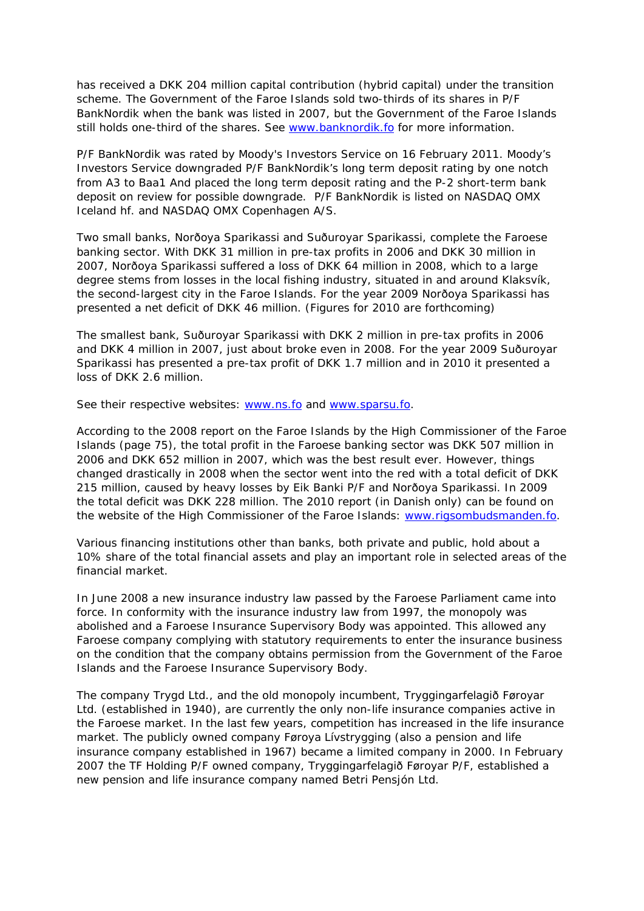has received a DKK 204 million capital contribution (hybrid capital) under the transition scheme. The Government of the Faroe Islands sold two-thirds of its shares in P/F BankNordik when the bank was listed in 2007, but the Government of the Faroe Islands still holds one-third of the shares. See www.banknordik.fo for more information.

P/F BankNordik was rated by Moody's Investors Service on 16 February 2011. Moody's Investors Service downgraded P/F BankNordik's long term deposit rating by one notch from A3 to Baa1 And placed the long term deposit rating and the P-2 short-term bank deposit on review for possible downgrade. P/F BankNordik is listed on NASDAQ OMX Iceland hf. and NASDAQ OMX Copenhagen A/S.

Two small banks, Norðoya Sparikassi and Suðuroyar Sparikassi, complete the Faroese banking sector. With DKK 31 million in pre-tax profits in 2006 and DKK 30 million in 2007, Norðoya Sparikassi suffered a loss of DKK 64 million in 2008, which to a large degree stems from losses in the local fishing industry, situated in and around Klaksvík, the second-largest city in the Faroe Islands. For the year 2009 Norðoya Sparikassi has presented a net deficit of DKK 46 million. (Figures for 2010 are forthcoming)

The smallest bank, Suðuroyar Sparikassi with DKK 2 million in pre-tax profits in 2006 and DKK 4 million in 2007, just about broke even in 2008. For the year 2009 Suðuroyar Sparikassi has presented a pre-tax profit of DKK 1.7 million and in 2010 it presented a loss of DKK 2.6 million.

See their respective websites: www.ns.fo and www.sparsu.fo.

According to the 2008 report on the Faroe Islands by the High Commissioner of the Faroe Islands (page 75), the total profit in the Faroese banking sector was DKK 507 million in 2006 and DKK 652 million in 2007, which was the best result ever. However, things changed drastically in 2008 when the sector went into the red with a total deficit of DKK 215 million, caused by heavy losses by Eik Banki P/F and Norðoya Sparikassi. In 2009 the total deficit was DKK 228 million. The 2010 report (in Danish only) can be found on the website of the High Commissioner of the Faroe Islands: www.rigsombudsmanden.fo.

Various financing institutions other than banks, both private and public, hold about a 10% share of the total financial assets and play an important role in selected areas of the financial market.

In June 2008 a new insurance industry law passed by the Faroese Parliament came into force. In conformity with the insurance industry law from 1997, the monopoly was abolished and a Faroese Insurance Supervisory Body was appointed. This allowed any Faroese company complying with statutory requirements to enter the insurance business on the condition that the company obtains permission from the Government of the Faroe Islands and the Faroese Insurance Supervisory Body.

The company Trygd Ltd., and the old monopoly incumbent, Tryggingarfelagið Føroyar Ltd. (established in 1940), are currently the only non-life insurance companies active in the Faroese market. In the last few years, competition has increased in the life insurance market. The publicly owned company Føroya Lívstrygging (also a pension and life insurance company established in 1967) became a limited company in 2000. In February 2007 the TF Holding P/F owned company, Tryggingarfelagið Føroyar P/F, established a new pension and life insurance company named Betri Pensjón Ltd.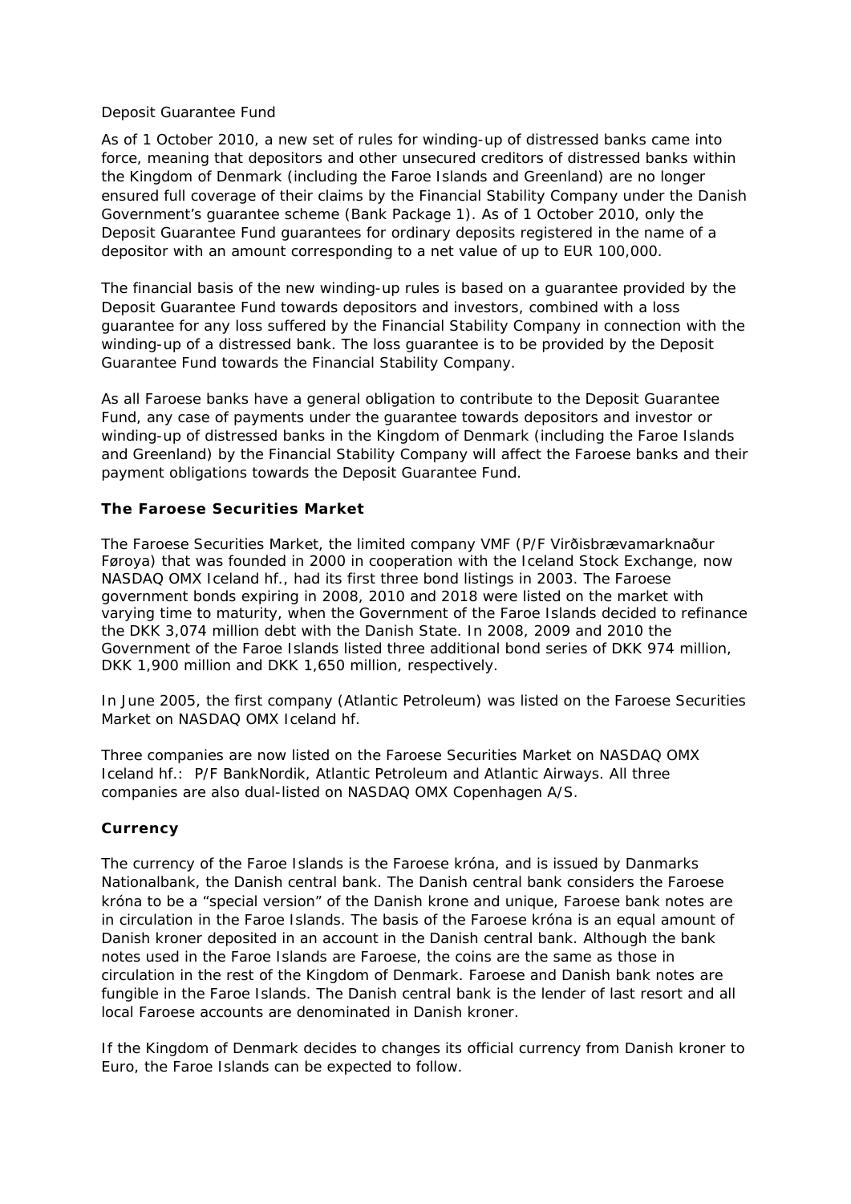Deposit Guarantee Fund

As of 1 October 2010, a new set of rules for winding-up of distressed banks came into force, meaning that depositors and other unsecured creditors of distressed banks within the Kingdom of Denmark (including the Faroe Islands and Greenland) are no longer ensured full coverage of their claims by the Financial Stability Company under the Danish Government's guarantee scheme (Bank Package 1). As of 1 October 2010, only the Deposit Guarantee Fund guarantees for ordinary deposits registered in the name of a depositor with an amount corresponding to a net value of up to EUR 100,000.

The financial basis of the new winding-up rules is based on a guarantee provided by the Deposit Guarantee Fund towards depositors and investors, combined with a loss guarantee for any loss suffered by the Financial Stability Company in connection with the winding-up of a distressed bank. The loss guarantee is to be provided by the Deposit Guarantee Fund towards the Financial Stability Company.

As all Faroese banks have a general obligation to contribute to the Deposit Guarantee Fund, any case of payments under the guarantee towards depositors and investor or winding-up of distressed banks in the Kingdom of Denmark (including the Faroe Islands and Greenland) by the Financial Stability Company will affect the Faroese banks and their payment obligations towards the Deposit Guarantee Fund.

**The Faroese Securities Market**

The Faroese Securities Market, the limited company VMF (P/F Virðisbrævamarknaður Føroya) that was founded in 2000 in cooperation with the Iceland Stock Exchange, now NASDAQ OMX Iceland hf., had its first three bond listings in 2003. The Faroese government bonds expiring in 2008, 2010 and 2018 were listed on the market with varying time to maturity, when the Government of the Faroe Islands decided to refinance the DKK 3,074 million debt with the Danish State. In 2008, 2009 and 2010 the Government of the Faroe Islands listed three additional bond series of DKK 974 million, DKK 1,900 million and DKK 1,650 million, respectively.

In June 2005, the first company (Atlantic Petroleum) was listed on the Faroese Securities Market on NASDAQ OMX Iceland hf.

Three companies are now listed on the Faroese Securities Market on NASDAQ OMX Iceland hf.: P/F BankNordik, Atlantic Petroleum and Atlantic Airways. All three companies are also dual-listed on NASDAQ OMX Copenhagen A/S.

**Currency**

The currency of the Faroe Islands is the Faroese króna, and is issued by Danmarks Nationalbank, the Danish central bank. The Danish central bank considers the Faroese króna to be a "special version" of the Danish krone and unique, Faroese bank notes are in circulation in the Faroe Islands. The basis of the Faroese króna is an equal amount of Danish kroner deposited in an account in the Danish central bank. Although the bank notes used in the Faroe Islands are Faroese, the coins are the same as those in circulation in the rest of the Kingdom of Denmark. Faroese and Danish bank notes are fungible in the Faroe Islands. The Danish central bank is the lender of last resort and all local Faroese accounts are denominated in Danish kroner.

If the Kingdom of Denmark decides to changes its official currency from Danish kroner to Euro, the Faroe Islands can be expected to follow.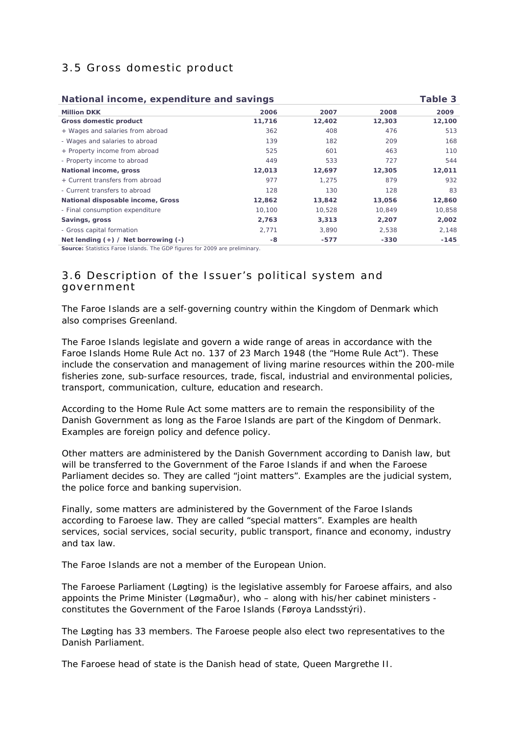## 3.5 Gross domestic product

| **National income, expenditure and savings** | | | | **Table 3** |
|---|---|---|---|---|
| **Million DKK** | **2006** | **2007** | **2008** | **2009** |
| **Gross domestic product** | **11,716** | **12,402** | **12,303** | **12,100** |
| + Wages and salaries from abroad | 362 | 408 | 476 | 513 |
| - Wages and salaries to abroad | 139 | 182 | 209 | 168 |
| + Property income from abroad | 525 | 601 | 463 | 110 |
| - Property income to abroad | 449 | 533 | 727 | 544 |
| **National income, gross** | **12,013** | **12,697** | **12,305** | **12,011** |
| + Current transfers from abroad | 977 | 1,275 | 879 | 932 |
| - Current transfers to abroad | 128 | 130 | 128 | 83 |
| **National disposable income, Gross** | **12,862** | **13,842** | **13,056** | **12,860** |
| - Final consumption expenditure | 10,100 | 10,528 | 10,849 | 10,858 |
| **Savings, gross** | **2,763** | **3,313** | **2,207** | **2,002** |
| - Gross capital formation | 2,771 | 3,890 | 2,538 | 2,148 |
| **Net lending (+) / Net borrowing (-)** | **-8** | **-577** | **-330** | **-145** |

**Source:** Statistics Faroe Islands. The GDP figures for 2009 are preliminary.

## 3.6 Description of the Issuer's political system and government

The Faroe Islands are a self-governing country within the Kingdom of Denmark which also comprises Greenland.

The Faroe Islands legislate and govern a wide range of areas in accordance with the Faroe Islands Home Rule Act no. 137 of 23 March 1948 (the "Home Rule Act"). These include the conservation and management of living marine resources within the 200-mile fisheries zone, sub-surface resources, trade, fiscal, industrial and environmental policies, transport, communication, culture, education and research.

According to the Home Rule Act some matters are to remain the responsibility of the Danish Government as long as the Faroe Islands are part of the Kingdom of Denmark. Examples are foreign policy and defence policy.

Other matters are administered by the Danish Government according to Danish law, but will be transferred to the Government of the Faroe Islands if and when the Faroese Parliament decides so. They are called "joint matters". Examples are the judicial system, the police force and banking supervision.

Finally, some matters are administered by the Government of the Faroe Islands according to Faroese law. They are called "special matters". Examples are health services, social services, social security, public transport, finance and economy, industry and tax law.

The Faroe Islands are not a member of the European Union.

The Faroese Parliament (Løgting) is the legislative assembly for Faroese affairs, and also appoints the Prime Minister (Løgmaður), who – along with his/her cabinet ministers - constitutes the Government of the Faroe Islands (Føroya Landsstýri).

The Løgting has 33 members. The Faroese people also elect two representatives to the Danish Parliament.

The Faroese head of state is the Danish head of state, Queen Margrethe II.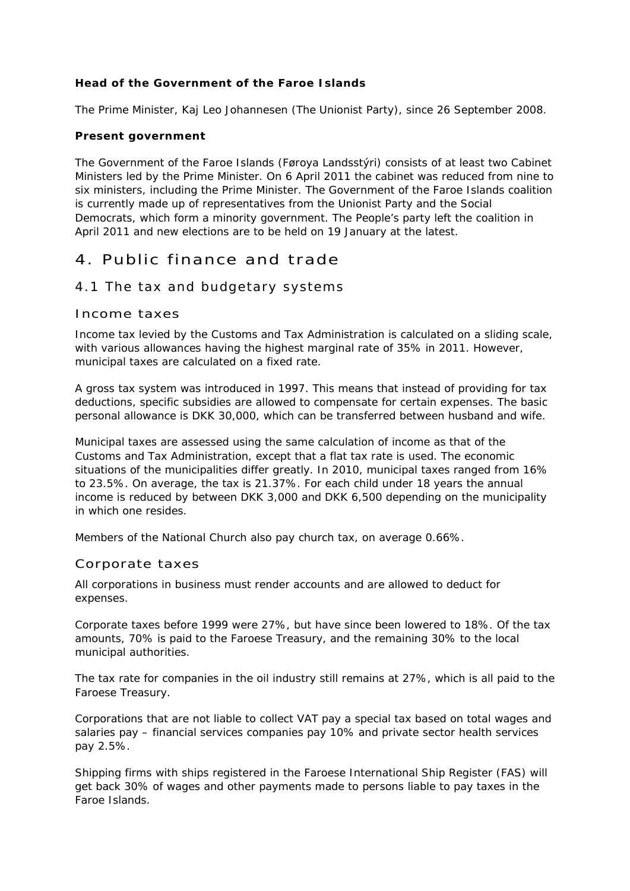**Head of the Government of the Faroe Islands**

The Prime Minister, Kaj Leo Johannesen (The Unionist Party), since 26 September 2008.

**Present government**

The Government of the Faroe Islands (Føroya Landsstýri) consists of at least two Cabinet Ministers led by the Prime Minister. On 6 April 2011 the cabinet was reduced from nine to six ministers, including the Prime Minister. The Government of the Faroe Islands coalition is currently made up of representatives from the Unionist Party and the Social Democrats, which form a minority government. The People's party left the coalition in April 2011 and new elections are to be held on 19 January at the latest.

# 4. Public finance and trade

## 4.1 The tax and budgetary systems

### Income taxes

Income tax levied by the Customs and Tax Administration is calculated on a sliding scale, with various allowances having the highest marginal rate of 35% in 2011. However, municipal taxes are calculated on a fixed rate.

A gross tax system was introduced in 1997. This means that instead of providing for tax deductions, specific subsidies are allowed to compensate for certain expenses. The basic personal allowance is DKK 30,000, which can be transferred between husband and wife.

Municipal taxes are assessed using the same calculation of income as that of the Customs and Tax Administration, except that a flat tax rate is used. The economic situations of the municipalities differ greatly. In 2010, municipal taxes ranged from 16% to 23.5%. On average, the tax is 21.37%. For each child under 18 years the annual income is reduced by between DKK 3,000 and DKK 6,500 depending on the municipality in which one resides.

Members of the National Church also pay church tax, on average 0.66%.

### Corporate taxes

All corporations in business must render accounts and are allowed to deduct for expenses.

Corporate taxes before 1999 were 27%, but have since been lowered to 18%. Of the tax amounts, 70% is paid to the Faroese Treasury, and the remaining 30% to the local municipal authorities.

The tax rate for companies in the oil industry still remains at 27%, which is all paid to the Faroese Treasury.

Corporations that are not liable to collect VAT pay a special tax based on total wages and salaries pay – financial services companies pay 10% and private sector health services pay 2.5%.

Shipping firms with ships registered in the Faroese International Ship Register (FAS) will get back 30% of wages and other payments made to persons liable to pay taxes in the Faroe Islands.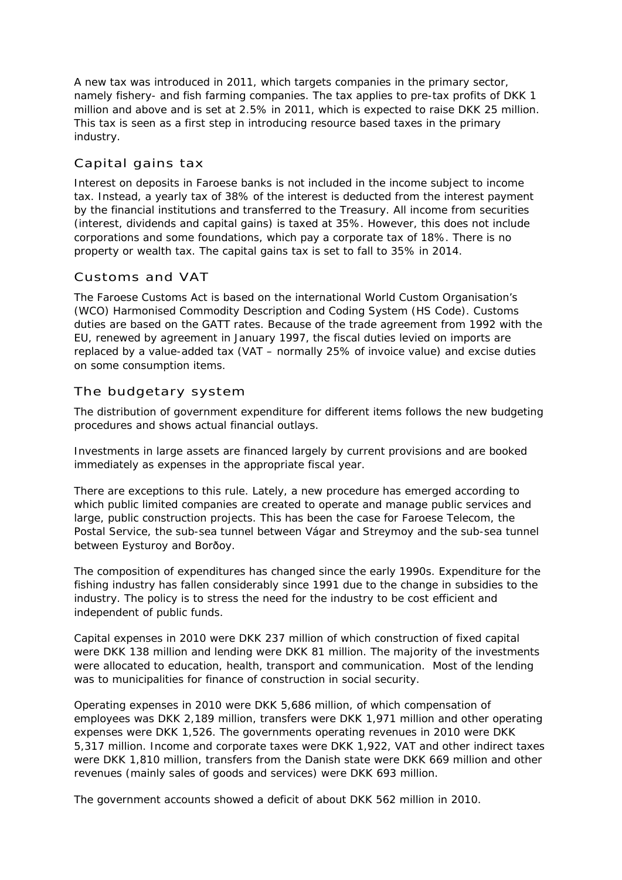A new tax was introduced in 2011, which targets companies in the primary sector, namely fishery- and fish farming companies. The tax applies to pre-tax profits of DKK 1 million and above and is set at 2.5% in 2011, which is expected to raise DKK 25 million. This tax is seen as a first step in introducing resource based taxes in the primary industry.

## Capital gains tax

Interest on deposits in Faroese banks is not included in the income subject to income tax. Instead, a yearly tax of 38% of the interest is deducted from the interest payment by the financial institutions and transferred to the Treasury. All income from securities (interest, dividends and capital gains) is taxed at 35%. However, this does not include corporations and some foundations, which pay a corporate tax of 18%. There is no property or wealth tax. The capital gains tax is set to fall to 35% in 2014.

## Customs and VAT

The Faroese Customs Act is based on the international World Custom Organisation's (WCO) Harmonised Commodity Description and Coding System (HS Code). Customs duties are based on the GATT rates. Because of the trade agreement from 1992 with the EU, renewed by agreement in January 1997, the fiscal duties levied on imports are replaced by a value-added tax (VAT – normally 25% of invoice value) and excise duties on some consumption items.

## The budgetary system

The distribution of government expenditure for different items follows the new budgeting procedures and shows actual financial outlays.

Investments in large assets are financed largely by current provisions and are booked immediately as expenses in the appropriate fiscal year.

There are exceptions to this rule. Lately, a new procedure has emerged according to which public limited companies are created to operate and manage public services and large, public construction projects. This has been the case for Faroese Telecom, the Postal Service, the sub-sea tunnel between Vágar and Streymoy and the sub-sea tunnel between Eysturoy and Borðoy.

The composition of expenditures has changed since the early 1990s. Expenditure for the fishing industry has fallen considerably since 1991 due to the change in subsidies to the industry. The policy is to stress the need for the industry to be cost efficient and independent of public funds.

Capital expenses in 2010 were DKK 237 million of which construction of fixed capital were DKK 138 million and lending were DKK 81 million. The majority of the investments were allocated to education, health, transport and communication. Most of the lending was to municipalities for finance of construction in social security.

Operating expenses in 2010 were DKK 5,686 million, of which compensation of employees was DKK 2,189 million, transfers were DKK 1,971 million and other operating expenses were DKK 1,526. The governments operating revenues in 2010 were DKK 5,317 million. Income and corporate taxes were DKK 1,922, VAT and other indirect taxes were DKK 1,810 million, transfers from the Danish state were DKK 669 million and other revenues (mainly sales of goods and services) were DKK 693 million.

The government accounts showed a deficit of about DKK 562 million in 2010.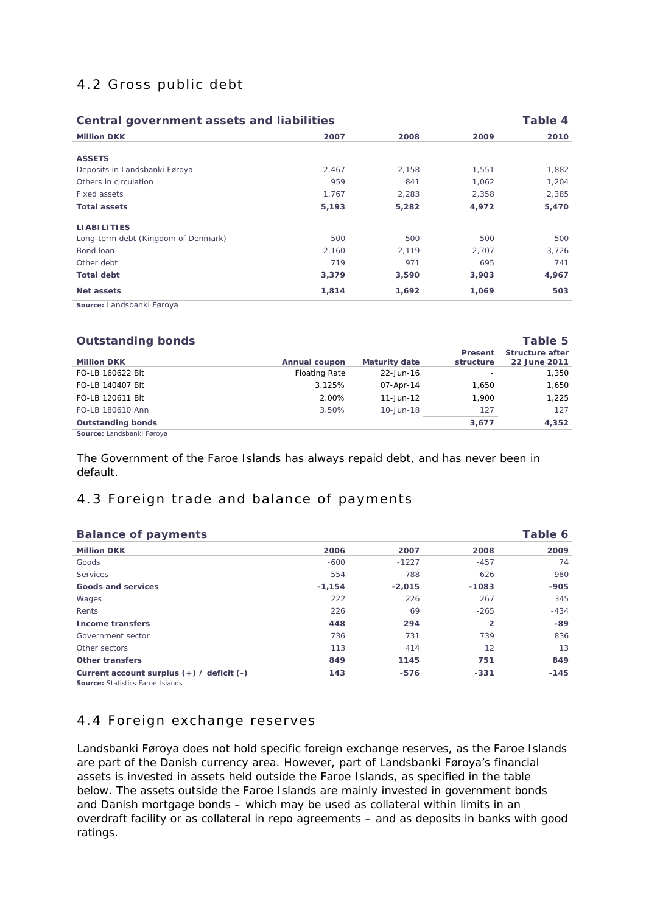## 4.2 Gross public debt

**Central government assets and liabilities** — **Table 4**

| Million DKK | 2007 | 2008 | 2009 | 2010 |
|---|---|---|---|---|
| **ASSETS** | | | | |
| Deposits in Landsbanki Føroya | 2,467 | 2,158 | 1,551 | 1,882 |
| Others in circulation | 959 | 841 | 1,062 | 1,204 |
| Fixed assets | 1,767 | 2,283 | 2,358 | 2,385 |
| **Total assets** | **5,193** | **5,282** | **4,972** | **5,470** |
| **LIABILITIES** | | | | |
| Long-term debt (Kingdom of Denmark) | 500 | 500 | 500 | 500 |
| Bond loan | 2,160 | 2,119 | 2,707 | 3,726 |
| Other debt | 719 | 971 | 695 | 741 |
| **Total debt** | **3,379** | **3,590** | **3,903** | **4,967** |
| **Net assets** | **1,814** | **1,692** | **1,069** | **503** |

**Source:** Landsbanki Føroya

**Outstanding bonds** — **Table 5**

| Million DKK | Annual coupon | Maturity date | Present structure | Structure after 22 June 2011 |
|---|---|---|---|---|
| FO-LB 160622 Blt | Floating Rate | 22-Jun-16 | - | 1,350 |
| FO-LB 140407 Blt | 3.125% | 07-Apr-14 | 1,650 | 1,650 |
| FO-LB 120611 Blt | 2.00% | 11-Jun-12 | 1,900 | 1,225 |
| FO-LB 180610 Ann | 3.50% | 10-Jun-18 | 127 | 127 |
| **Outstanding bonds** | | | **3,677** | **4,352** |

**Source:** Landsbanki Føroya

The Government of the Faroe Islands has always repaid debt, and has never been in default.

## 4.3 Foreign trade and balance of payments

**Balance of payments** — **Table 6**

| Million DKK | 2006 | 2007 | 2008 | 2009 |
|---|---|---|---|---|
| Goods | -600 | -1227 | -457 | 74 |
| Services | -554 | -788 | -626 | -980 |
| **Goods and services** | **-1,154** | **-2,015** | **-1083** | **-905** |
| Wages | 222 | 226 | 267 | 345 |
| Rents | 226 | 69 | -265 | -434 |
| **Income transfers** | **448** | **294** | **2** | **-89** |
| Government sector | 736 | 731 | 739 | 836 |
| Other sectors | 113 | 414 | 12 | 13 |
| **Other transfers** | **849** | **1145** | **751** | **849** |
| **Current account surplus (+) / deficit (-)** | **143** | **-576** | **-331** | **-145** |

**Source:** Statistics Faroe Islands

## 4.4 Foreign exchange reserves

Landsbanki Føroya does not hold specific foreign exchange reserves, as the Faroe Islands are part of the Danish currency area. However, part of Landsbanki Føroya's financial assets is invested in assets held outside the Faroe Islands, as specified in the table below. The assets outside the Faroe Islands are mainly invested in government bonds and Danish mortgage bonds – which may be used as collateral within limits in an overdraft facility or as collateral in repo agreements – and as deposits in banks with good ratings.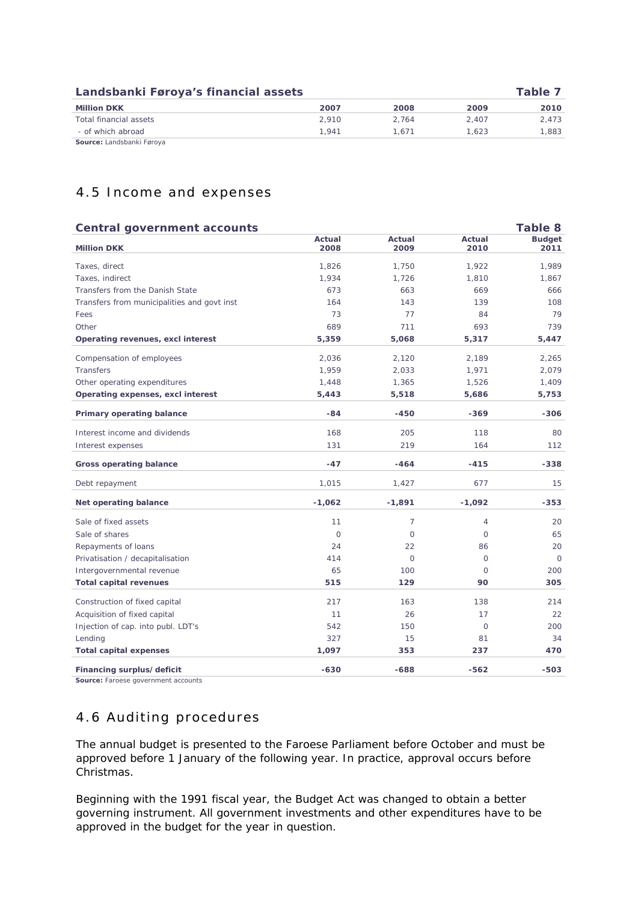**Landsbanki Føroya's financial assets** — **Table 7**

| Million DKK | 2007 | 2008 | 2009 | 2010 |
|---|---|---|---|---|
| Total financial assets | 2,910 | 2,764 | 2,407 | 2,473 |
| - of which abroad | 1,941 | 1,671 | 1,623 | 1,883 |

**Source:** Landsbanki Føroya

## 4.5 Income and expenses

**Central government accounts** — **Table 8**

| Million DKK | Actual 2008 | Actual 2009 | Actual 2010 | Budget 2011 |
|---|---|---|---|---|
| Taxes, direct | 1,826 | 1,750 | 1,922 | 1,989 |
| Taxes, indirect | 1,934 | 1,726 | 1,810 | 1,867 |
| Transfers from the Danish State | 673 | 663 | 669 | 666 |
| Transfers from municipalities and govt inst | 164 | 143 | 139 | 108 |
| Fees | 73 | 77 | 84 | 79 |
| Other | 689 | 711 | 693 | 739 |
| **Operating revenues, excl interest** | **5,359** | **5,068** | **5,317** | **5,447** |
| Compensation of employees | 2,036 | 2,120 | 2,189 | 2,265 |
| Transfers | 1,959 | 2,033 | 1,971 | 2,079 |
| Other operating expenditures | 1,448 | 1,365 | 1,526 | 1,409 |
| **Operating expenses, excl interest** | **5,443** | **5,518** | **5,686** | **5,753** |
| **Primary operating balance** | **-84** | **-450** | **-369** | **-306** |
| Interest income and dividends | 168 | 205 | 118 | 80 |
| Interest expenses | 131 | 219 | 164 | 112 |
| **Gross operating balance** | **-47** | **-464** | **-415** | **-338** |
| Debt repayment | 1,015 | 1,427 | 677 | 15 |
| **Net operating balance** | **-1,062** | **-1,891** | **-1,092** | **-353** |
| Sale of fixed assets | 11 | 7 | 4 | 20 |
| Sale of shares | 0 | 0 | 0 | 65 |
| Repayments of loans | 24 | 22 | 86 | 20 |
| Privatisation / decapitalisation | 414 | 0 | 0 | 0 |
| Intergovernmental revenue | 65 | 100 | 0 | 200 |
| **Total capital revenues** | **515** | **129** | **90** | **305** |
| Construction of fixed capital | 217 | 163 | 138 | 214 |
| Acquisition of fixed capital | 11 | 26 | 17 | 22 |
| Injection of cap. into publ. LDT's | 542 | 150 | 0 | 200 |
| Lending | 327 | 15 | 81 | 34 |
| **Total capital expenses** | **1,097** | **353** | **237** | **470** |
| **Financing surplus/ deficit** | **-630** | **-688** | **-562** | **-503** |

**Source:** Faroese government accounts

## 4.6 Auditing procedures

The annual budget is presented to the Faroese Parliament before October and must be approved before 1 January of the following year. In practice, approval occurs before Christmas.

Beginning with the 1991 fiscal year, the Budget Act was changed to obtain a better governing instrument. All government investments and other expenditures have to be approved in the budget for the year in question.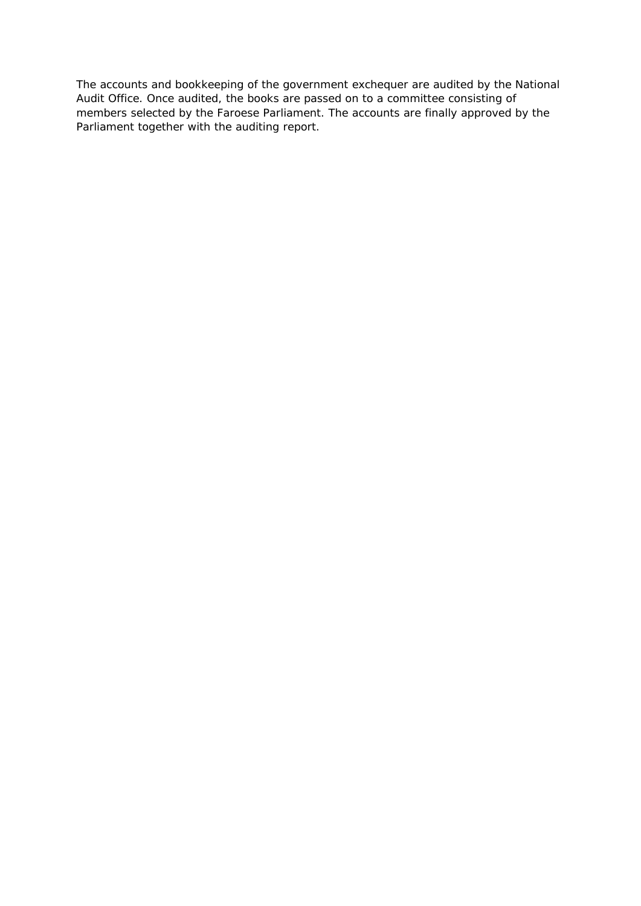The accounts and bookkeeping of the government exchequer are audited by the National Audit Office. Once audited, the books are passed on to a committee consisting of members selected by the Faroese Parliament. The accounts are finally approved by the Parliament together with the auditing report.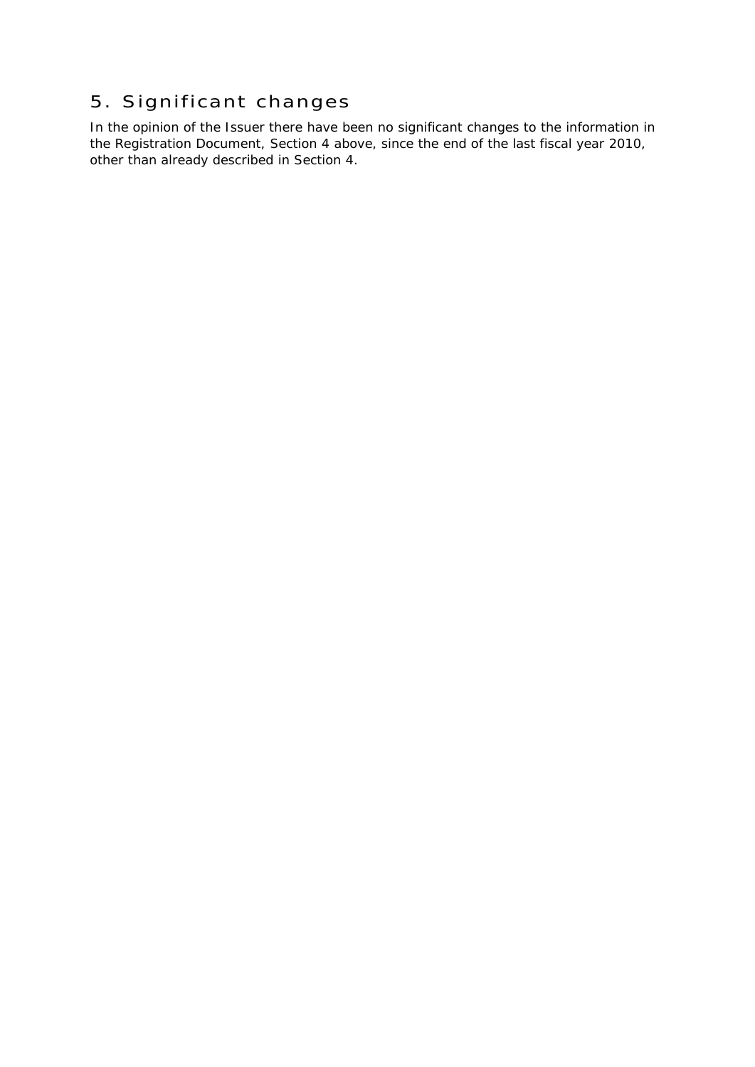## 5. Significant changes

In the opinion of the Issuer there have been no significant changes to the information in the Registration Document, Section 4 above, since the end of the last fiscal year 2010, other than already described in Section 4.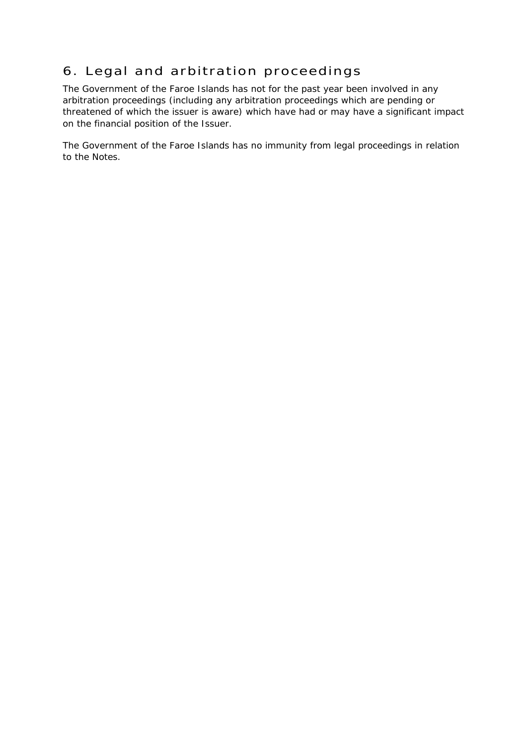# 6. Legal and arbitration proceedings

The Government of the Faroe Islands has not for the past year been involved in any arbitration proceedings (including any arbitration proceedings which are pending or threatened of which the issuer is aware) which have had or may have a significant impact on the financial position of the Issuer.

The Government of the Faroe Islands has no immunity from legal proceedings in relation to the Notes.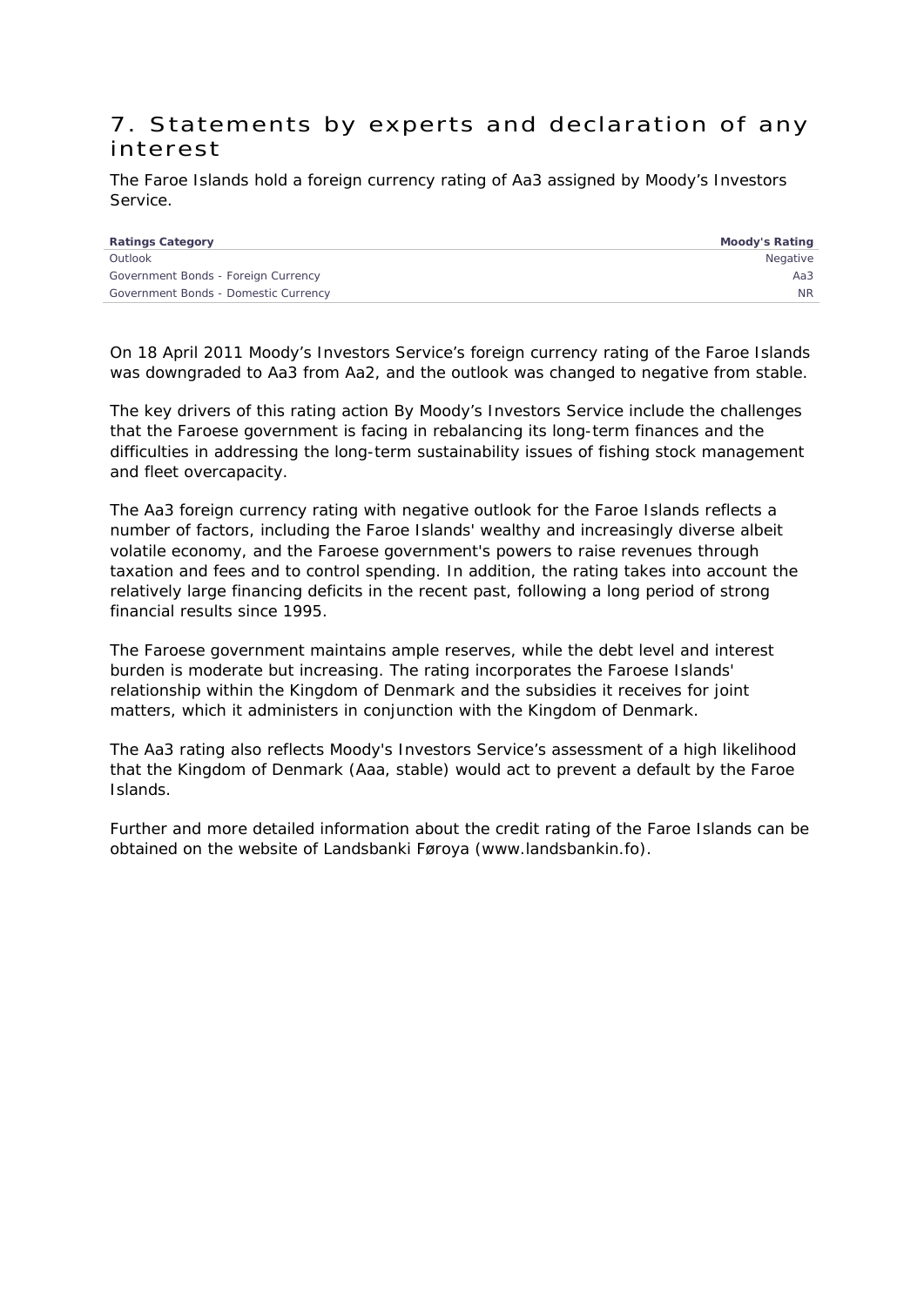# 7. Statements by experts and declaration of any interest

The Faroe Islands hold a foreign currency rating of Aa3 assigned by Moody's Investors Service.

| Ratings Category | Moody's Rating |
|---|---|
| Outlook | Negative |
| Government Bonds - Foreign Currency | Aa3 |
| Government Bonds - Domestic Currency | NR |

On 18 April 2011 Moody's Investors Service's foreign currency rating of the Faroe Islands was downgraded to Aa3 from Aa2, and the outlook was changed to negative from stable.

The key drivers of this rating action By Moody's Investors Service include the challenges that the Faroese government is facing in rebalancing its long-term finances and the difficulties in addressing the long-term sustainability issues of fishing stock management and fleet overcapacity.

The Aa3 foreign currency rating with negative outlook for the Faroe Islands reflects a number of factors, including the Faroe Islands' wealthy and increasingly diverse albeit volatile economy, and the Faroese government's powers to raise revenues through taxation and fees and to control spending. In addition, the rating takes into account the relatively large financing deficits in the recent past, following a long period of strong financial results since 1995.

The Faroese government maintains ample reserves, while the debt level and interest burden is moderate but increasing. The rating incorporates the Faroese Islands' relationship within the Kingdom of Denmark and the subsidies it receives for joint matters, which it administers in conjunction with the Kingdom of Denmark.

The Aa3 rating also reflects Moody's Investors Service's assessment of a high likelihood that the Kingdom of Denmark (Aaa, stable) would act to prevent a default by the Faroe Islands.

Further and more detailed information about the credit rating of the Faroe Islands can be obtained on the website of Landsbanki Føroya (www.landsbankin.fo).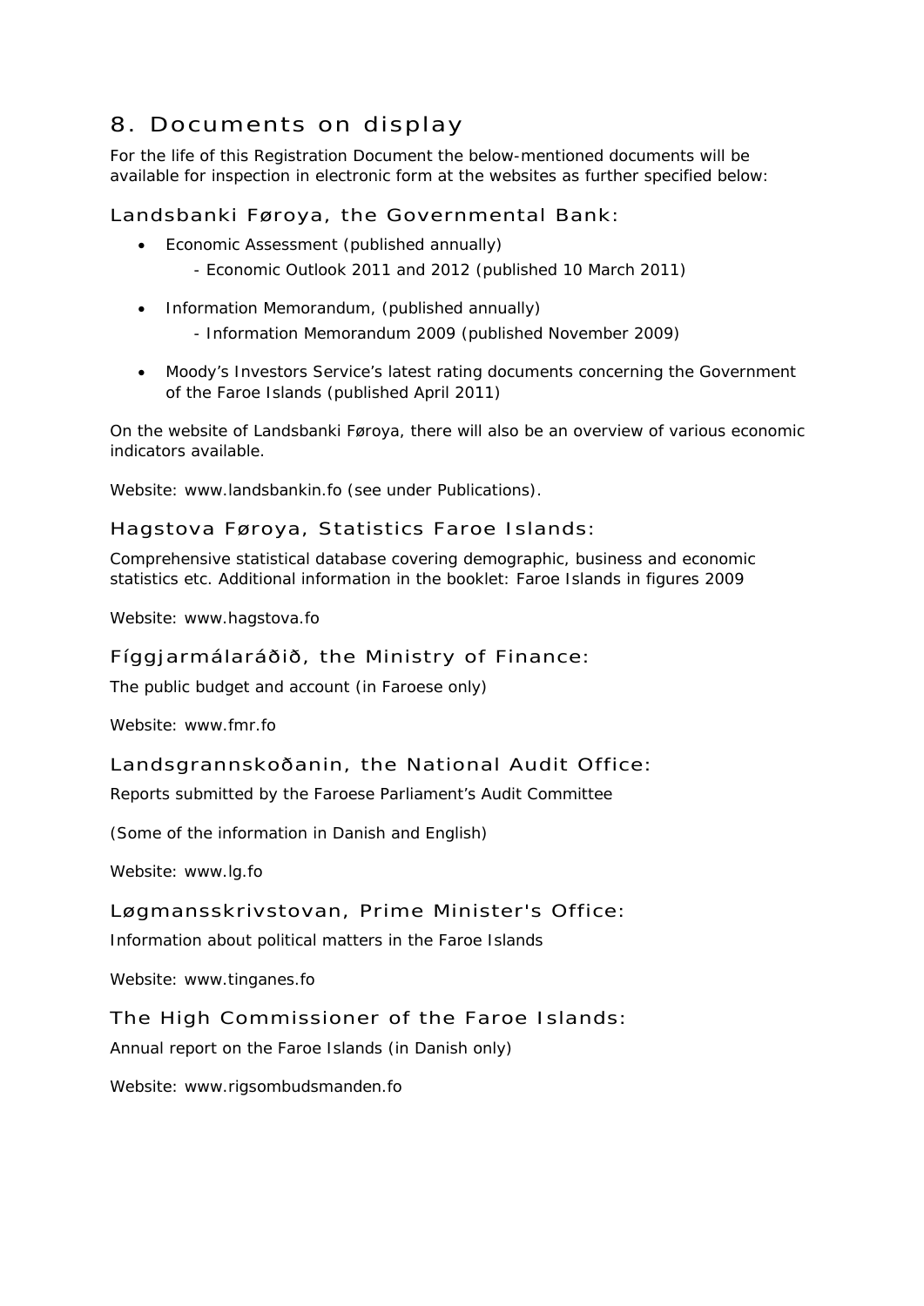# 8. Documents on display

For the life of this Registration Document the below-mentioned documents will be available for inspection in electronic form at the websites as further specified below:

## Landsbanki Føroya, the Governmental Bank:

- Economic Assessment (published annually)
  - Economic Outlook 2011 and 2012 (published 10 March 2011)
- Information Memorandum, (published annually)
  - Information Memorandum 2009 (published November 2009)
- Moody's Investors Service's latest rating documents concerning the Government of the Faroe Islands (published April 2011)

On the website of Landsbanki Føroya, there will also be an overview of various economic indicators available.

Website: www.landsbankin.fo (see under Publications).

## Hagstova Føroya, Statistics Faroe Islands:

Comprehensive statistical database covering demographic, business and economic statistics etc. Additional information in the booklet: Faroe Islands in figures 2009

Website: www.hagstova.fo

## Fíggjarmálaráðið, the Ministry of Finance:

The public budget and account (in Faroese only)

Website: www.fmr.fo

## Landsgrannskoðanin, the National Audit Office:

Reports submitted by the Faroese Parliament's Audit Committee

(Some of the information in Danish and English)

Website: www.lg.fo

## Løgmansskrivstovan, Prime Minister's Office:

Information about political matters in the Faroe Islands

Website: www.tinganes.fo

## The High Commissioner of the Faroe Islands:

Annual report on the Faroe Islands (in Danish only)

Website: www.rigsombudsmanden.fo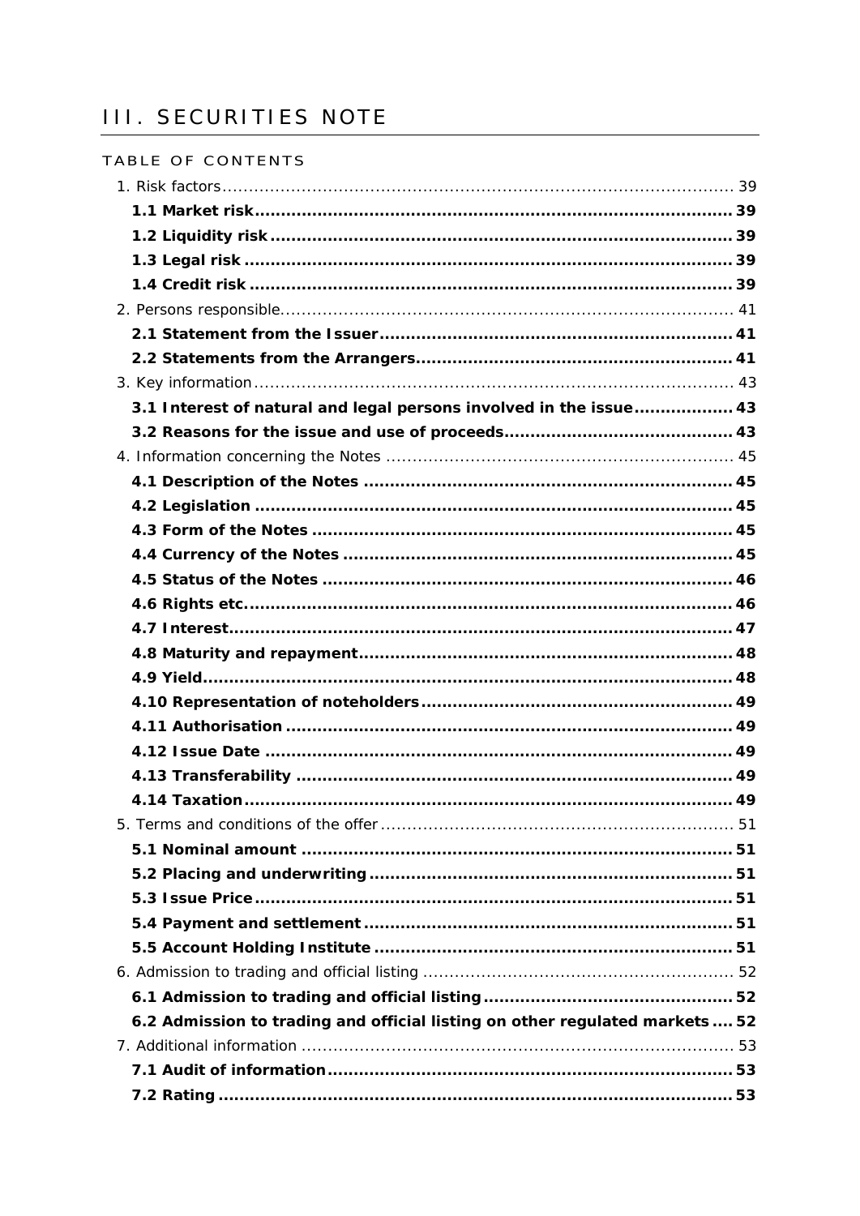# III. SECURITIES NOTE

TABLE OF CONTENTS

1. Risk factors ..... 39
   - **1.1 Market risk ..... 39**
   - **1.2 Liquidity risk ..... 39**
   - **1.3 Legal risk ..... 39**
   - **1.4 Credit risk ..... 39**
2. Persons responsible ..... 41
   - **2.1 Statement from the Issuer ..... 41**
   - **2.2 Statements from the Arrangers ..... 41**
3. Key information ..... 43
   - **3.1 Interest of natural and legal persons involved in the issue ..... 43**
   - **3.2 Reasons for the issue and use of proceeds ..... 43**
4. Information concerning the Notes ..... 45
   - **4.1 Description of the Notes ..... 45**
   - **4.2 Legislation ..... 45**
   - **4.3 Form of the Notes ..... 45**
   - **4.4 Currency of the Notes ..... 45**
   - **4.5 Status of the Notes ..... 46**
   - **4.6 Rights etc. ..... 46**
   - **4.7 Interest ..... 47**
   - **4.8 Maturity and repayment ..... 48**
   - **4.9 Yield ..... 48**
   - **4.10 Representation of noteholders ..... 49**
   - **4.11 Authorisation ..... 49**
   - **4.12 Issue Date ..... 49**
   - **4.13 Transferability ..... 49**
   - **4.14 Taxation ..... 49**
5. Terms and conditions of the offer ..... 51
   - **5.1 Nominal amount ..... 51**
   - **5.2 Placing and underwriting ..... 51**
   - **5.3 Issue Price ..... 51**
   - **5.4 Payment and settlement ..... 51**
   - **5.5 Account Holding Institute ..... 51**
6. Admission to trading and official listing ..... 52
   - **6.1 Admission to trading and official listing ..... 52**
   - **6.2 Admission to trading and official listing on other regulated markets ..... 52**
7. Additional information ..... 53
   - **7.1 Audit of information ..... 53**
   - **7.2 Rating ..... 53**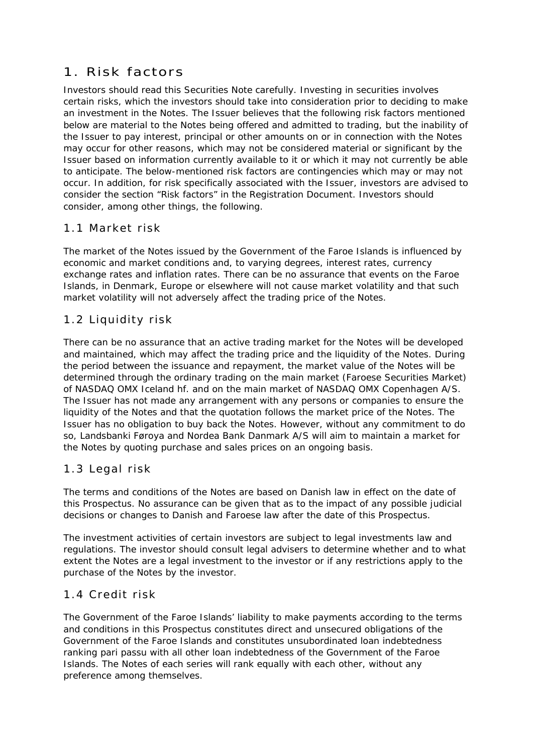# 1. Risk factors

Investors should read this Securities Note carefully. Investing in securities involves certain risks, which the investors should take into consideration prior to deciding to make an investment in the Notes. The Issuer believes that the following risk factors mentioned below are material to the Notes being offered and admitted to trading, but the inability of the Issuer to pay interest, principal or other amounts on or in connection with the Notes may occur for other reasons, which may not be considered material or significant by the Issuer based on information currently available to it or which it may not currently be able to anticipate. The below-mentioned risk factors are contingencies which may or may not occur. In addition, for risk specifically associated with the Issuer, investors are advised to consider the section "Risk factors" in the Registration Document. Investors should consider, among other things, the following.

## 1.1 Market risk

The market of the Notes issued by the Government of the Faroe Islands is influenced by economic and market conditions and, to varying degrees, interest rates, currency exchange rates and inflation rates. There can be no assurance that events on the Faroe Islands, in Denmark, Europe or elsewhere will not cause market volatility and that such market volatility will not adversely affect the trading price of the Notes.

## 1.2 Liquidity risk

There can be no assurance that an active trading market for the Notes will be developed and maintained, which may affect the trading price and the liquidity of the Notes. During the period between the issuance and repayment, the market value of the Notes will be determined through the ordinary trading on the main market (Faroese Securities Market) of NASDAQ OMX Iceland hf. and on the main market of NASDAQ OMX Copenhagen A/S. The Issuer has not made any arrangement with any persons or companies to ensure the liquidity of the Notes and that the quotation follows the market price of the Notes. The Issuer has no obligation to buy back the Notes. However, without any commitment to do so, Landsbanki Føroya and Nordea Bank Danmark A/S will aim to maintain a market for the Notes by quoting purchase and sales prices on an ongoing basis.

## 1.3 Legal risk

The terms and conditions of the Notes are based on Danish law in effect on the date of this Prospectus. No assurance can be given that as to the impact of any possible judicial decisions or changes to Danish and Faroese law after the date of this Prospectus.

The investment activities of certain investors are subject to legal investments law and regulations. The investor should consult legal advisers to determine whether and to what extent the Notes are a legal investment to the investor or if any restrictions apply to the purchase of the Notes by the investor.

## 1.4 Credit risk

The Government of the Faroe Islands' liability to make payments according to the terms and conditions in this Prospectus constitutes direct and unsecured obligations of the Government of the Faroe Islands and constitutes unsubordinated loan indebtedness ranking pari passu with all other loan indebtedness of the Government of the Faroe Islands. The Notes of each series will rank equally with each other, without any preference among themselves.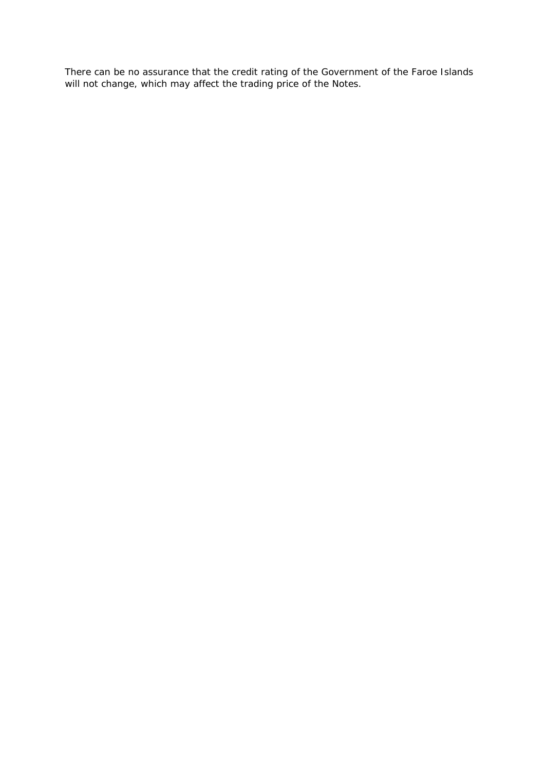There can be no assurance that the credit rating of the Government of the Faroe Islands will not change, which may affect the trading price of the Notes.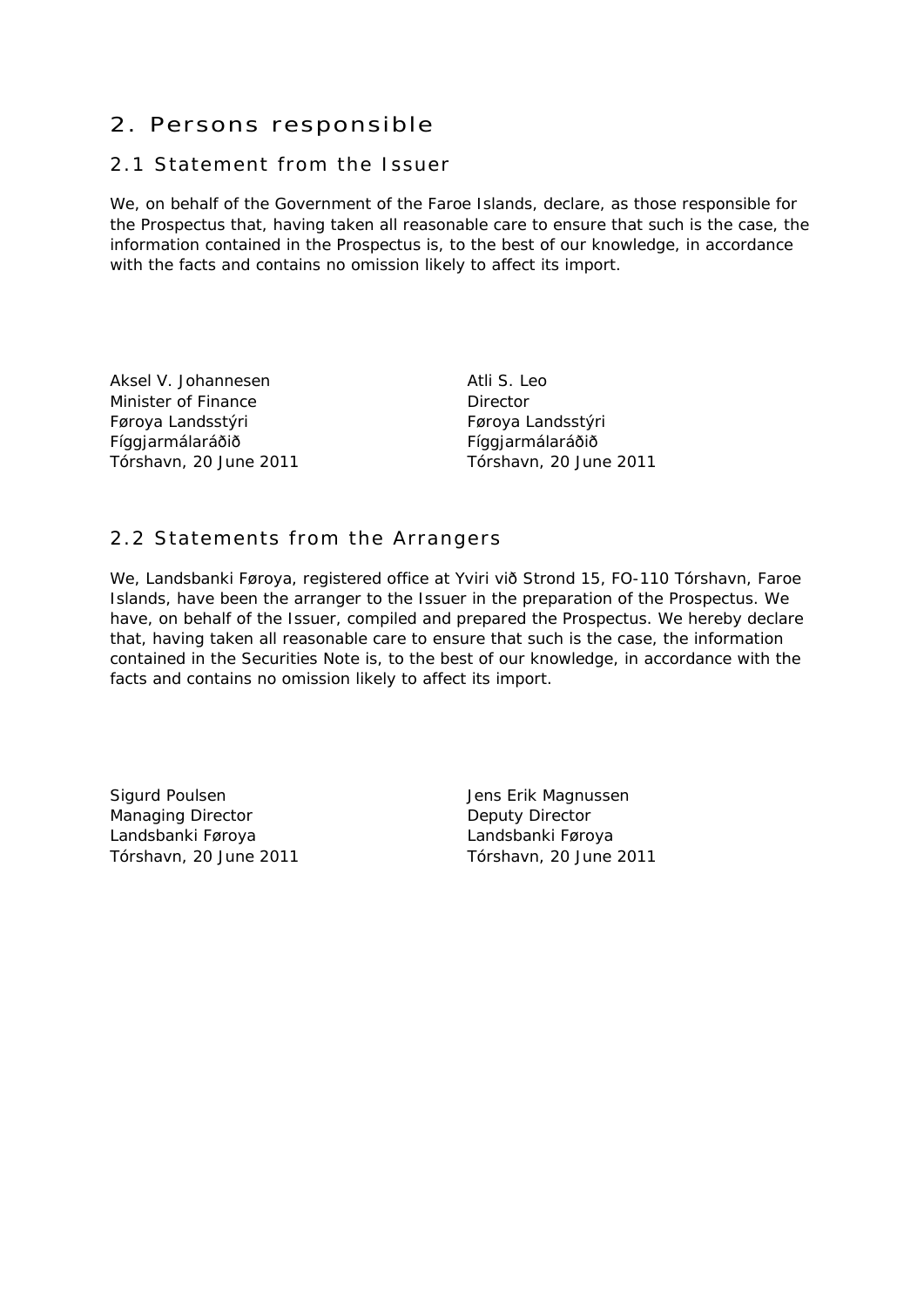# 2. Persons responsible

## 2.1 Statement from the Issuer

We, on behalf of the Government of the Faroe Islands, declare, as those responsible for the Prospectus that, having taken all reasonable care to ensure that such is the case, the information contained in the Prospectus is, to the best of our knowledge, in accordance with the facts and contains no omission likely to affect its import.

Aksel V. Johannesen
Minister of Finance
Føroya Landsstýri
Fíggjarmálaráðið
Tórshavn, 20 June 2011

Atli S. Leo
Director
Føroya Landsstýri
Fíggjarmálaráðið
Tórshavn, 20 June 2011

## 2.2 Statements from the Arrangers

We, Landsbanki Føroya, registered office at Yviri við Strond 15, FO-110 Tórshavn, Faroe Islands, have been the arranger to the Issuer in the preparation of the Prospectus. We have, on behalf of the Issuer, compiled and prepared the Prospectus. We hereby declare that, having taken all reasonable care to ensure that such is the case, the information contained in the Securities Note is, to the best of our knowledge, in accordance with the facts and contains no omission likely to affect its import.

Sigurd Poulsen
Managing Director
Landsbanki Føroya
Tórshavn, 20 June 2011

Jens Erik Magnussen
Deputy Director
Landsbanki Føroya
Tórshavn, 20 June 2011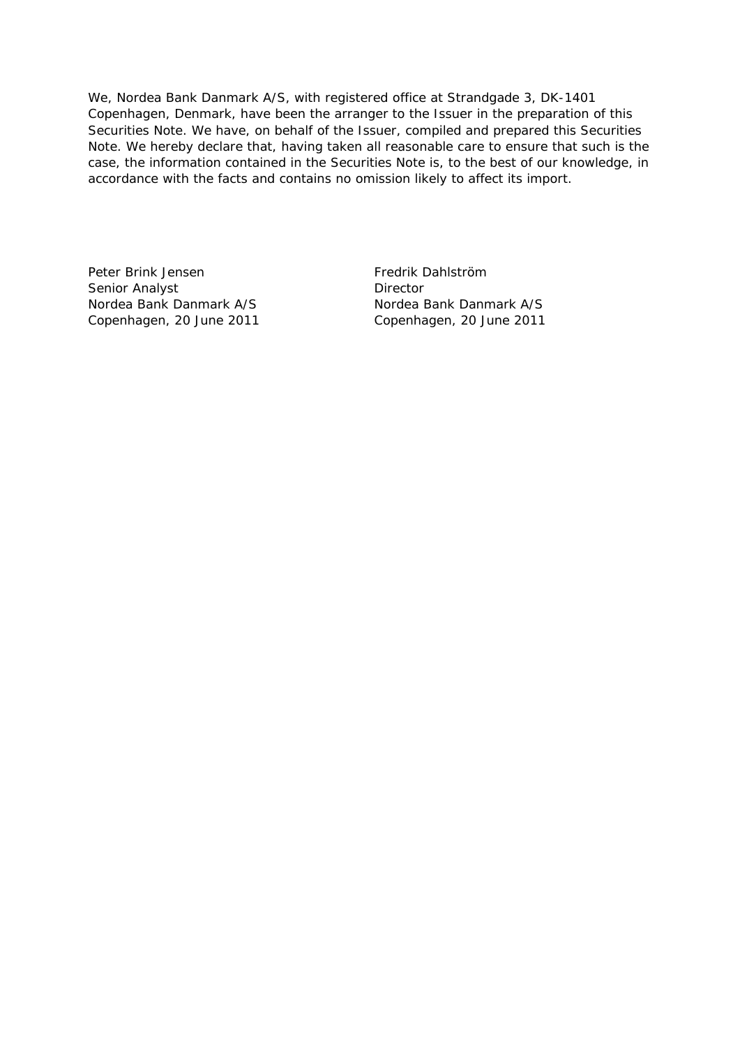We, Nordea Bank Danmark A/S, with registered office at Strandgade 3, DK-1401 Copenhagen, Denmark, have been the arranger to the Issuer in the preparation of this Securities Note. We have, on behalf of the Issuer, compiled and prepared this Securities Note. We hereby declare that, having taken all reasonable care to ensure that such is the case, the information contained in the Securities Note is, to the best of our knowledge, in accordance with the facts and contains no omission likely to affect its import.

Peter Brink Jensen
Senior Analyst
Nordea Bank Danmark A/S
Copenhagen, 20 June 2011

Fredrik Dahlström
Director
Nordea Bank Danmark A/S
Copenhagen, 20 June 2011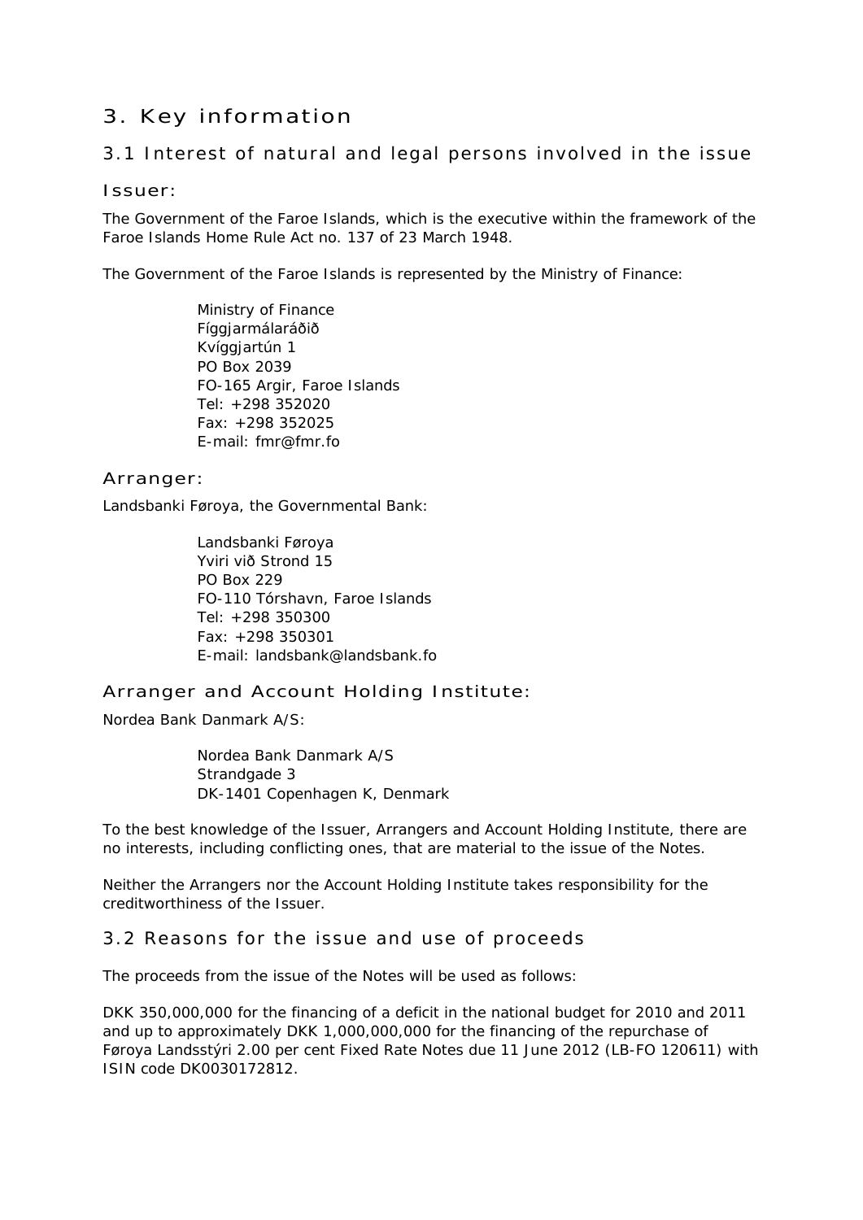# 3. Key information

## 3.1 Interest of natural and legal persons involved in the issue

### Issuer:

The Government of the Faroe Islands, which is the executive within the framework of the Faroe Islands Home Rule Act no. 137 of 23 March 1948.

The Government of the Faroe Islands is represented by the Ministry of Finance:

Ministry of Finance  
Fíggjarmálaráðið  
Kvíggjartún 1  
PO Box 2039  
FO-165 Argir, Faroe Islands  
Tel: +298 352020  
Fax: +298 352025  
E-mail: fmr@fmr.fo

### Arranger:

Landsbanki Føroya, the Governmental Bank:

Landsbanki Føroya  
Yviri við Strond 15  
PO Box 229  
FO-110 Tórshavn, Faroe Islands  
Tel: +298 350300  
Fax: +298 350301  
E-mail: landsbank@landsbank.fo

### Arranger and Account Holding Institute:

Nordea Bank Danmark A/S:

Nordea Bank Danmark A/S  
Strandgade 3  
DK-1401 Copenhagen K, Denmark

To the best knowledge of the Issuer, Arrangers and Account Holding Institute, there are no interests, including conflicting ones, that are material to the issue of the Notes.

Neither the Arrangers nor the Account Holding Institute takes responsibility for the creditworthiness of the Issuer.

## 3.2 Reasons for the issue and use of proceeds

The proceeds from the issue of the Notes will be used as follows:

DKK 350,000,000 for the financing of a deficit in the national budget for 2010 and 2011 and up to approximately DKK 1,000,000,000 for the financing of the repurchase of Føroya Landsstýri 2.00 per cent Fixed Rate Notes due 11 June 2012 (LB-FO 120611) with ISIN code DK0030172812.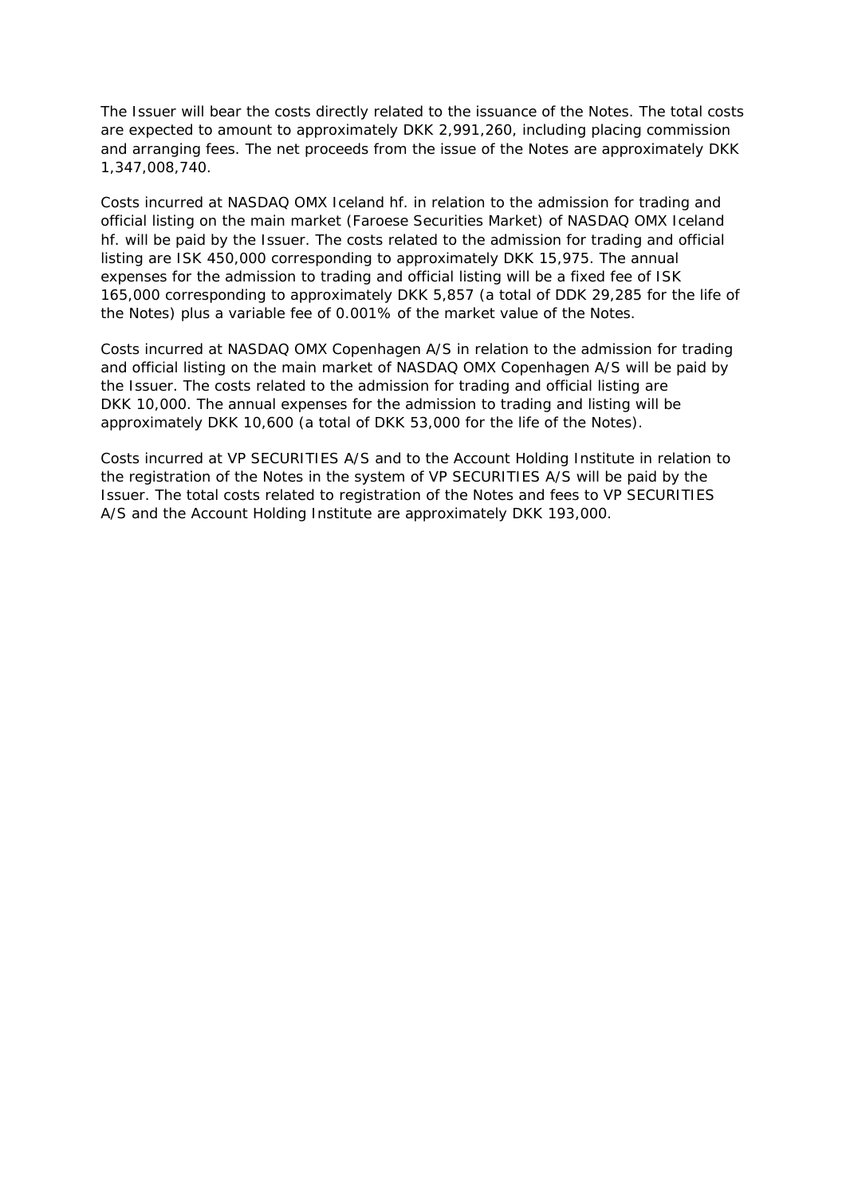The Issuer will bear the costs directly related to the issuance of the Notes. The total costs are expected to amount to approximately DKK 2,991,260, including placing commission and arranging fees. The net proceeds from the issue of the Notes are approximately DKK 1,347,008,740.

Costs incurred at NASDAQ OMX Iceland hf. in relation to the admission for trading and official listing on the main market (Faroese Securities Market) of NASDAQ OMX Iceland hf. will be paid by the Issuer. The costs related to the admission for trading and official listing are ISK 450,000 corresponding to approximately DKK 15,975. The annual expenses for the admission to trading and official listing will be a fixed fee of ISK 165,000 corresponding to approximately DKK 5,857 (a total of DDK 29,285 for the life of the Notes) plus a variable fee of 0.001% of the market value of the Notes.

Costs incurred at NASDAQ OMX Copenhagen A/S in relation to the admission for trading and official listing on the main market of NASDAQ OMX Copenhagen A/S will be paid by the Issuer. The costs related to the admission for trading and official listing are DKK 10,000. The annual expenses for the admission to trading and listing will be approximately DKK 10,600 (a total of DKK 53,000 for the life of the Notes).

Costs incurred at VP SECURITIES A/S and to the Account Holding Institute in relation to the registration of the Notes in the system of VP SECURITIES A/S will be paid by the Issuer. The total costs related to registration of the Notes and fees to VP SECURITIES A/S and the Account Holding Institute are approximately DKK 193,000.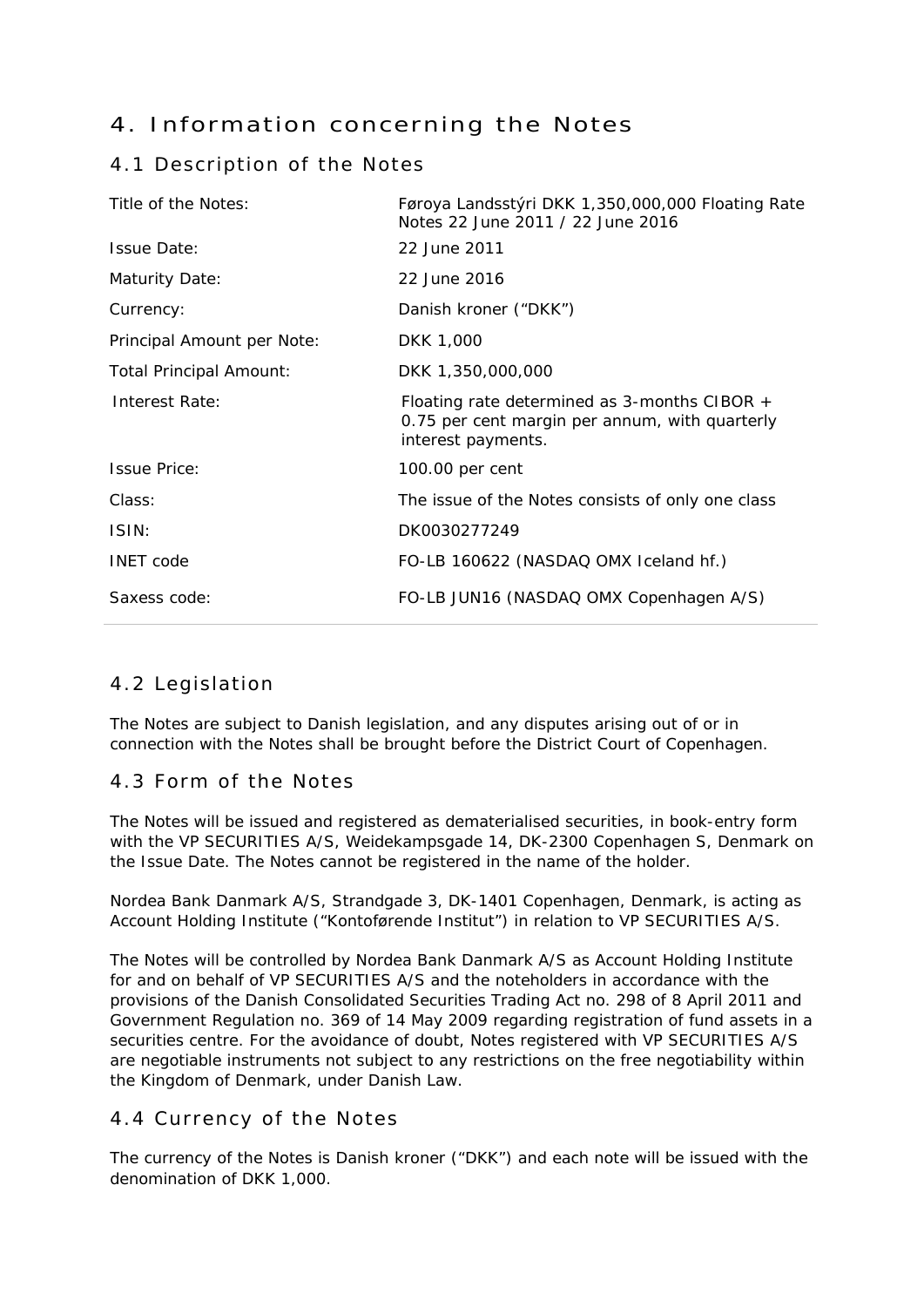## 4. Information concerning the Notes

### 4.1 Description of the Notes

| | |
|---|---|
| Title of the Notes: | Føroya Landsstýri DKK 1,350,000,000 Floating Rate Notes 22 June 2011 / 22 June 2016 |
| Issue Date: | 22 June 2011 |
| Maturity Date: | 22 June 2016 |
| Currency: | Danish kroner ("DKK") |
| Principal Amount per Note: | DKK 1,000 |
| Total Principal Amount: | DKK 1,350,000,000 |
| Interest Rate: | Floating rate determined as 3-months CIBOR + 0.75 per cent margin per annum, with quarterly interest payments. |
| Issue Price: | 100.00 per cent |
| Class: | The issue of the Notes consists of only one class |
| ISIN: | DK0030277249 |
| INET code | FO-LB 160622 (NASDAQ OMX Iceland hf.) |
| Saxess code: | FO-LB JUN16 (NASDAQ OMX Copenhagen A/S) |

### 4.2 Legislation

The Notes are subject to Danish legislation, and any disputes arising out of or in connection with the Notes shall be brought before the District Court of Copenhagen.

### 4.3 Form of the Notes

The Notes will be issued and registered as dematerialised securities, in book-entry form with the VP SECURITIES A/S, Weidekampsgade 14, DK-2300 Copenhagen S, Denmark on the Issue Date. The Notes cannot be registered in the name of the holder.

Nordea Bank Danmark A/S, Strandgade 3, DK-1401 Copenhagen, Denmark, is acting as Account Holding Institute ("Kontoførende Institut") in relation to VP SECURITIES A/S.

The Notes will be controlled by Nordea Bank Danmark A/S as Account Holding Institute for and on behalf of VP SECURITIES A/S and the noteholders in accordance with the provisions of the Danish Consolidated Securities Trading Act no. 298 of 8 April 2011 and Government Regulation no. 369 of 14 May 2009 regarding registration of fund assets in a securities centre. For the avoidance of doubt, Notes registered with VP SECURITIES A/S are negotiable instruments not subject to any restrictions on the free negotiability within the Kingdom of Denmark, under Danish Law.

### 4.4 Currency of the Notes

The currency of the Notes is Danish kroner ("DKK") and each note will be issued with the denomination of DKK 1,000.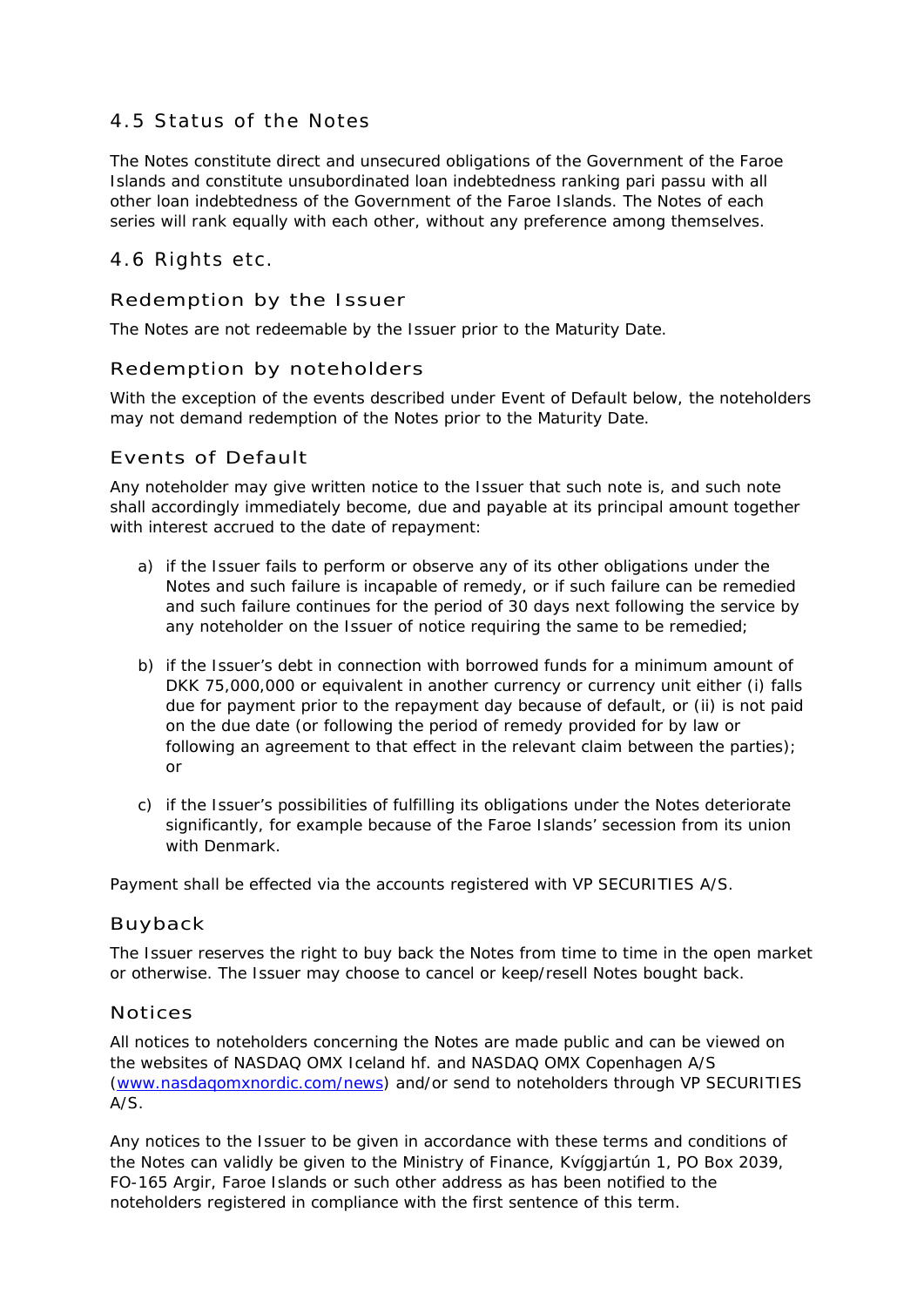## 4.5 Status of the Notes

The Notes constitute direct and unsecured obligations of the Government of the Faroe Islands and constitute unsubordinated loan indebtedness ranking pari passu with all other loan indebtedness of the Government of the Faroe Islands. The Notes of each series will rank equally with each other, without any preference among themselves.

## 4.6 Rights etc.

### Redemption by the Issuer

The Notes are not redeemable by the Issuer prior to the Maturity Date.

### Redemption by noteholders

With the exception of the events described under Event of Default below, the noteholders may not demand redemption of the Notes prior to the Maturity Date.

### Events of Default

Any noteholder may give written notice to the Issuer that such note is, and such note shall accordingly immediately become, due and payable at its principal amount together with interest accrued to the date of repayment:

a) if the Issuer fails to perform or observe any of its other obligations under the Notes and such failure is incapable of remedy, or if such failure can be remedied and such failure continues for the period of 30 days next following the service by any noteholder on the Issuer of notice requiring the same to be remedied;

b) if the Issuer's debt in connection with borrowed funds for a minimum amount of DKK 75,000,000 or equivalent in another currency or currency unit either (i) falls due for payment prior to the repayment day because of default, or (ii) is not paid on the due date (or following the period of remedy provided for by law or following an agreement to that effect in the relevant claim between the parties); or

c) if the Issuer's possibilities of fulfilling its obligations under the Notes deteriorate significantly, for example because of the Faroe Islands' secession from its union with Denmark.

Payment shall be effected via the accounts registered with VP SECURITIES A/S.

### Buyback

The Issuer reserves the right to buy back the Notes from time to time in the open market or otherwise. The Issuer may choose to cancel or keep/resell Notes bought back.

### Notices

All notices to noteholders concerning the Notes are made public and can be viewed on the websites of NASDAQ OMX Iceland hf. and NASDAQ OMX Copenhagen A/S (www.nasdaqomxnordic.com/news) and/or send to noteholders through VP SECURITIES A/S.

Any notices to the Issuer to be given in accordance with these terms and conditions of the Notes can validly be given to the Ministry of Finance, Kvíggjartún 1, PO Box 2039, FO-165 Argir, Faroe Islands or such other address as has been notified to the noteholders registered in compliance with the first sentence of this term.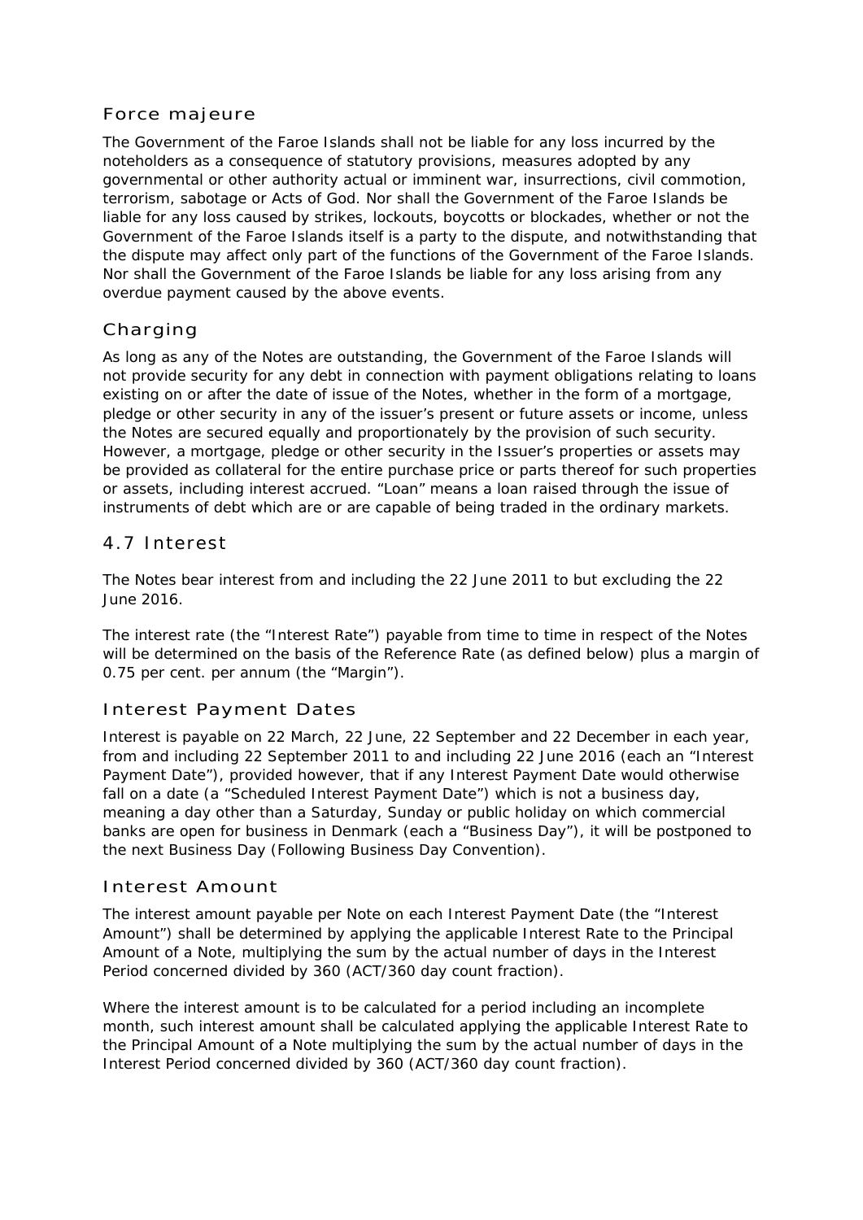### Force majeure

The Government of the Faroe Islands shall not be liable for any loss incurred by the noteholders as a consequence of statutory provisions, measures adopted by any governmental or other authority actual or imminent war, insurrections, civil commotion, terrorism, sabotage or Acts of God. Nor shall the Government of the Faroe Islands be liable for any loss caused by strikes, lockouts, boycotts or blockades, whether or not the Government of the Faroe Islands itself is a party to the dispute, and notwithstanding that the dispute may affect only part of the functions of the Government of the Faroe Islands. Nor shall the Government of the Faroe Islands be liable for any loss arising from any overdue payment caused by the above events.

### Charging

As long as any of the Notes are outstanding, the Government of the Faroe Islands will not provide security for any debt in connection with payment obligations relating to loans existing on or after the date of issue of the Notes, whether in the form of a mortgage, pledge or other security in any of the issuer's present or future assets or income, unless the Notes are secured equally and proportionately by the provision of such security. However, a mortgage, pledge or other security in the Issuer's properties or assets may be provided as collateral for the entire purchase price or parts thereof for such properties or assets, including interest accrued. "Loan" means a loan raised through the issue of instruments of debt which are or are capable of being traded in the ordinary markets.

## 4.7 Interest

The Notes bear interest from and including the 22 June 2011 to but excluding the 22 June 2016.

The interest rate (the "Interest Rate") payable from time to time in respect of the Notes will be determined on the basis of the Reference Rate (as defined below) plus a margin of 0.75 per cent. per annum (the "Margin").

### Interest Payment Dates

Interest is payable on 22 March, 22 June, 22 September and 22 December in each year, from and including 22 September 2011 to and including 22 June 2016 (each an "Interest Payment Date"), provided however, that if any Interest Payment Date would otherwise fall on a date (a "Scheduled Interest Payment Date") which is not a business day, meaning a day other than a Saturday, Sunday or public holiday on which commercial banks are open for business in Denmark (each a "Business Day"), it will be postponed to the next Business Day (Following Business Day Convention).

### Interest Amount

The interest amount payable per Note on each Interest Payment Date (the "Interest Amount") shall be determined by applying the applicable Interest Rate to the Principal Amount of a Note, multiplying the sum by the actual number of days in the Interest Period concerned divided by 360 (ACT/360 day count fraction).

Where the interest amount is to be calculated for a period including an incomplete month, such interest amount shall be calculated applying the applicable Interest Rate to the Principal Amount of a Note multiplying the sum by the actual number of days in the Interest Period concerned divided by 360 (ACT/360 day count fraction).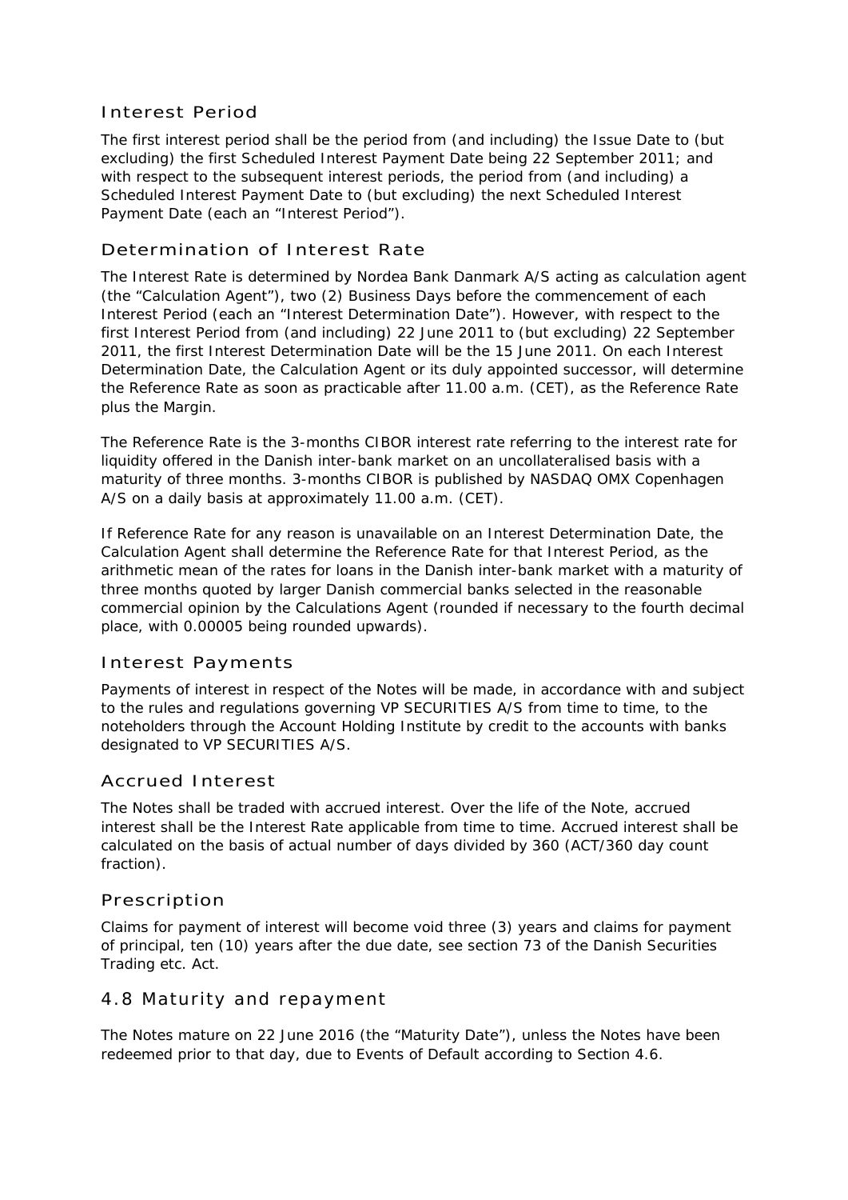### Interest Period

The first interest period shall be the period from (and including) the Issue Date to (but excluding) the first Scheduled Interest Payment Date being 22 September 2011; and with respect to the subsequent interest periods, the period from (and including) a Scheduled Interest Payment Date to (but excluding) the next Scheduled Interest Payment Date (each an "Interest Period").

### Determination of Interest Rate

The Interest Rate is determined by Nordea Bank Danmark A/S acting as calculation agent (the "Calculation Agent"), two (2) Business Days before the commencement of each Interest Period (each an "Interest Determination Date"). However, with respect to the first Interest Period from (and including) 22 June 2011 to (but excluding) 22 September 2011, the first Interest Determination Date will be the 15 June 2011. On each Interest Determination Date, the Calculation Agent or its duly appointed successor, will determine the Reference Rate as soon as practicable after 11.00 a.m. (CET), as the Reference Rate plus the Margin.

The Reference Rate is the 3-months CIBOR interest rate referring to the interest rate for liquidity offered in the Danish inter-bank market on an uncollateralised basis with a maturity of three months. 3-months CIBOR is published by NASDAQ OMX Copenhagen A/S on a daily basis at approximately 11.00 a.m. (CET).

If Reference Rate for any reason is unavailable on an Interest Determination Date, the Calculation Agent shall determine the Reference Rate for that Interest Period, as the arithmetic mean of the rates for loans in the Danish inter-bank market with a maturity of three months quoted by larger Danish commercial banks selected in the reasonable commercial opinion by the Calculations Agent (rounded if necessary to the fourth decimal place, with 0.00005 being rounded upwards).

### Interest Payments

Payments of interest in respect of the Notes will be made, in accordance with and subject to the rules and regulations governing VP SECURITIES A/S from time to time, to the noteholders through the Account Holding Institute by credit to the accounts with banks designated to VP SECURITIES A/S.

### Accrued Interest

The Notes shall be traded with accrued interest. Over the life of the Note, accrued interest shall be the Interest Rate applicable from time to time. Accrued interest shall be calculated on the basis of actual number of days divided by 360 (ACT/360 day count fraction).

### Prescription

Claims for payment of interest will become void three (3) years and claims for payment of principal, ten (10) years after the due date, see section 73 of the Danish Securities Trading etc. Act.

## 4.8 Maturity and repayment

The Notes mature on 22 June 2016 (the "Maturity Date"), unless the Notes have been redeemed prior to that day, due to Events of Default according to Section 4.6.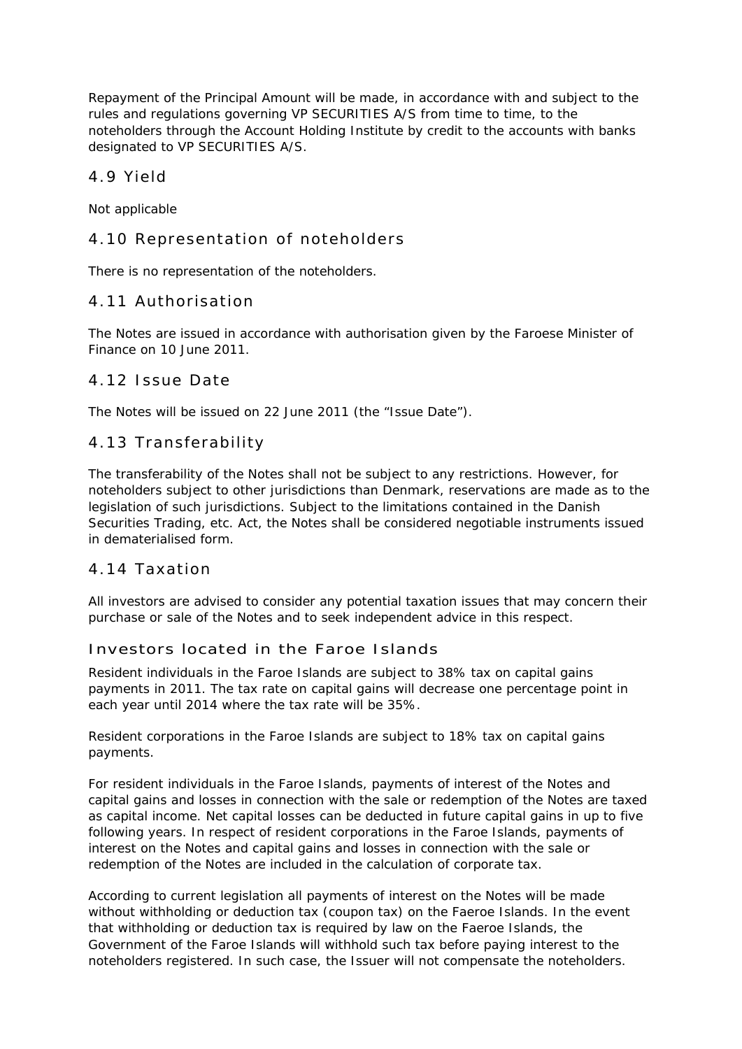Repayment of the Principal Amount will be made, in accordance with and subject to the rules and regulations governing VP SECURITIES A/S from time to time, to the noteholders through the Account Holding Institute by credit to the accounts with banks designated to VP SECURITIES A/S.

## 4.9 Yield

Not applicable

## 4.10 Representation of noteholders

There is no representation of the noteholders.

## 4.11 Authorisation

The Notes are issued in accordance with authorisation given by the Faroese Minister of Finance on 10 June 2011.

## 4.12 Issue Date

The Notes will be issued on 22 June 2011 (the "Issue Date").

## 4.13 Transferability

The transferability of the Notes shall not be subject to any restrictions. However, for noteholders subject to other jurisdictions than Denmark, reservations are made as to the legislation of such jurisdictions. Subject to the limitations contained in the Danish Securities Trading, etc. Act, the Notes shall be considered negotiable instruments issued in dematerialised form.

## 4.14 Taxation

All investors are advised to consider any potential taxation issues that may concern their purchase or sale of the Notes and to seek independent advice in this respect.

### Investors located in the Faroe Islands

Resident individuals in the Faroe Islands are subject to 38% tax on capital gains payments in 2011. The tax rate on capital gains will decrease one percentage point in each year until 2014 where the tax rate will be 35%.

Resident corporations in the Faroe Islands are subject to 18% tax on capital gains payments.

For resident individuals in the Faroe Islands, payments of interest of the Notes and capital gains and losses in connection with the sale or redemption of the Notes are taxed as capital income. Net capital losses can be deducted in future capital gains in up to five following years. In respect of resident corporations in the Faroe Islands, payments of interest on the Notes and capital gains and losses in connection with the sale or redemption of the Notes are included in the calculation of corporate tax.

According to current legislation all payments of interest on the Notes will be made without withholding or deduction tax (coupon tax) on the Faeroe Islands. In the event that withholding or deduction tax is required by law on the Faeroe Islands, the Government of the Faroe Islands will withhold such tax before paying interest to the noteholders registered. In such case, the Issuer will not compensate the noteholders.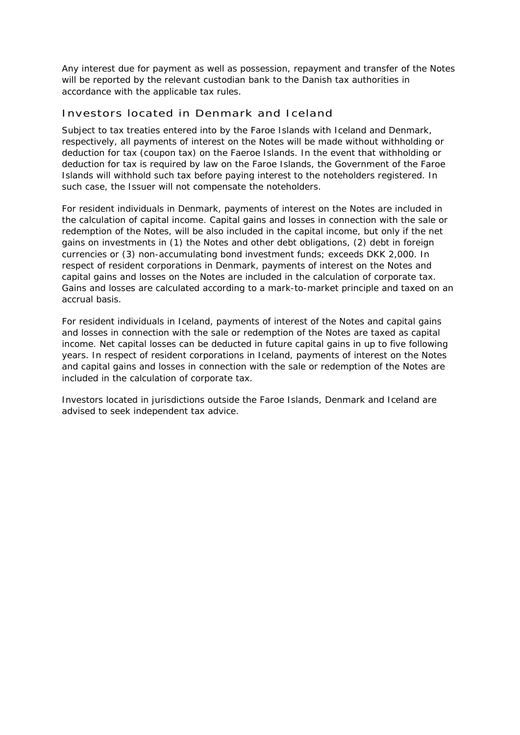Any interest due for payment as well as possession, repayment and transfer of the Notes will be reported by the relevant custodian bank to the Danish tax authorities in accordance with the applicable tax rules.

## Investors located in Denmark and Iceland

Subject to tax treaties entered into by the Faroe Islands with Iceland and Denmark, respectively, all payments of interest on the Notes will be made without withholding or deduction for tax (coupon tax) on the Faeroe Islands. In the event that withholding or deduction for tax is required by law on the Faroe Islands, the Government of the Faroe Islands will withhold such tax before paying interest to the noteholders registered. In such case, the Issuer will not compensate the noteholders.

For resident individuals in Denmark, payments of interest on the Notes are included in the calculation of capital income. Capital gains and losses in connection with the sale or redemption of the Notes, will be also included in the capital income, but only if the net gains on investments in (1) the Notes and other debt obligations, (2) debt in foreign currencies or (3) non-accumulating bond investment funds; exceeds DKK 2,000. In respect of resident corporations in Denmark, payments of interest on the Notes and capital gains and losses on the Notes are included in the calculation of corporate tax. Gains and losses are calculated according to a mark-to-market principle and taxed on an accrual basis.

For resident individuals in Iceland, payments of interest of the Notes and capital gains and losses in connection with the sale or redemption of the Notes are taxed as capital income. Net capital losses can be deducted in future capital gains in up to five following years. In respect of resident corporations in Iceland, payments of interest on the Notes and capital gains and losses in connection with the sale or redemption of the Notes are included in the calculation of corporate tax.

Investors located in jurisdictions outside the Faroe Islands, Denmark and Iceland are advised to seek independent tax advice.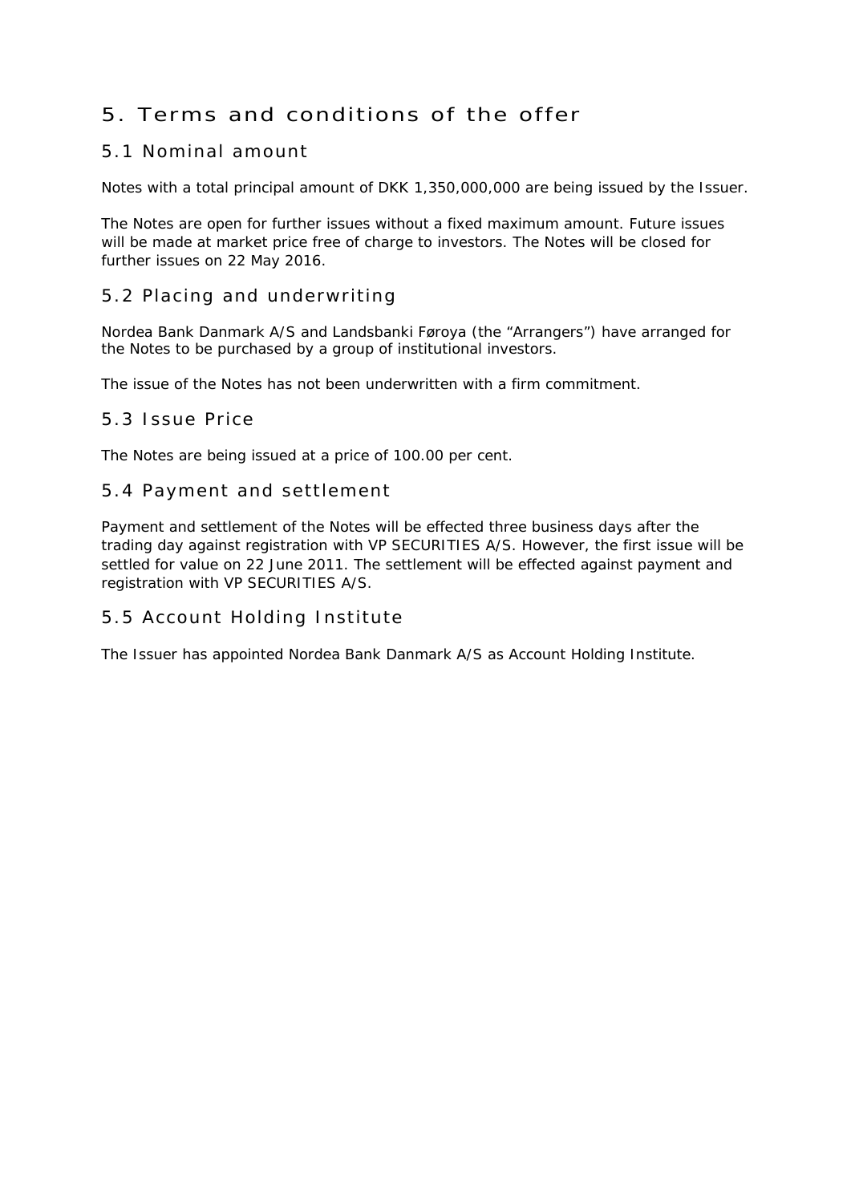# 5. Terms and conditions of the offer

## 5.1 Nominal amount

Notes with a total principal amount of DKK 1,350,000,000 are being issued by the Issuer.

The Notes are open for further issues without a fixed maximum amount. Future issues will be made at market price free of charge to investors. The Notes will be closed for further issues on 22 May 2016.

## 5.2 Placing and underwriting

Nordea Bank Danmark A/S and Landsbanki Føroya (the "Arrangers") have arranged for the Notes to be purchased by a group of institutional investors.

The issue of the Notes has not been underwritten with a firm commitment.

## 5.3 Issue Price

The Notes are being issued at a price of 100.00 per cent.

## 5.4 Payment and settlement

Payment and settlement of the Notes will be effected three business days after the trading day against registration with VP SECURITIES A/S. However, the first issue will be settled for value on 22 June 2011. The settlement will be effected against payment and registration with VP SECURITIES A/S.

## 5.5 Account Holding Institute

The Issuer has appointed Nordea Bank Danmark A/S as Account Holding Institute.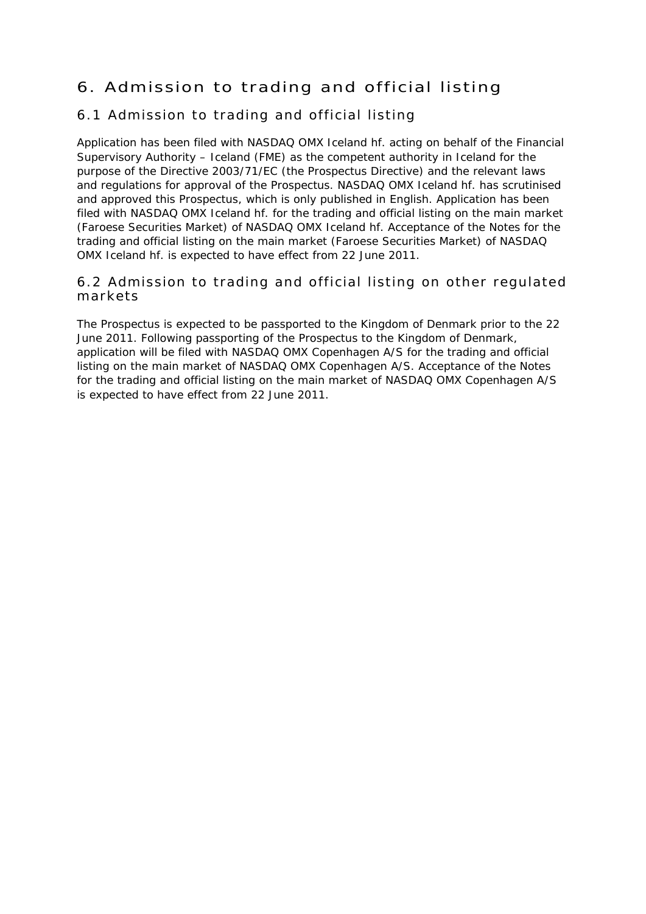# 6. Admission to trading and official listing

## 6.1 Admission to trading and official listing

Application has been filed with NASDAQ OMX Iceland hf. acting on behalf of the Financial Supervisory Authority – Iceland (FME) as the competent authority in Iceland for the purpose of the Directive 2003/71/EC (the Prospectus Directive) and the relevant laws and regulations for approval of the Prospectus. NASDAQ OMX Iceland hf. has scrutinised and approved this Prospectus, which is only published in English. Application has been filed with NASDAQ OMX Iceland hf. for the trading and official listing on the main market (Faroese Securities Market) of NASDAQ OMX Iceland hf. Acceptance of the Notes for the trading and official listing on the main market (Faroese Securities Market) of NASDAQ OMX Iceland hf. is expected to have effect from 22 June 2011.

## 6.2 Admission to trading and official listing on other regulated markets

The Prospectus is expected to be passported to the Kingdom of Denmark prior to the 22 June 2011. Following passporting of the Prospectus to the Kingdom of Denmark, application will be filed with NASDAQ OMX Copenhagen A/S for the trading and official listing on the main market of NASDAQ OMX Copenhagen A/S. Acceptance of the Notes for the trading and official listing on the main market of NASDAQ OMX Copenhagen A/S is expected to have effect from 22 June 2011.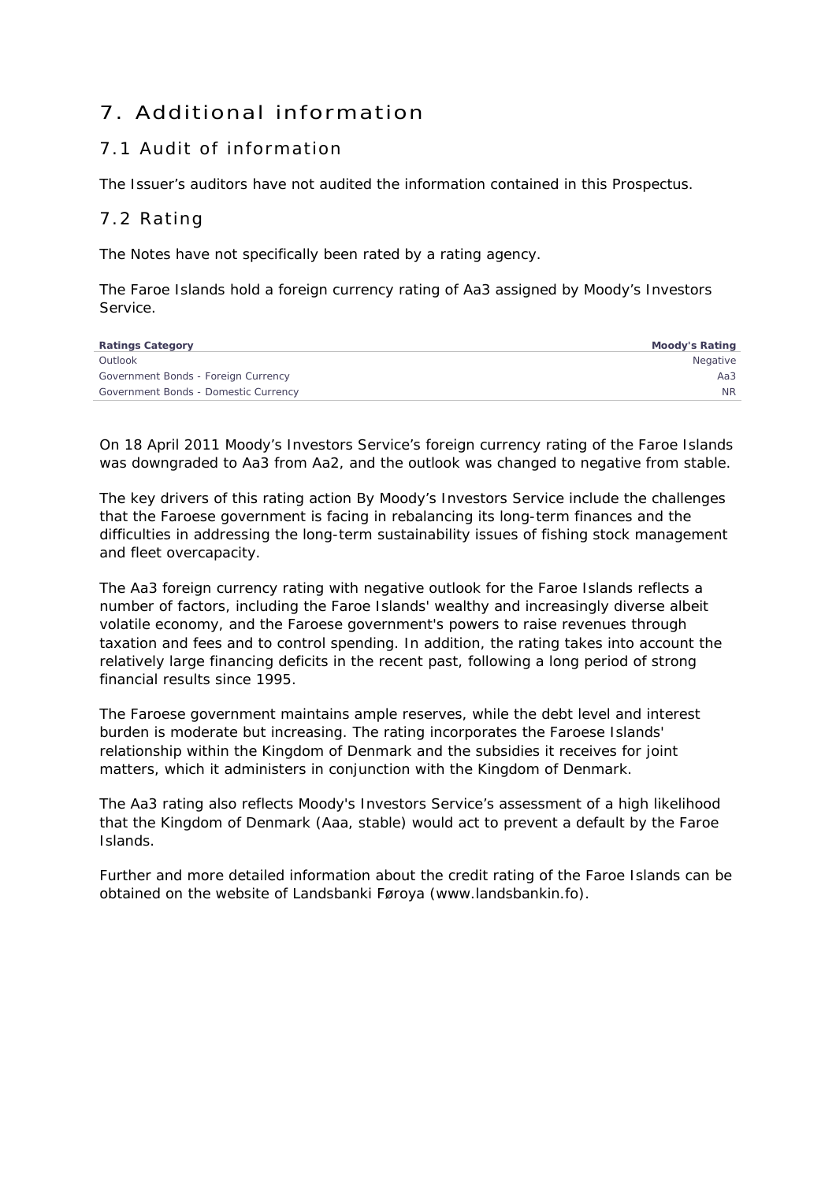# 7. Additional information

## 7.1 Audit of information

The Issuer's auditors have not audited the information contained in this Prospectus.

## 7.2 Rating

The Notes have not specifically been rated by a rating agency.

The Faroe Islands hold a foreign currency rating of Aa3 assigned by Moody's Investors Service.

| Ratings Category | Moody's Rating |
|---|---|
| Outlook | Negative |
| Government Bonds - Foreign Currency | Aa3 |
| Government Bonds - Domestic Currency | NR |

On 18 April 2011 Moody's Investors Service's foreign currency rating of the Faroe Islands was downgraded to Aa3 from Aa2, and the outlook was changed to negative from stable.

The key drivers of this rating action By Moody's Investors Service include the challenges that the Faroese government is facing in rebalancing its long-term finances and the difficulties in addressing the long-term sustainability issues of fishing stock management and fleet overcapacity.

The Aa3 foreign currency rating with negative outlook for the Faroe Islands reflects a number of factors, including the Faroe Islands' wealthy and increasingly diverse albeit volatile economy, and the Faroese government's powers to raise revenues through taxation and fees and to control spending. In addition, the rating takes into account the relatively large financing deficits in the recent past, following a long period of strong financial results since 1995.

The Faroese government maintains ample reserves, while the debt level and interest burden is moderate but increasing. The rating incorporates the Faroese Islands' relationship within the Kingdom of Denmark and the subsidies it receives for joint matters, which it administers in conjunction with the Kingdom of Denmark.

The Aa3 rating also reflects Moody's Investors Service's assessment of a high likelihood that the Kingdom of Denmark (Aaa, stable) would act to prevent a default by the Faroe Islands.

Further and more detailed information about the credit rating of the Faroe Islands can be obtained on the website of Landsbanki Føroya (www.landsbankin.fo).